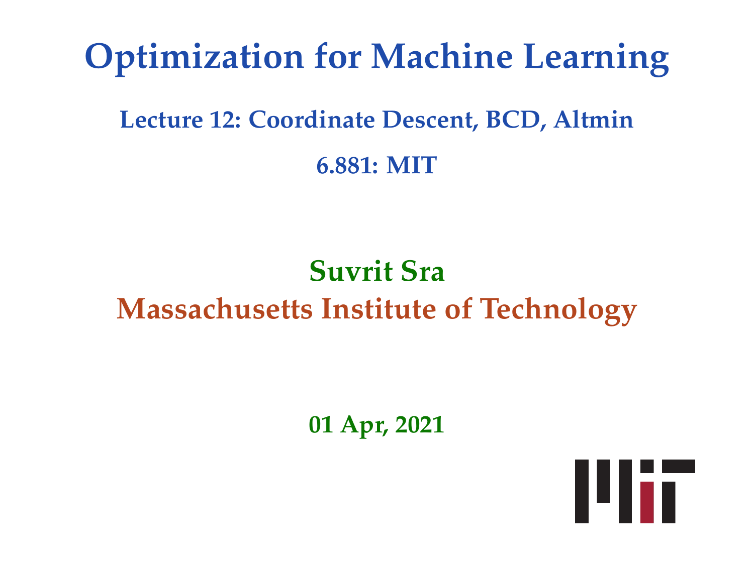# Optimization for Machine Learning

## Lecture 12: Coordinate Descent, BCD, Altmin

## 6.881: MIT

**Suvrit Sra**
**Massachusetts Institute of Technology**

**01 Apr, 2021**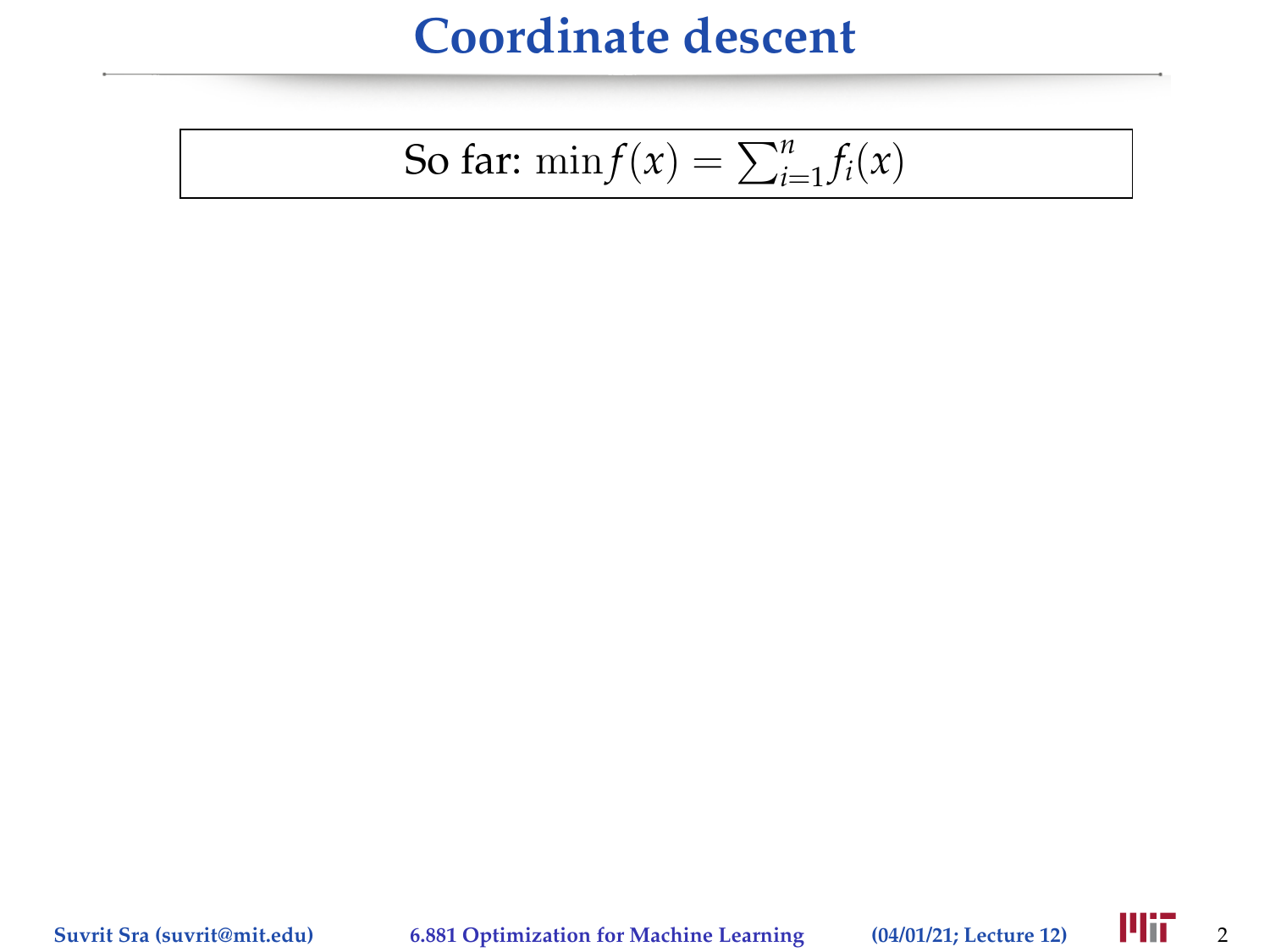# Coordinate descent

So far: $\min f(x) = \sum_{i=1}^{n} f_i(x)$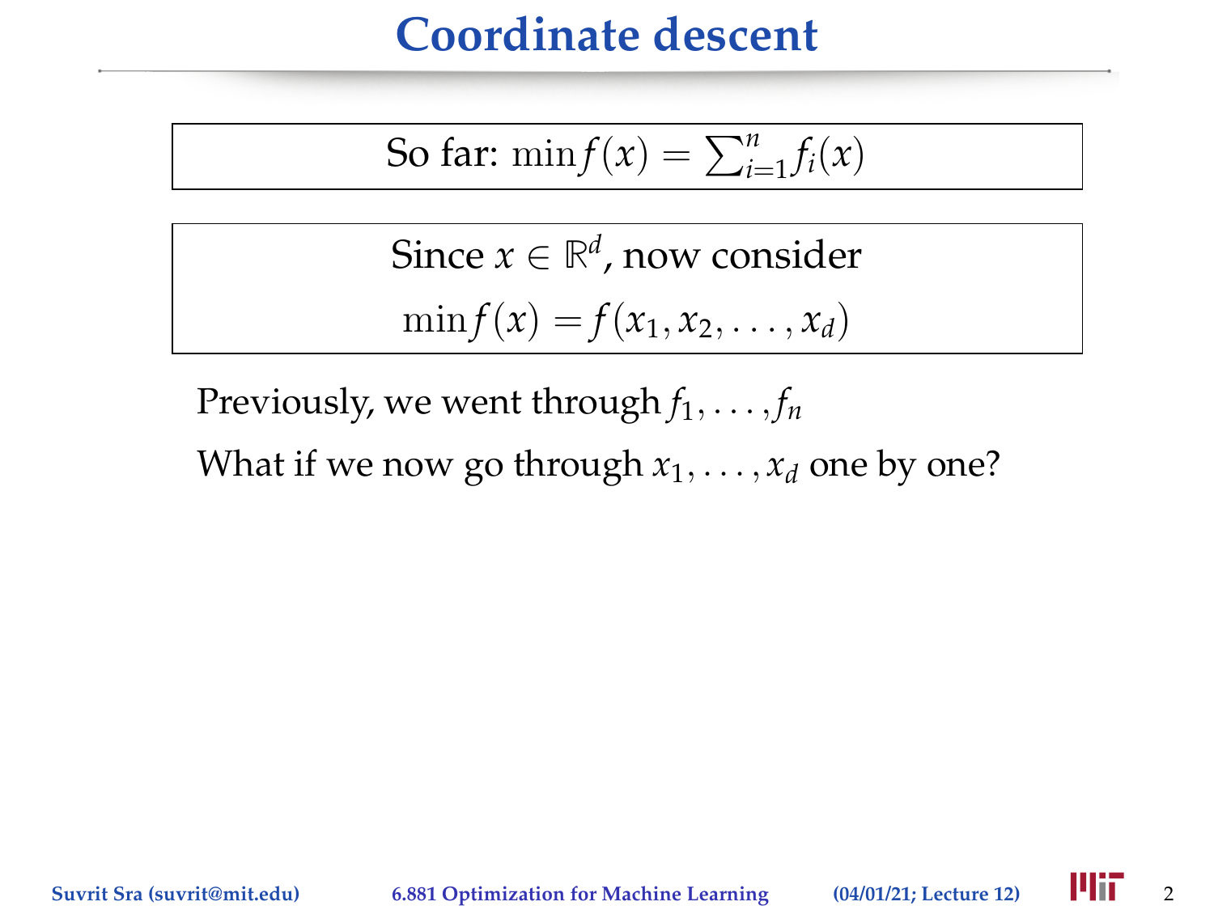# Coordinate descent

So far: $\min f(x) = \sum_{i=1}^{n} f_i(x)$

Since $x \in \mathbb{R}^d$, now consider

$$\min f(x) = f(x_1, x_2, \ldots, x_d)$$

Previously, we went through $f_1, \ldots, f_n$

What if we now go through $x_1, \ldots, x_d$ one by one?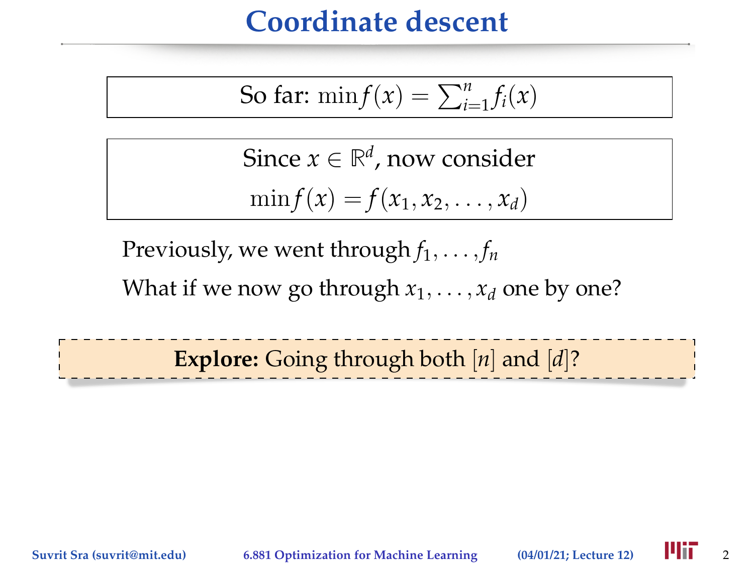# Coordinate descent

So far: $\min f(x) = \sum_{i=1}^{n} f_i(x)$

Since $x \in \mathbb{R}^d$, now consider

$$\min f(x) = f(x_1, x_2, \ldots, x_d)$$

Previously, we went through $f_1, \ldots, f_n$

What if we now go through $x_1, \ldots, x_d$ one by one?

**Explore:** Going through both $[n]$ and $[d]$?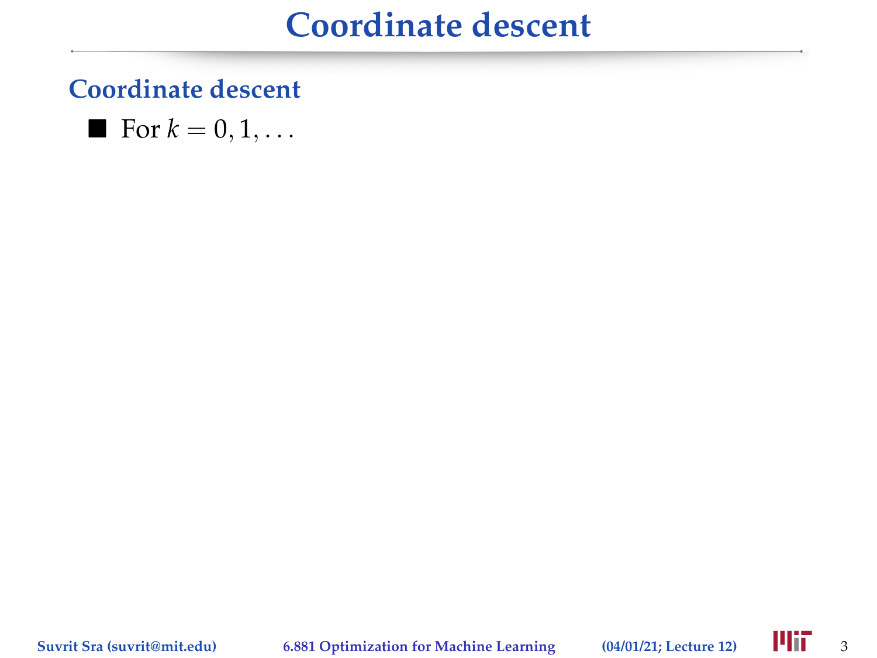# Coordinate descent

## Coordinate descent

- For $k = 0, 1, \ldots$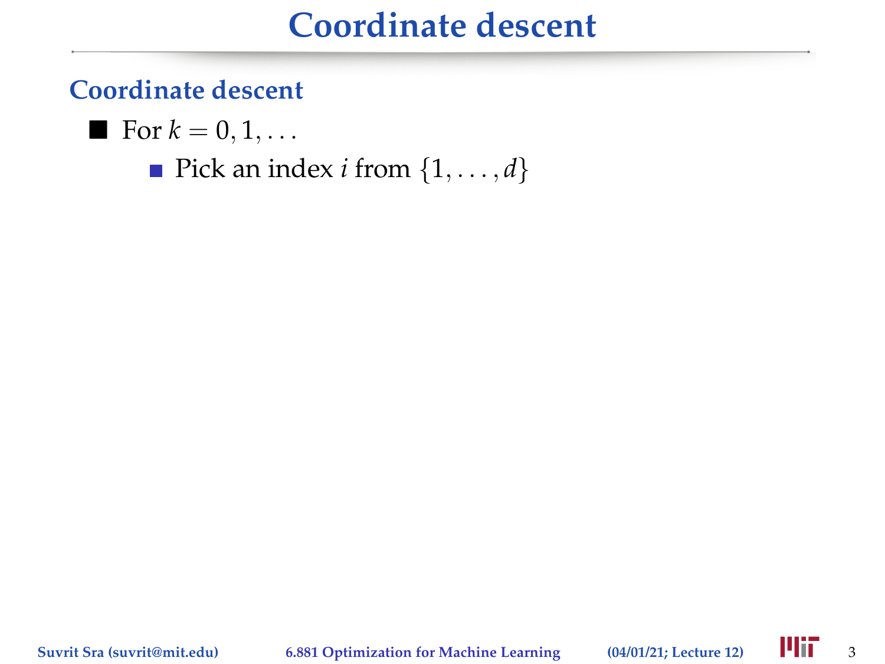# Coordinate descent

## Coordinate descent

- For $k = 0, 1, \ldots$
  - Pick an index $i$ from $\{1, \ldots, d\}$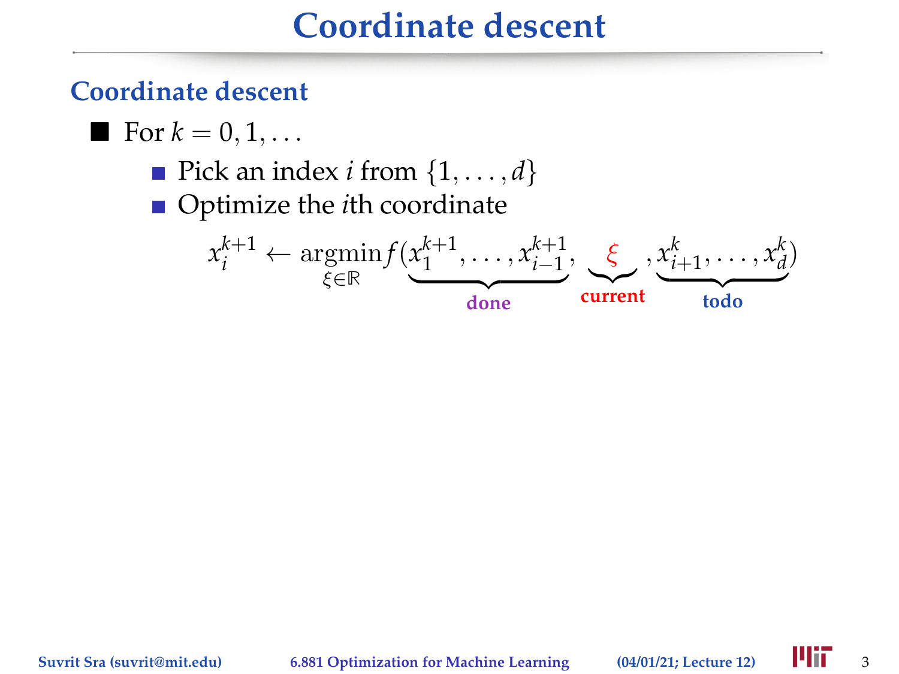# Coordinate descent

## Coordinate descent

- For $k = 0, 1, \ldots$
  - Pick an index $i$ from $\{1, \ldots, d\}$
  - Optimize the $i$th coordinate

$$x_i^{k+1} \leftarrow \operatorname*{argmin}_{\xi \in \mathbb{R}} f(\underbrace{x_1^{k+1}, \ldots, x_{i-1}^{k+1}}_{\textbf{done}}, \underbrace{\xi}_{\textbf{current}}, \underbrace{x_{i+1}^{k}, \ldots, x_d^{k}}_{\textbf{todo}})$$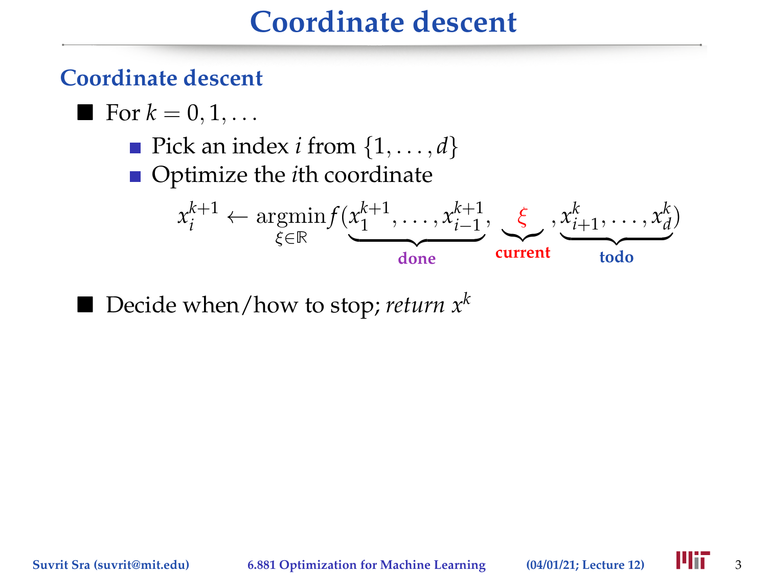# Coordinate descent

## Coordinate descent

- For $k = 0, 1, \ldots$
  - Pick an index $i$ from $\{1, \ldots, d\}$
  - Optimize the $i$th coordinate

$$x_i^{k+1} \leftarrow \underset{\xi \in \mathbb{R}}{\operatorname{argmin}} f(\underbrace{x_1^{k+1}, \ldots, x_{i-1}^{k+1}}_{\textbf{done}}, \underbrace{\xi}_{\textbf{current}}, \underbrace{x_{i+1}^{k}, \ldots, x_d^{k}}_{\textbf{todo}})$$

- Decide when/how to stop; *return* $x^k$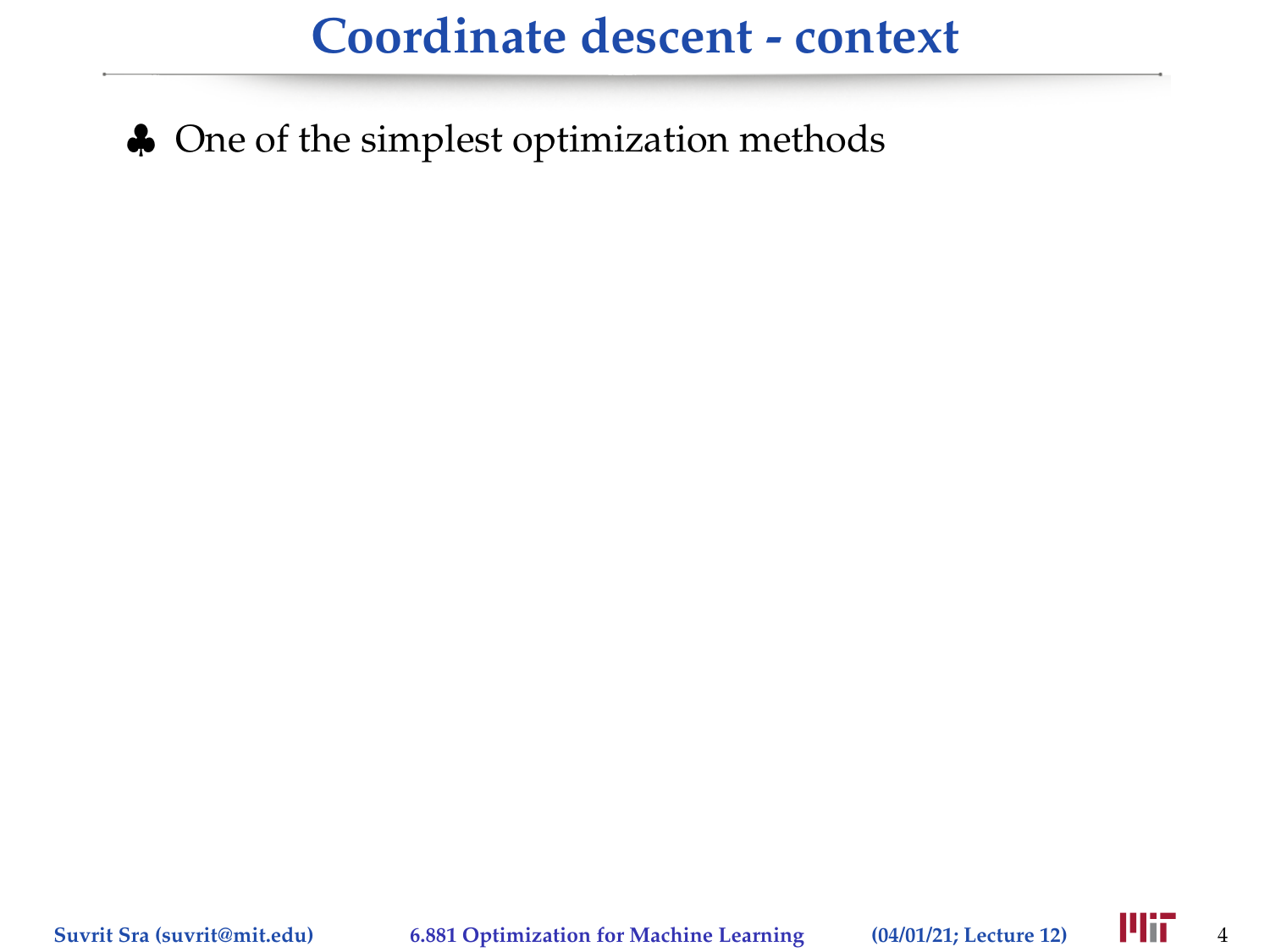# Coordinate descent - context

♣ One of the simplest optimization methods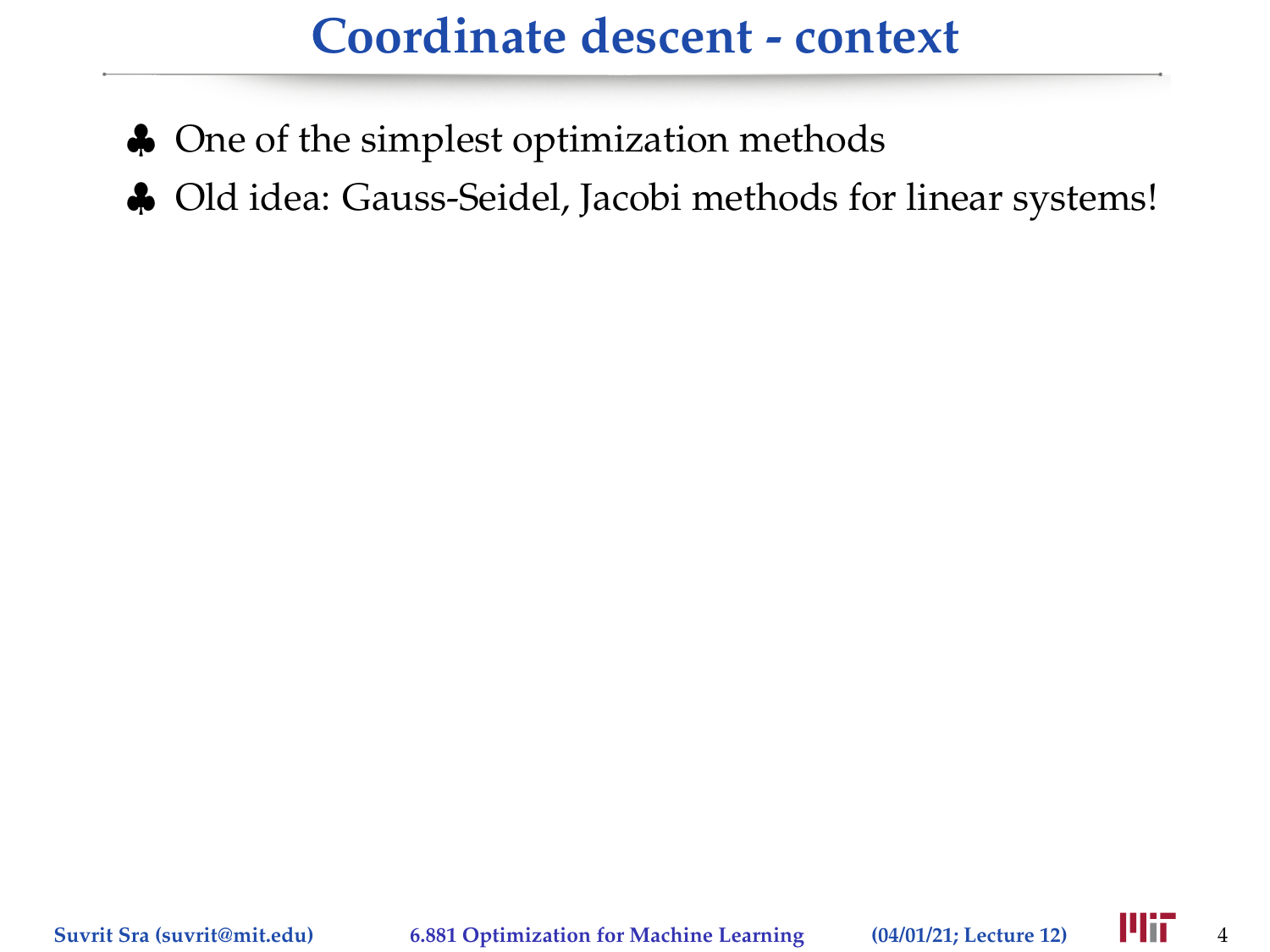# Coordinate descent - context

- ♣ One of the simplest optimization methods
- ♣ Old idea: Gauss-Seidel, Jacobi methods for linear systems!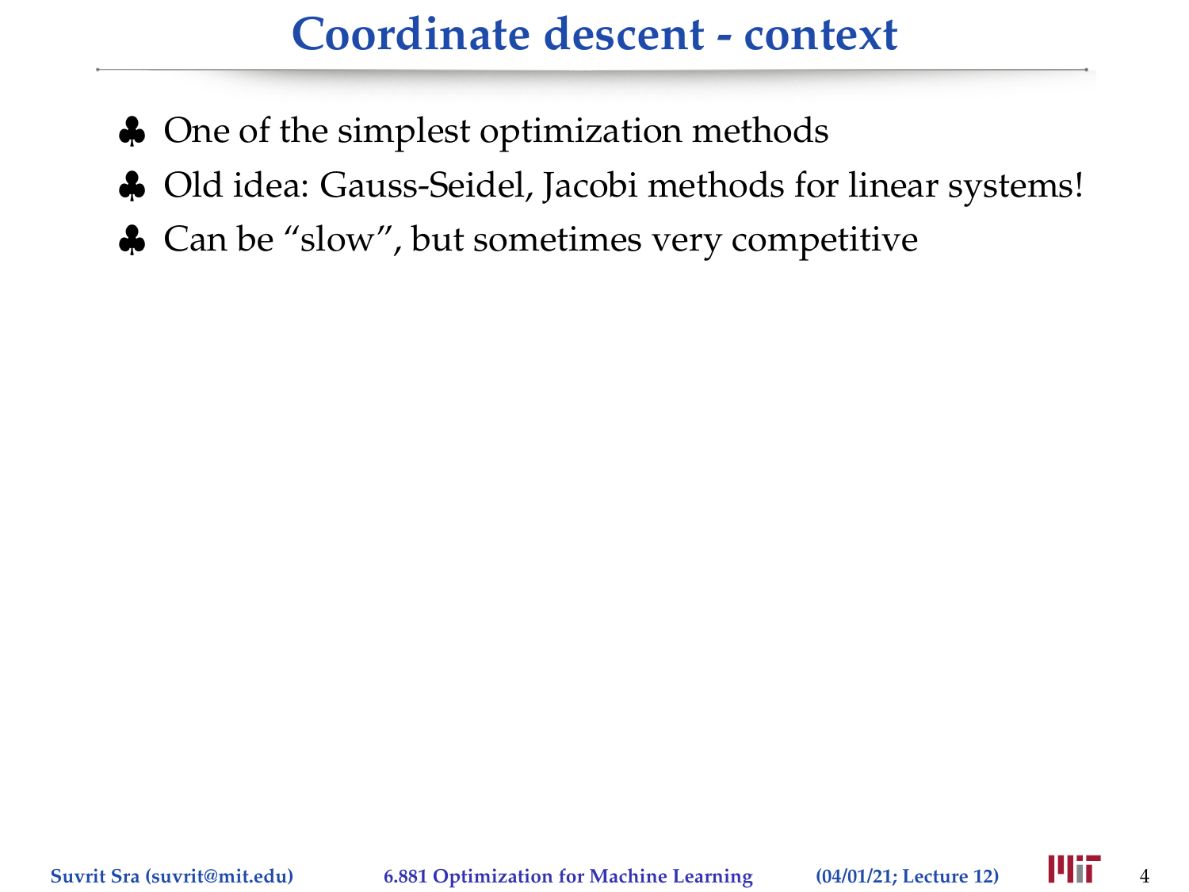# Coordinate descent - context

♣ One of the simplest optimization methods

♣ Old idea: Gauss-Seidel, Jacobi methods for linear systems!

♣ Can be "slow", but sometimes very competitive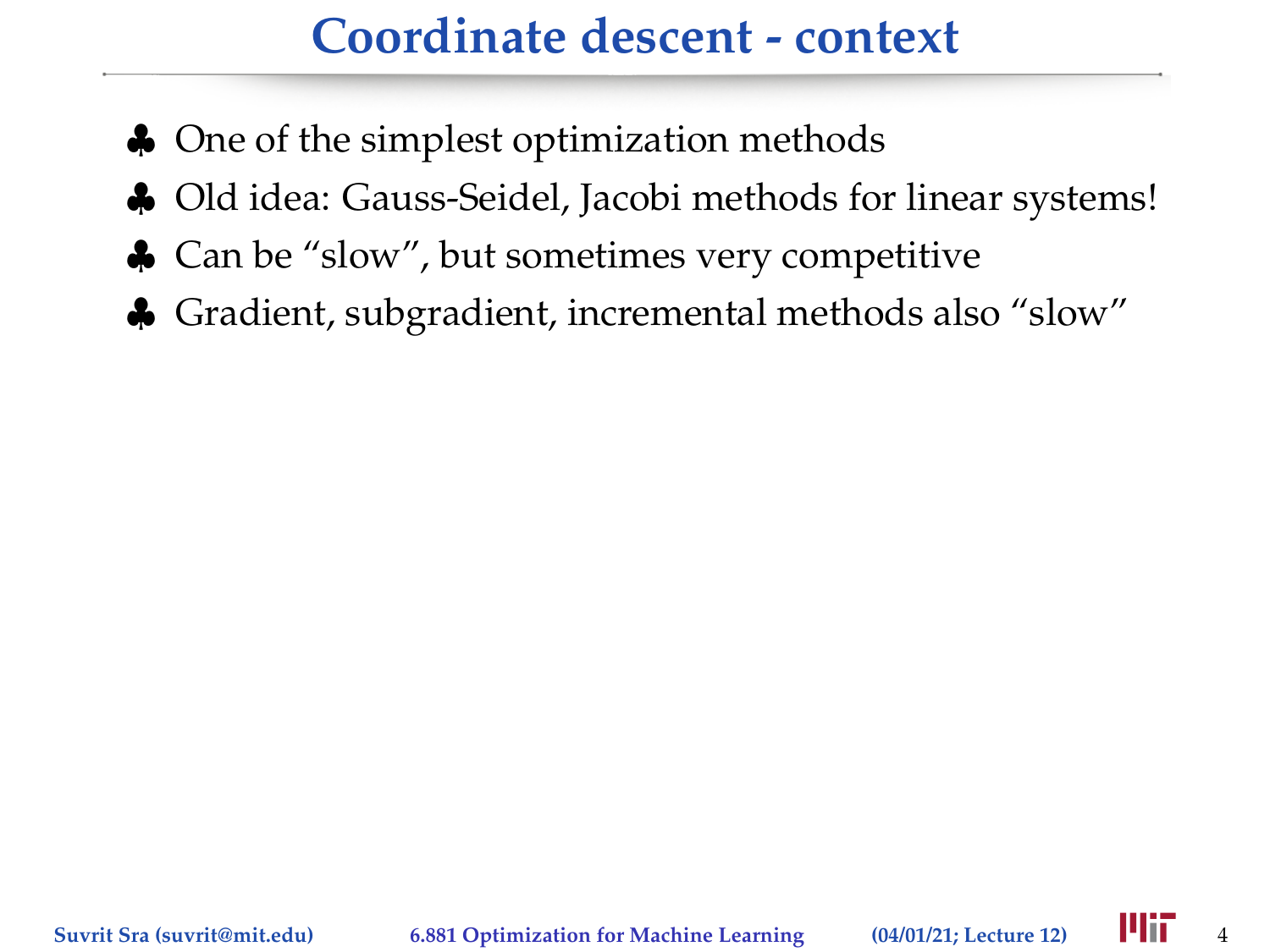# Coordinate descent - context

- ♣ One of the simplest optimization methods
- ♣ Old idea: Gauss-Seidel, Jacobi methods for linear systems!
- ♣ Can be "slow", but sometimes very competitive
- ♣ Gradient, subgradient, incremental methods also "slow"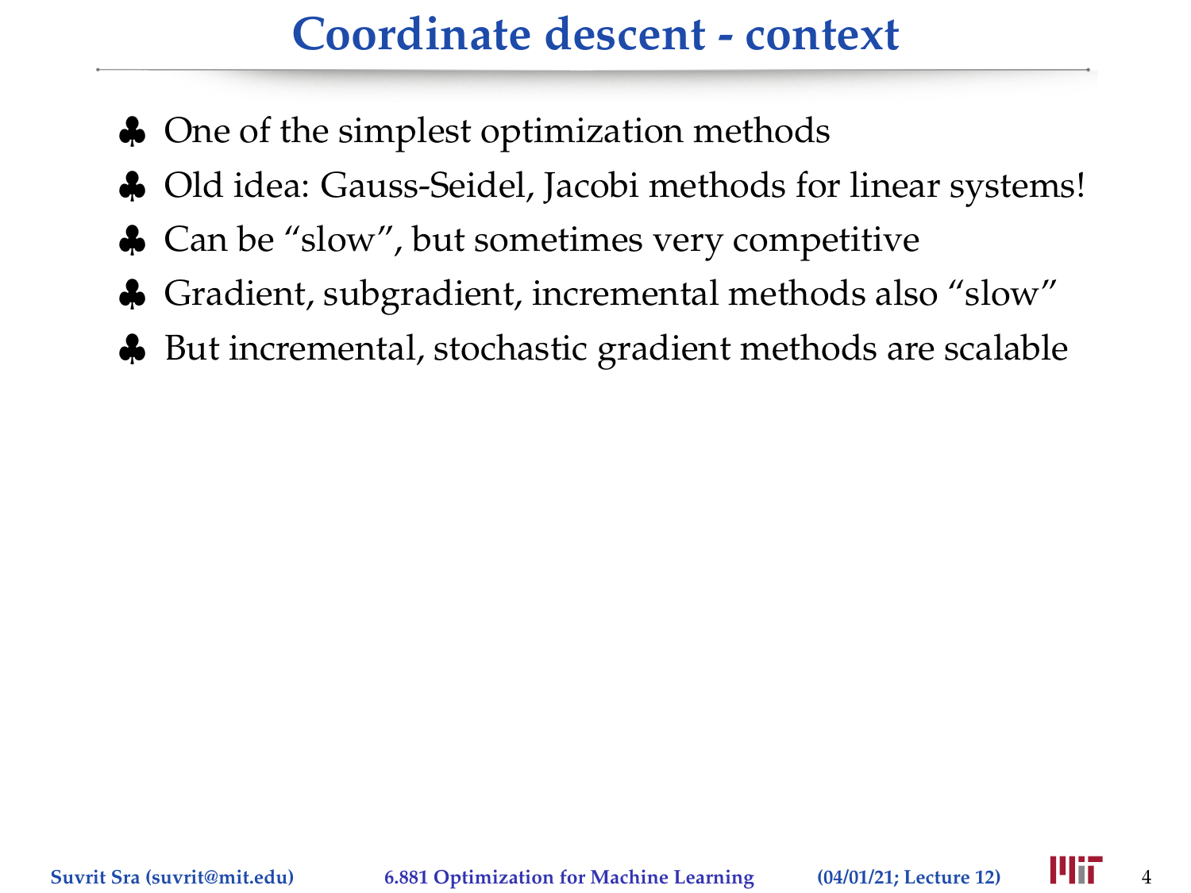# Coordinate descent - context

- ♣ One of the simplest optimization methods
- ♣ Old idea: Gauss-Seidel, Jacobi methods for linear systems!
- ♣ Can be “slow”, but sometimes very competitive
- ♣ Gradient, subgradient, incremental methods also “slow”
- ♣ But incremental, stochastic gradient methods are scalable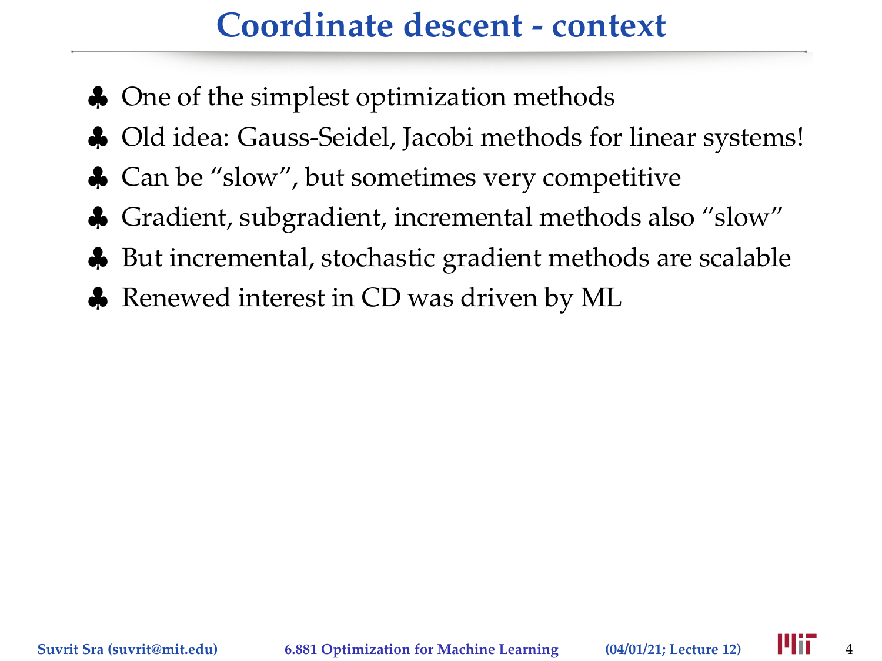# Coordinate descent - context

- ♣ One of the simplest optimization methods
- ♣ Old idea: Gauss-Seidel, Jacobi methods for linear systems!
- ♣ Can be "slow", but sometimes very competitive
- ♣ Gradient, subgradient, incremental methods also "slow"
- ♣ But incremental, stochastic gradient methods are scalable
- ♣ Renewed interest in CD was driven by ML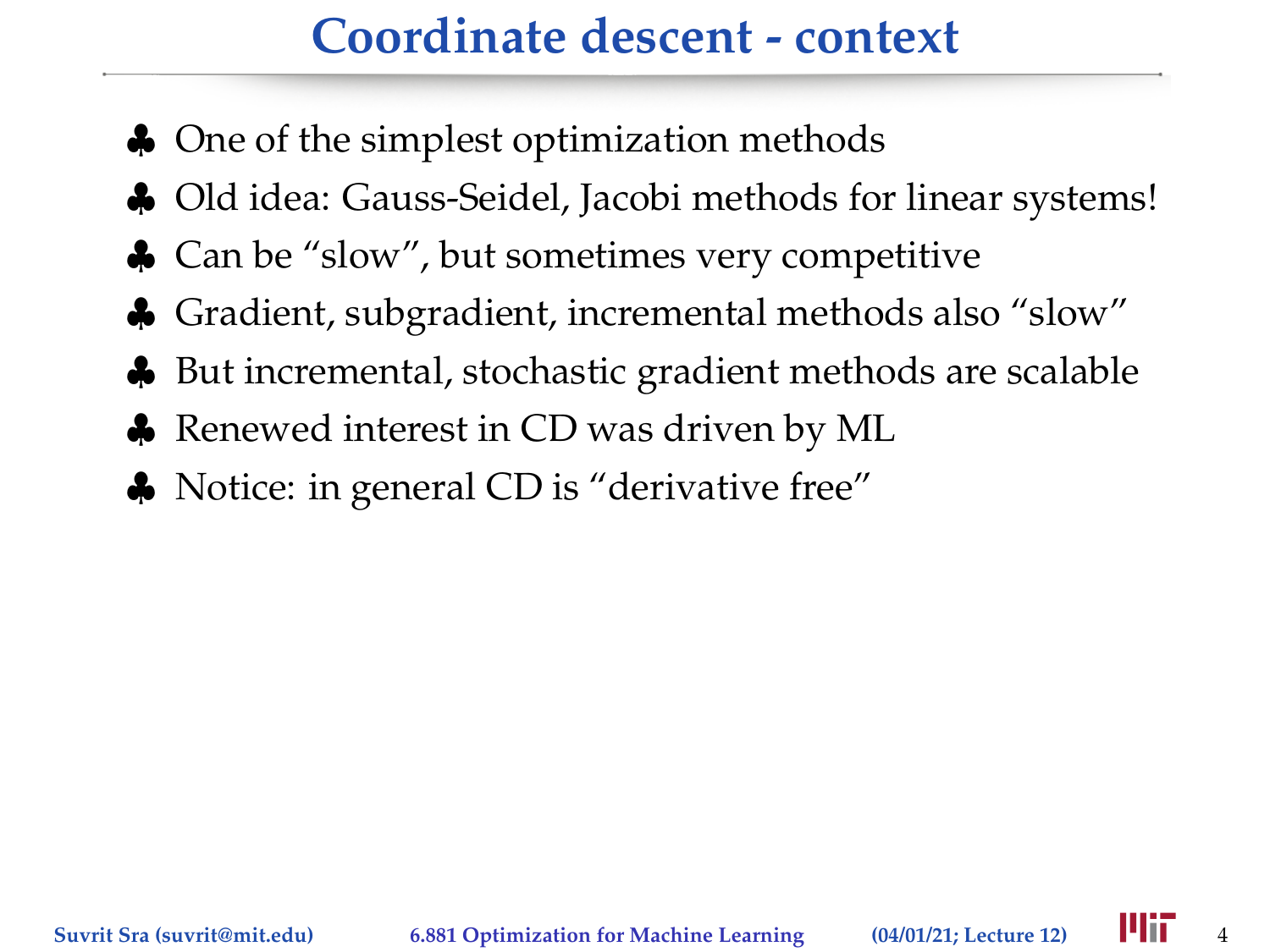# Coordinate descent - context

- One of the simplest optimization methods
- Old idea: Gauss-Seidel, Jacobi methods for linear systems!
- Can be "slow", but sometimes very competitive
- Gradient, subgradient, incremental methods also "slow"
- But incremental, stochastic gradient methods are scalable
- Renewed interest in CD was driven by ML
- Notice: in general CD is "derivative free"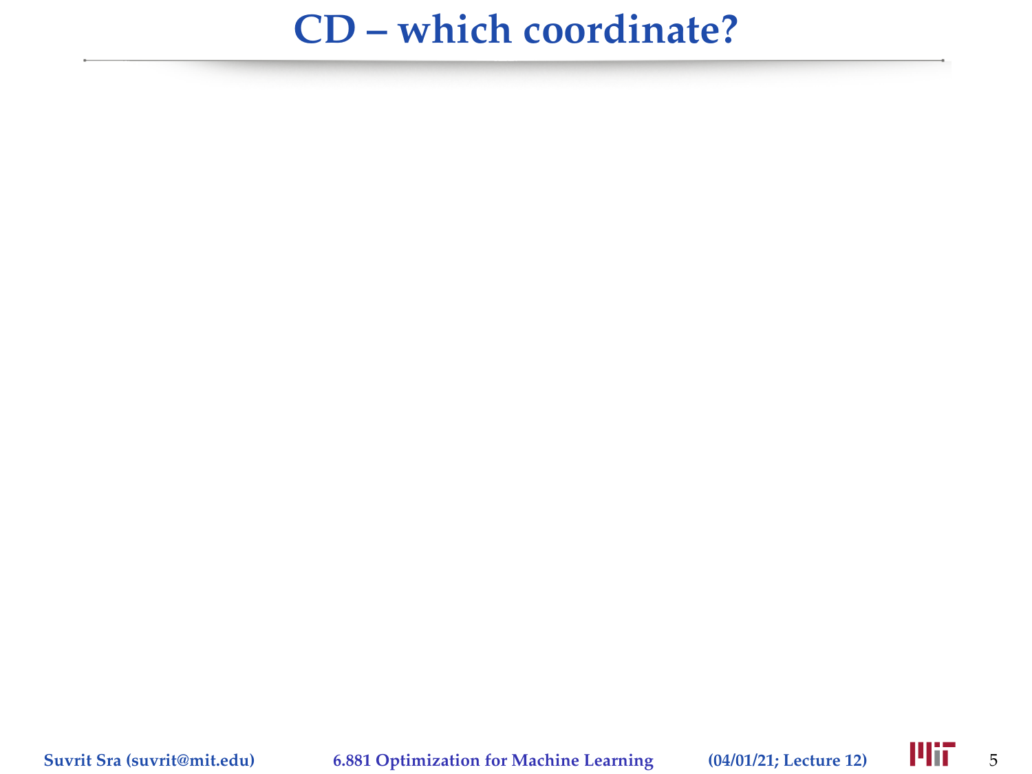# CD – which coordinate?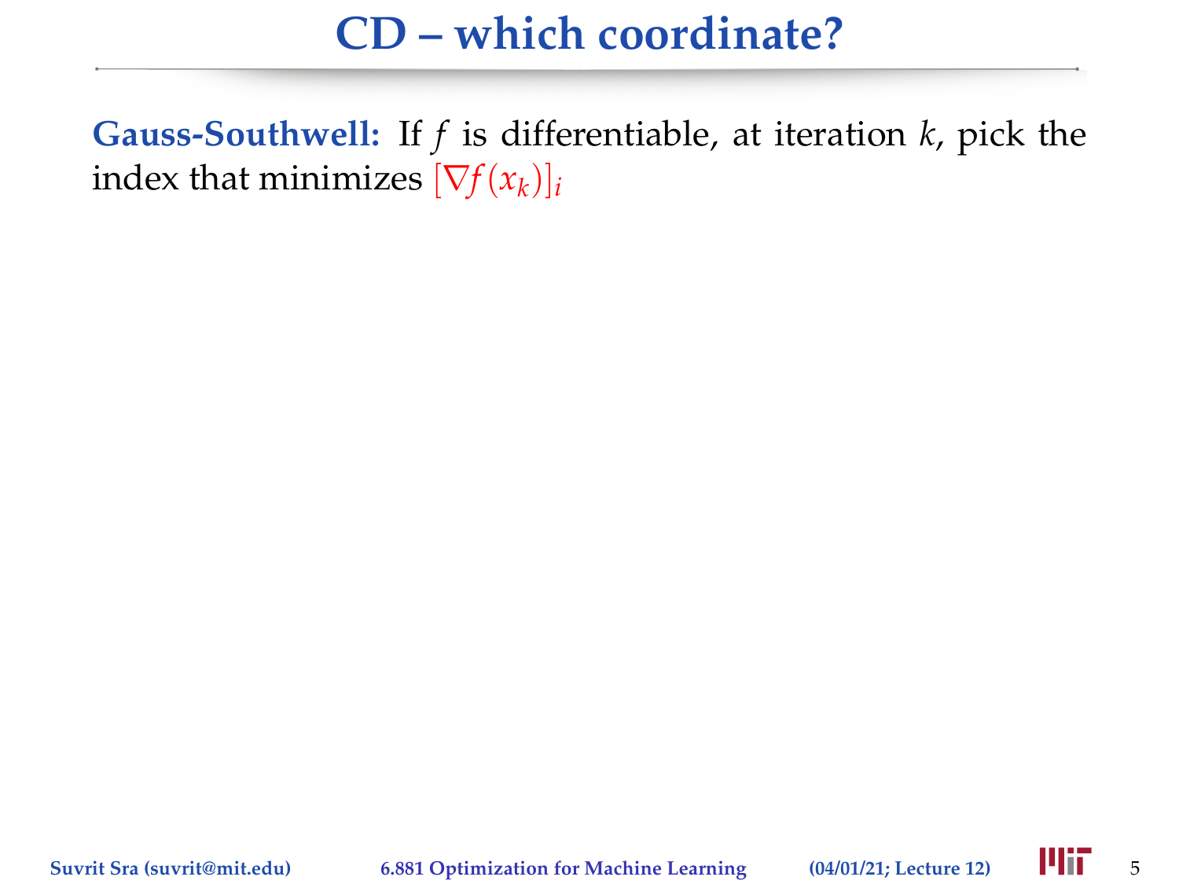# CD – which coordinate?

**Gauss-Southwell:** If $f$ is differentiable, at iteration $k$, pick the index that minimizes $[\nabla f(x_k)]_i$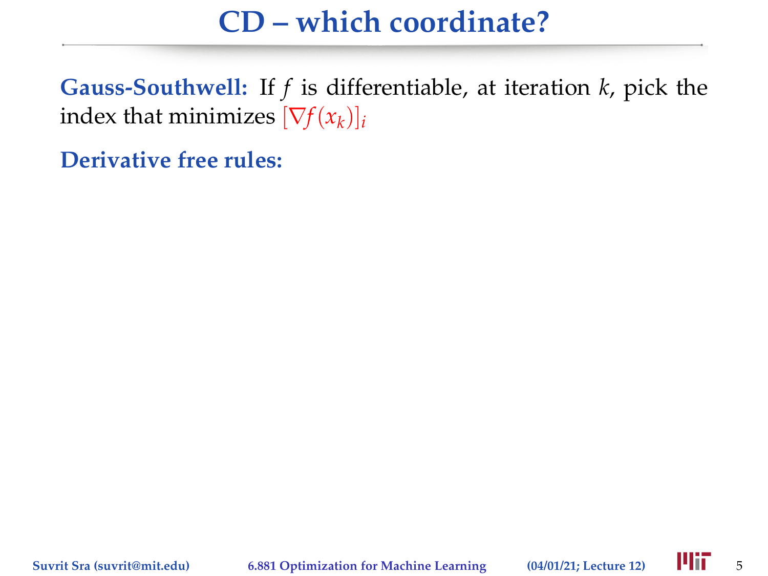# CD – which coordinate?

**Gauss-Southwell:** If $f$ is differentiable, at iteration $k$, pick the index that minimizes $[\nabla f(x_k)]_i$

**Derivative free rules:**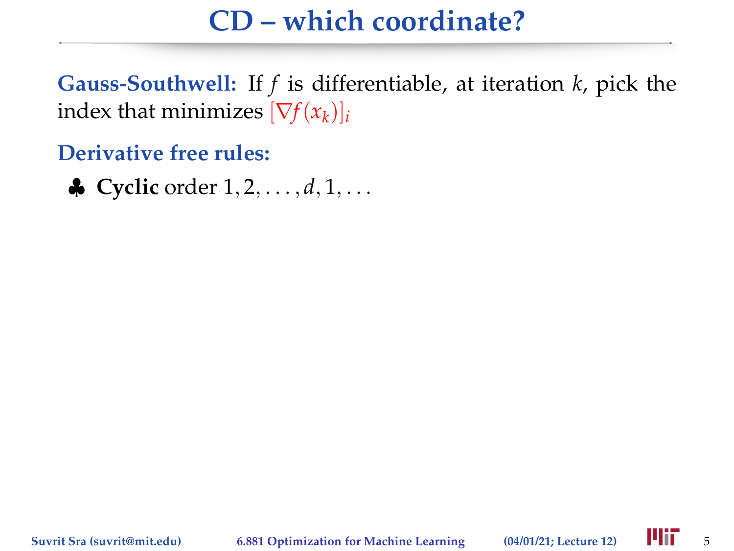# CD – which coordinate?

**Gauss-Southwell:** If $f$ is differentiable, at iteration $k$, pick the index that minimizes $[\nabla f(x_k)]_i$

**Derivative free rules:**

- ♣ **Cyclic** order $1, 2, \ldots, d, 1, \ldots$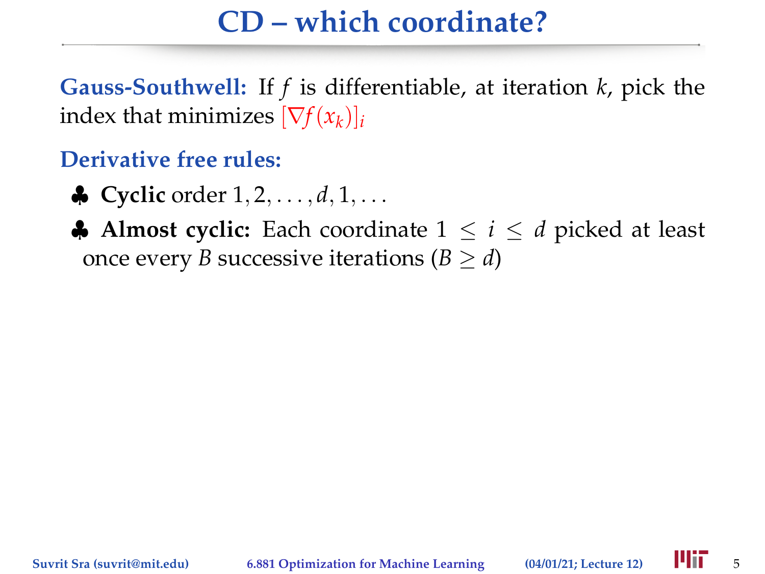# CD – which coordinate?

**Gauss-Southwell:** If $f$ is differentiable, at iteration $k$, pick the index that minimizes $[\nabla f(x_k)]_i$

**Derivative free rules:**

- ♣ **Cyclic** order $1, 2, \ldots, d, 1, \ldots$
- ♣ **Almost cyclic:** Each coordinate $1 \leq i \leq d$ picked at least once every $B$ successive iterations ($B \geq d$)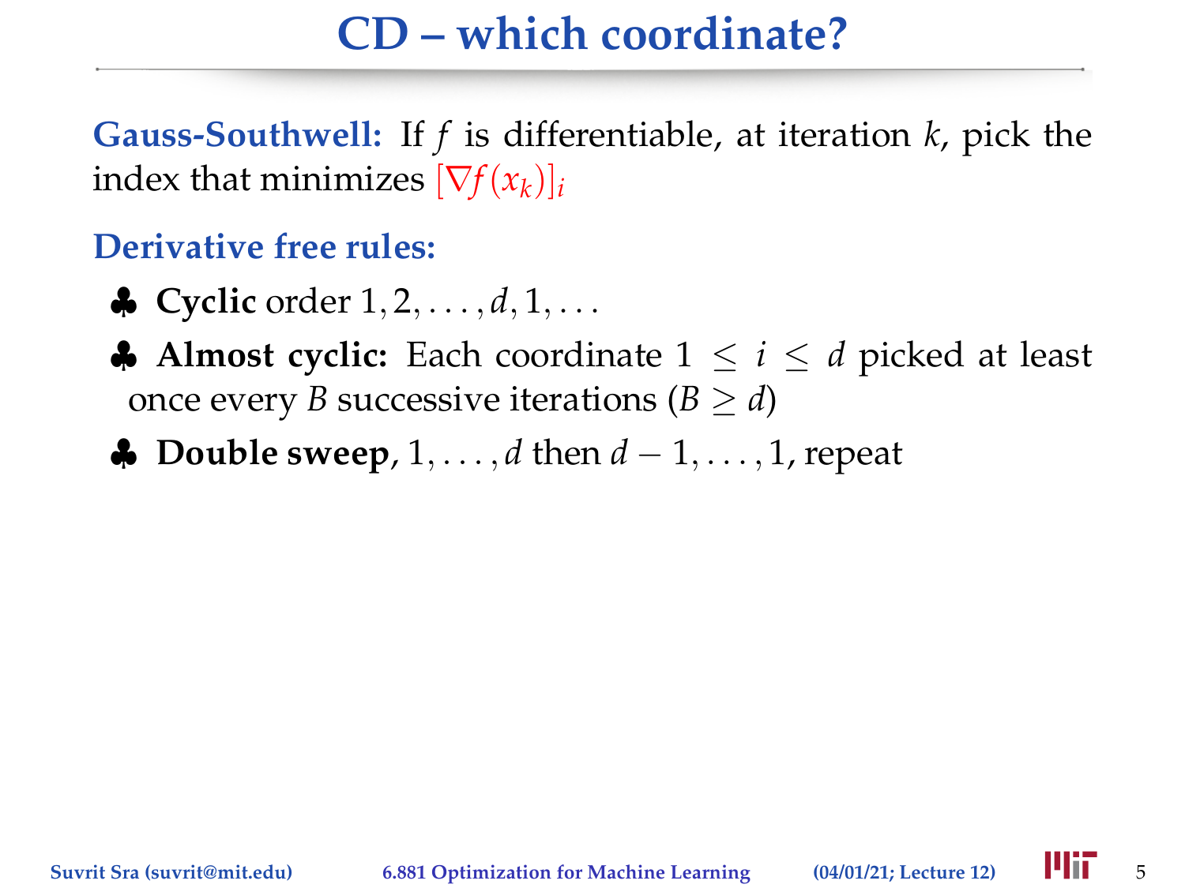# CD – which coordinate?

**Gauss-Southwell:** If $f$ is differentiable, at iteration $k$, pick the index that minimizes $[\nabla f(x_k)]_i$

**Derivative free rules:**

- ♣ **Cyclic** order $1, 2, \ldots, d, 1, \ldots$
- ♣ **Almost cyclic:** Each coordinate $1 \leq i \leq d$ picked at least once every $B$ successive iterations ($B \geq d$)
- ♣ **Double sweep**, $1, \ldots, d$ then $d-1, \ldots, 1$, repeat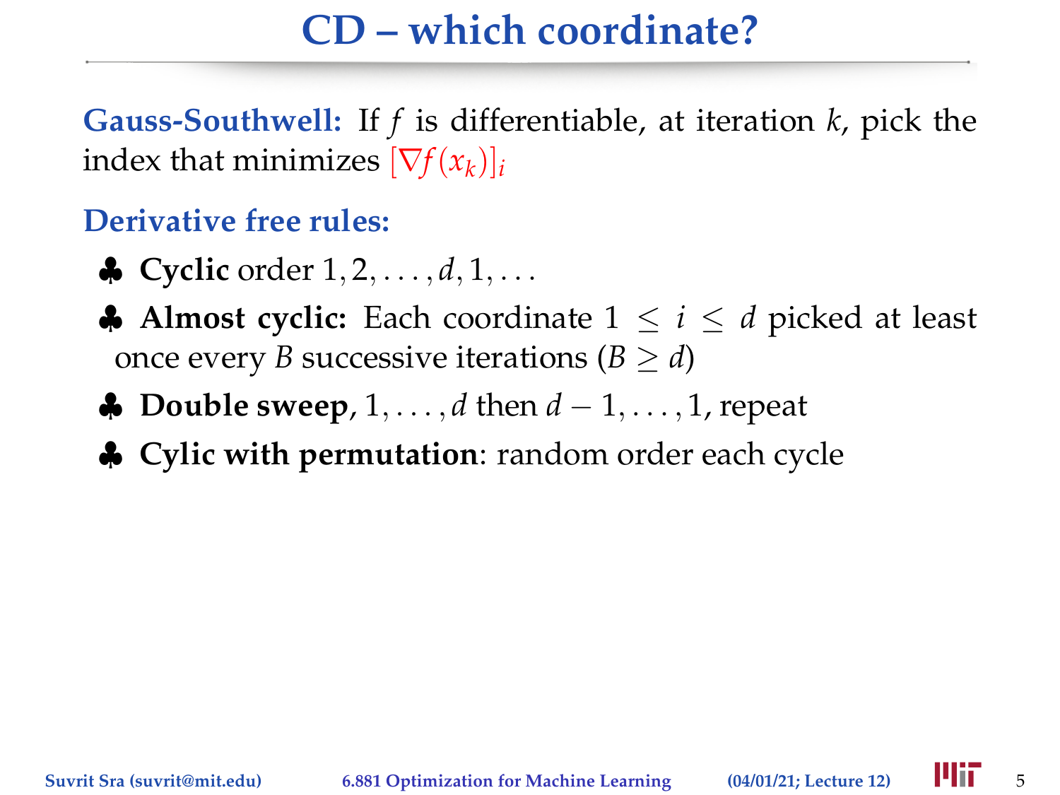# CD – which coordinate?

**Gauss-Southwell:** If $f$ is differentiable, at iteration $k$, pick the index that minimizes $[\nabla f(x_k)]_i$

**Derivative free rules:**

- ♣ **Cyclic** order $1, 2, \ldots, d, 1, \ldots$
- ♣ **Almost cyclic:** Each coordinate $1 \leq i \leq d$ picked at least once every $B$ successive iterations ($B \geq d$)
- ♣ **Double sweep**, $1, \ldots, d$ then $d - 1, \ldots, 1$, repeat
- ♣ **Cylic with permutation**: random order each cycle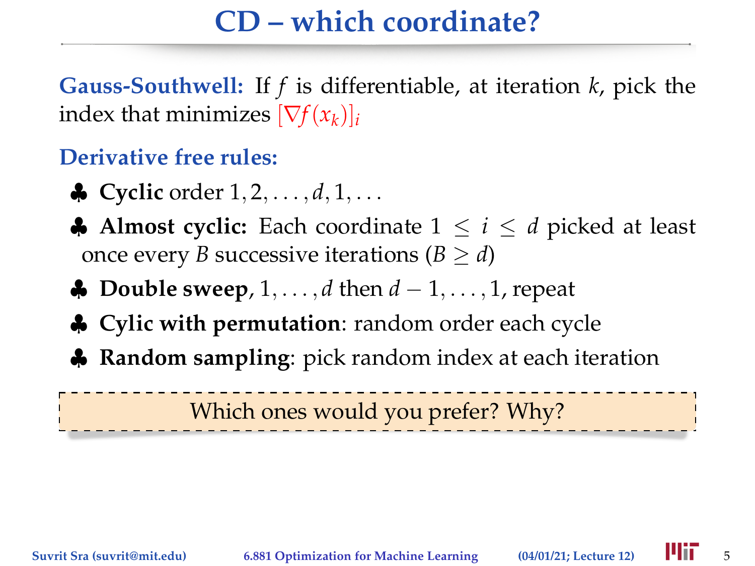# CD – which coordinate?

**Gauss-Southwell:** If $f$ is differentiable, at iteration $k$, pick the index that minimizes $[\nabla f(x_k)]_i$

**Derivative free rules:**

- ♣ **Cyclic** order $1, 2, \ldots, d, 1, \ldots$
- ♣ **Almost cyclic:** Each coordinate $1 \leq i \leq d$ picked at least once every $B$ successive iterations ($B \geq d$)
- ♣ **Double sweep**, $1, \ldots, d$ then $d - 1, \ldots, 1$, repeat
- ♣ **Cylic with permutation**: random order each cycle
- ♣ **Random sampling**: pick random index at each iteration

Which ones would you prefer? Why?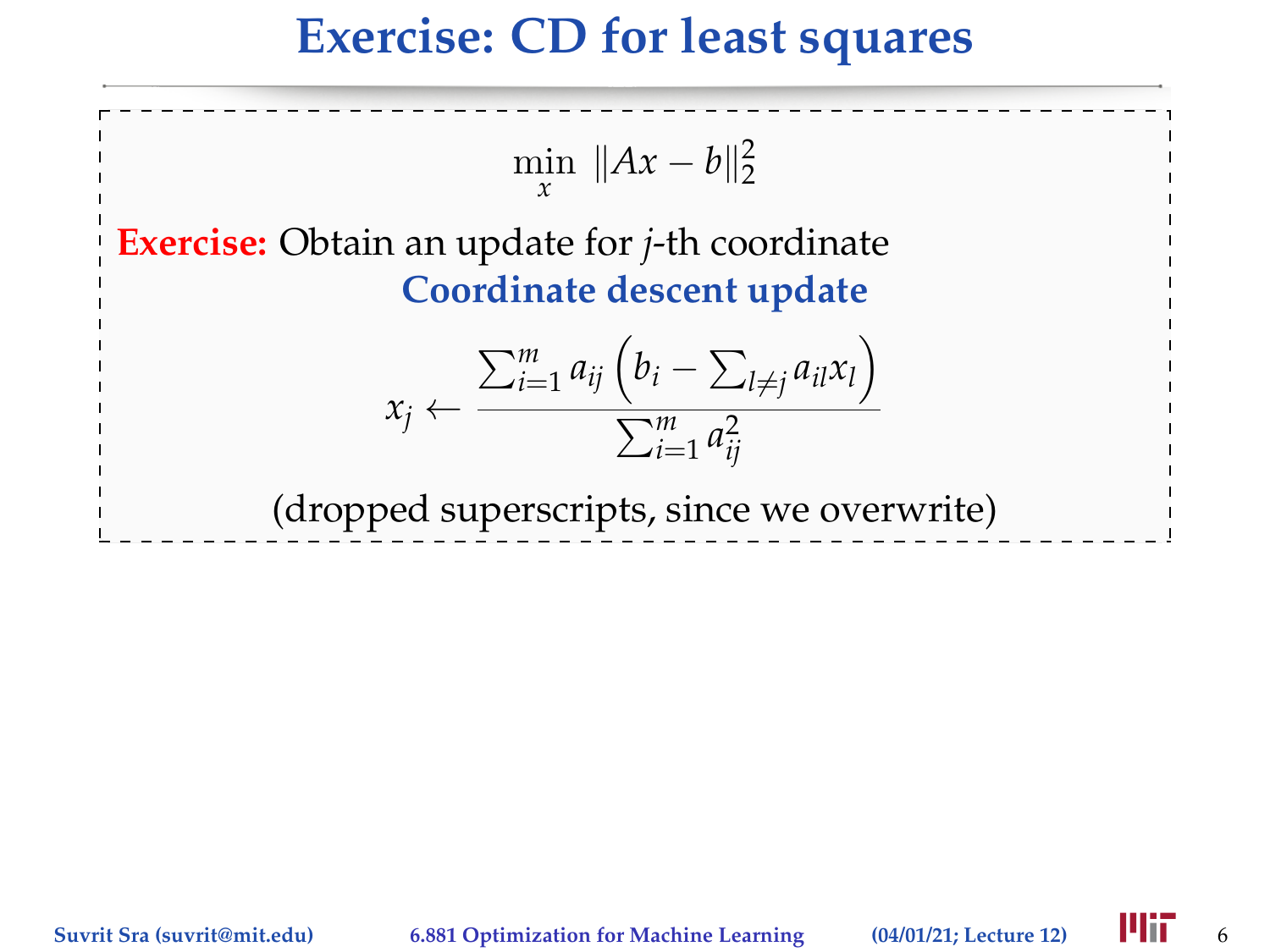# Exercise: CD for least squares

$$\min_x \ \|Ax - b\|_2^2$$

**Exercise:** Obtain an update for $j$-th coordinate

**Coordinate descent update**

$$x_j \leftarrow \frac{\sum_{i=1}^m a_{ij}\left(b_i - \sum_{l \neq j} a_{il} x_l\right)}{\sum_{i=1}^m a_{ij}^2}$$

(dropped superscripts, since we overwrite)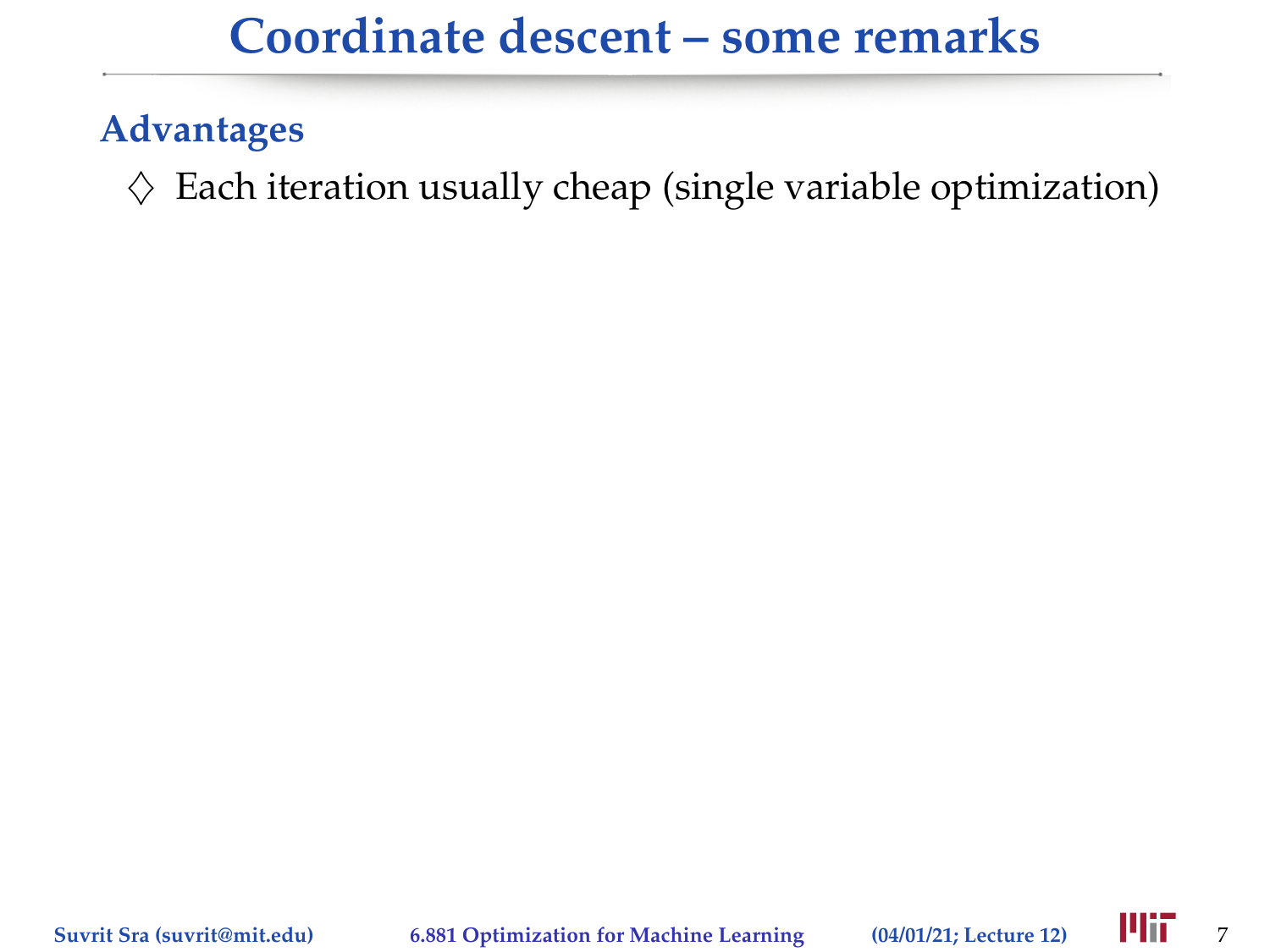# Coordinate descent – some remarks

## Advantages

- ♢ Each iteration usually cheap (single variable optimization)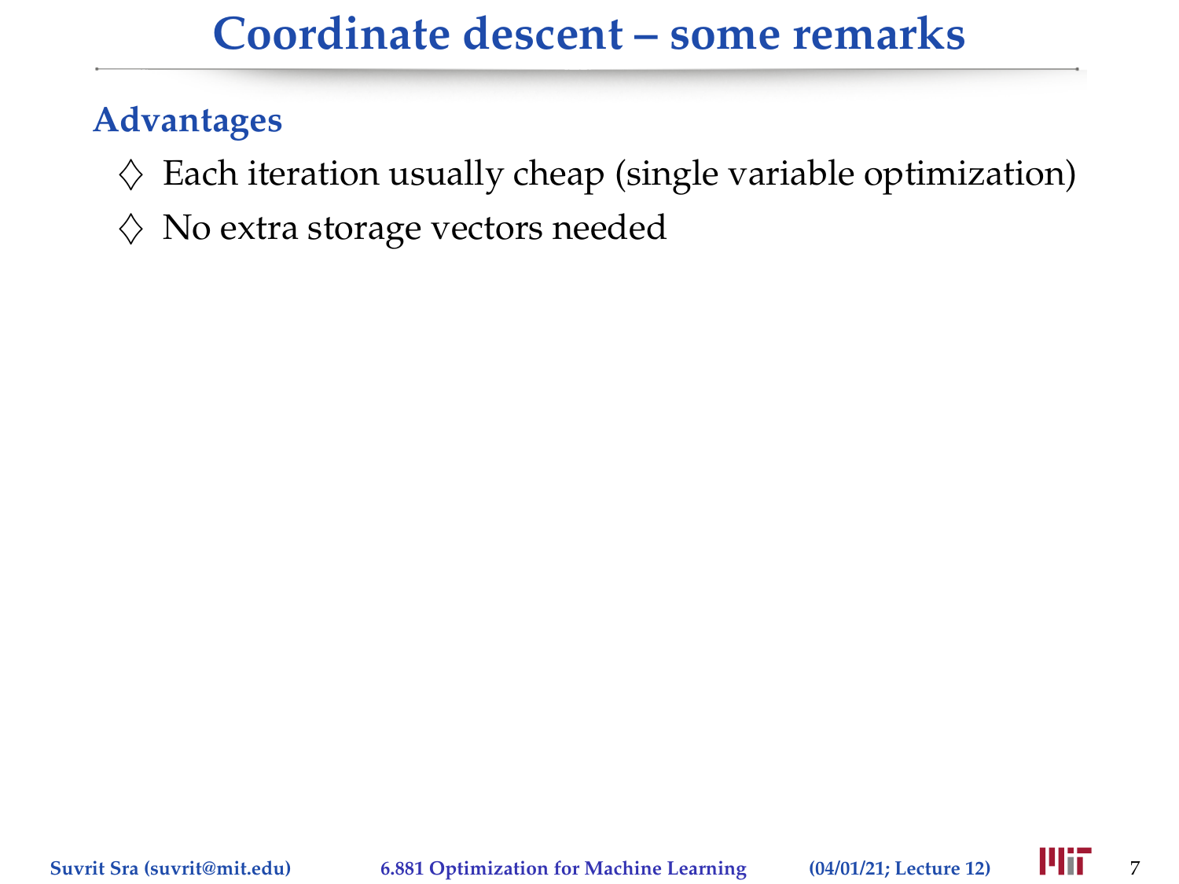# Coordinate descent – some remarks

## Advantages

- ♢ Each iteration usually cheap (single variable optimization)
- ♢ No extra storage vectors needed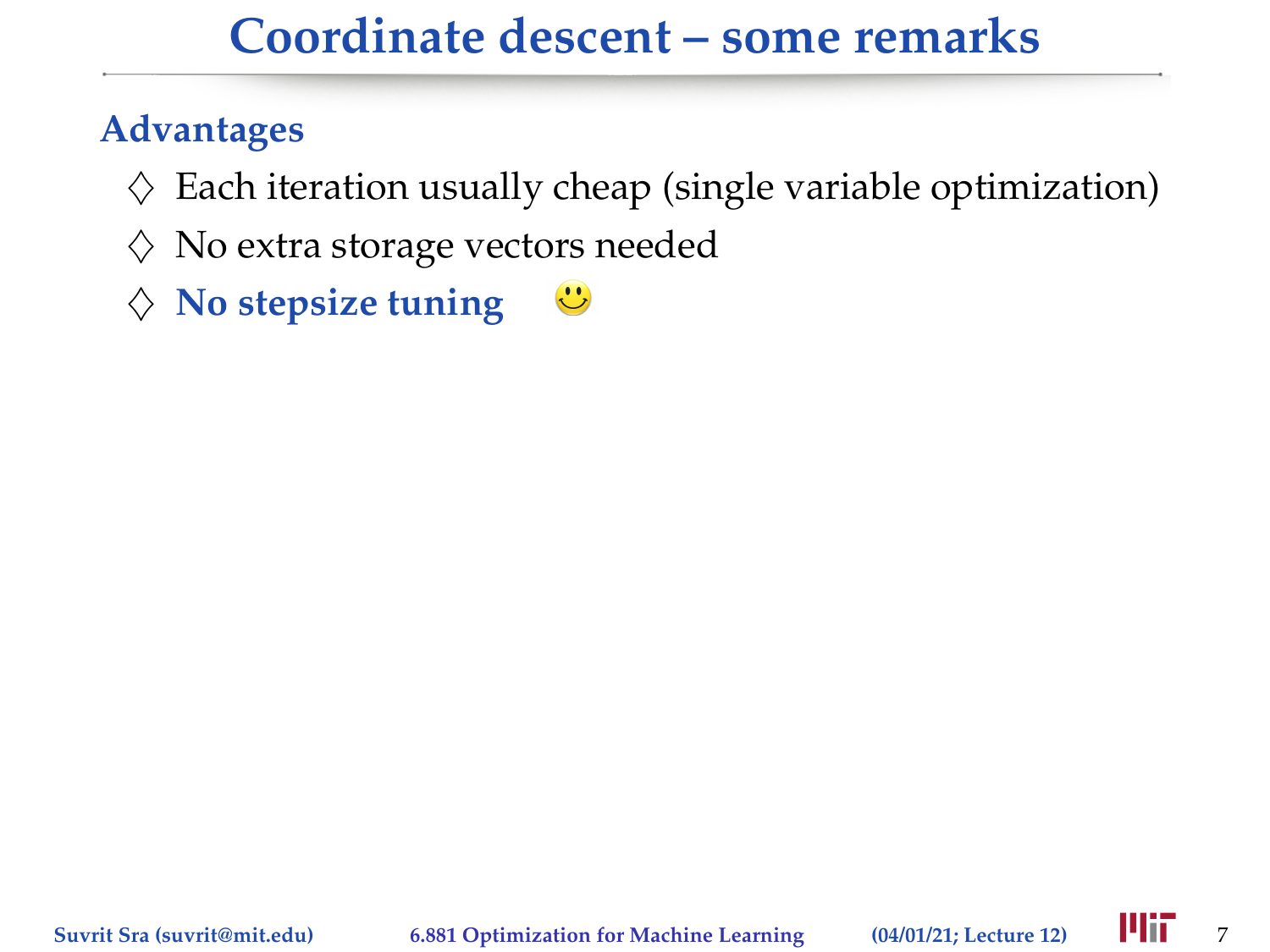# Coordinate descent – some remarks

## Advantages

- ♢ Each iteration usually cheap (single variable optimization)
- ♢ No extra storage vectors needed
- ♢ **No stepsize tuning** 🙂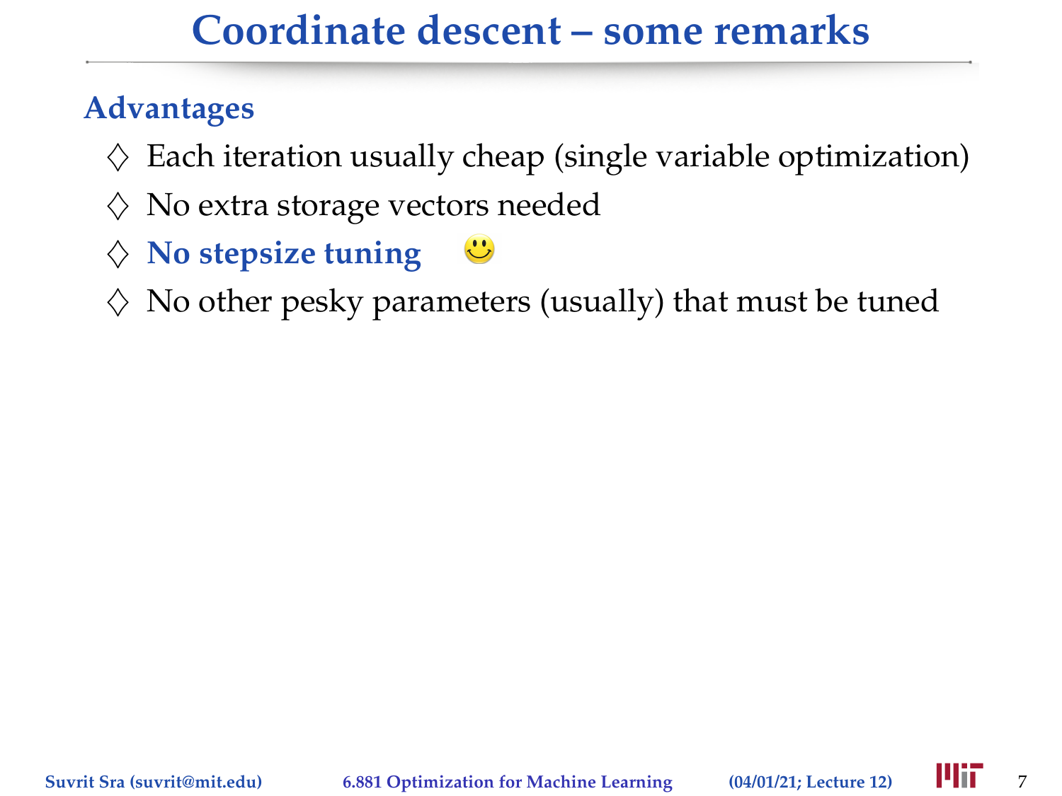# Coordinate descent – some remarks

## Advantages

- ♢ Each iteration usually cheap (single variable optimization)
- ♢ No extra storage vectors needed
- ♢ **No stepsize tuning** 🙂
- ♢ No other pesky parameters (usually) that must be tuned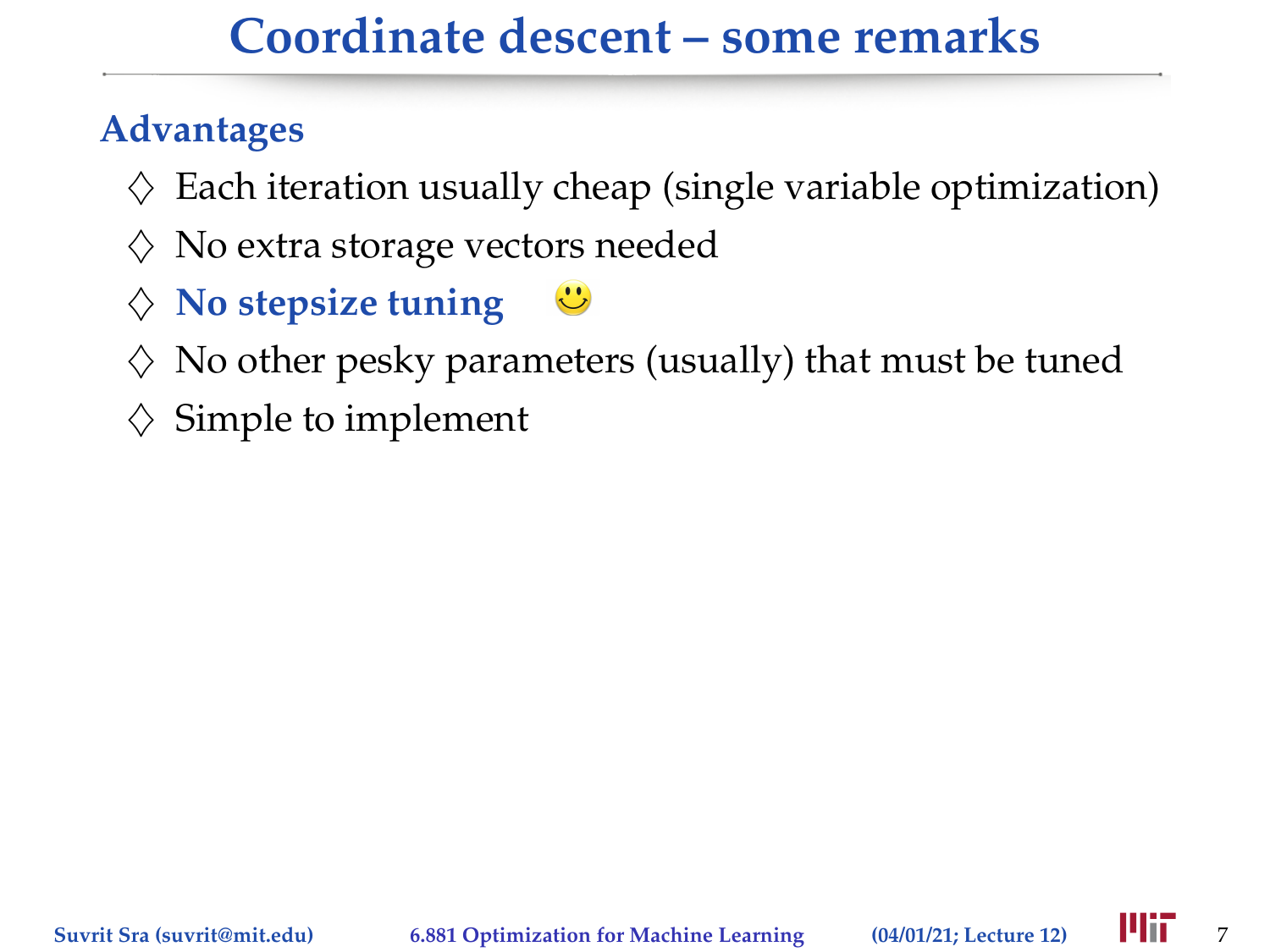# Coordinate descent – some remarks

## Advantages

- ♢ Each iteration usually cheap (single variable optimization)
- ♢ No extra storage vectors needed
- ♢ **No stepsize tuning** 🙂
- ♢ No other pesky parameters (usually) that must be tuned
- ♢ Simple to implement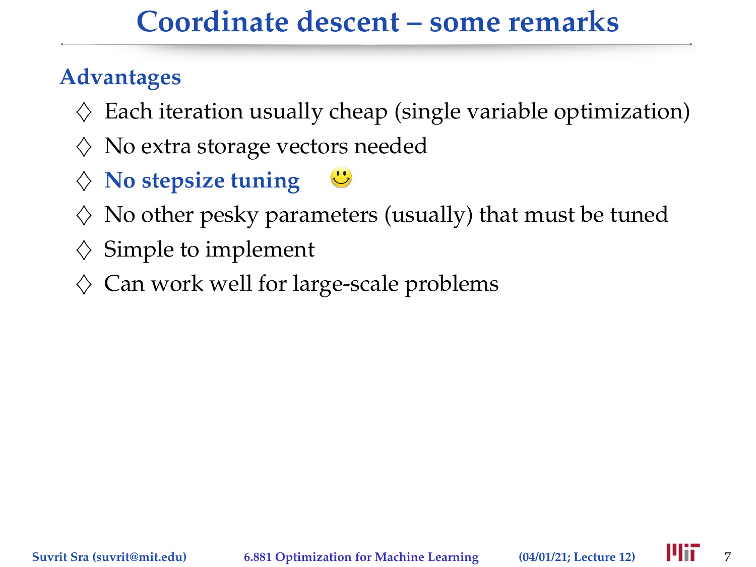# Coordinate descent – some remarks

## Advantages

- ♢ Each iteration usually cheap (single variable optimization)
- ♢ No extra storage vectors needed
- ♢ **No stepsize tuning**
- ♢ No other pesky parameters (usually) that must be tuned
- ♢ Simple to implement
- ♢ Can work well for large-scale problems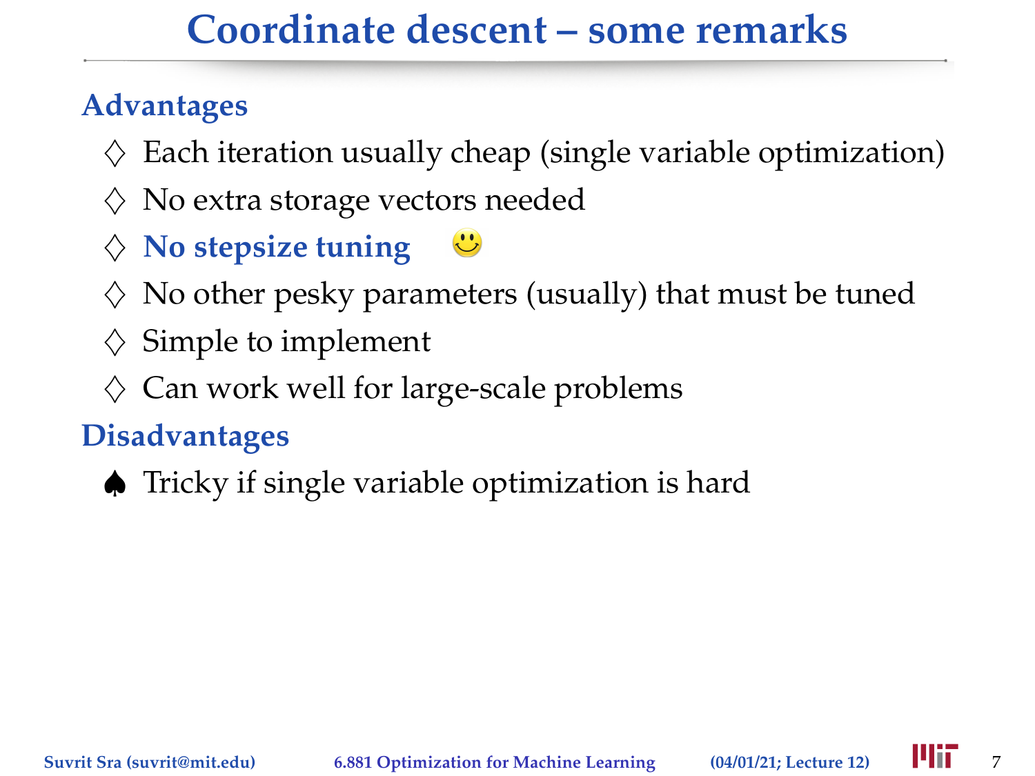# Coordinate descent – some remarks

## Advantages

- ♢ Each iteration usually cheap (single variable optimization)
- ♢ No extra storage vectors needed
- ♢ **No stepsize tuning** 🙂
- ♢ No other pesky parameters (usually) that must be tuned
- ♢ Simple to implement
- ♢ Can work well for large-scale problems

## Disadvantages

- ♠ Tricky if single variable optimization is hard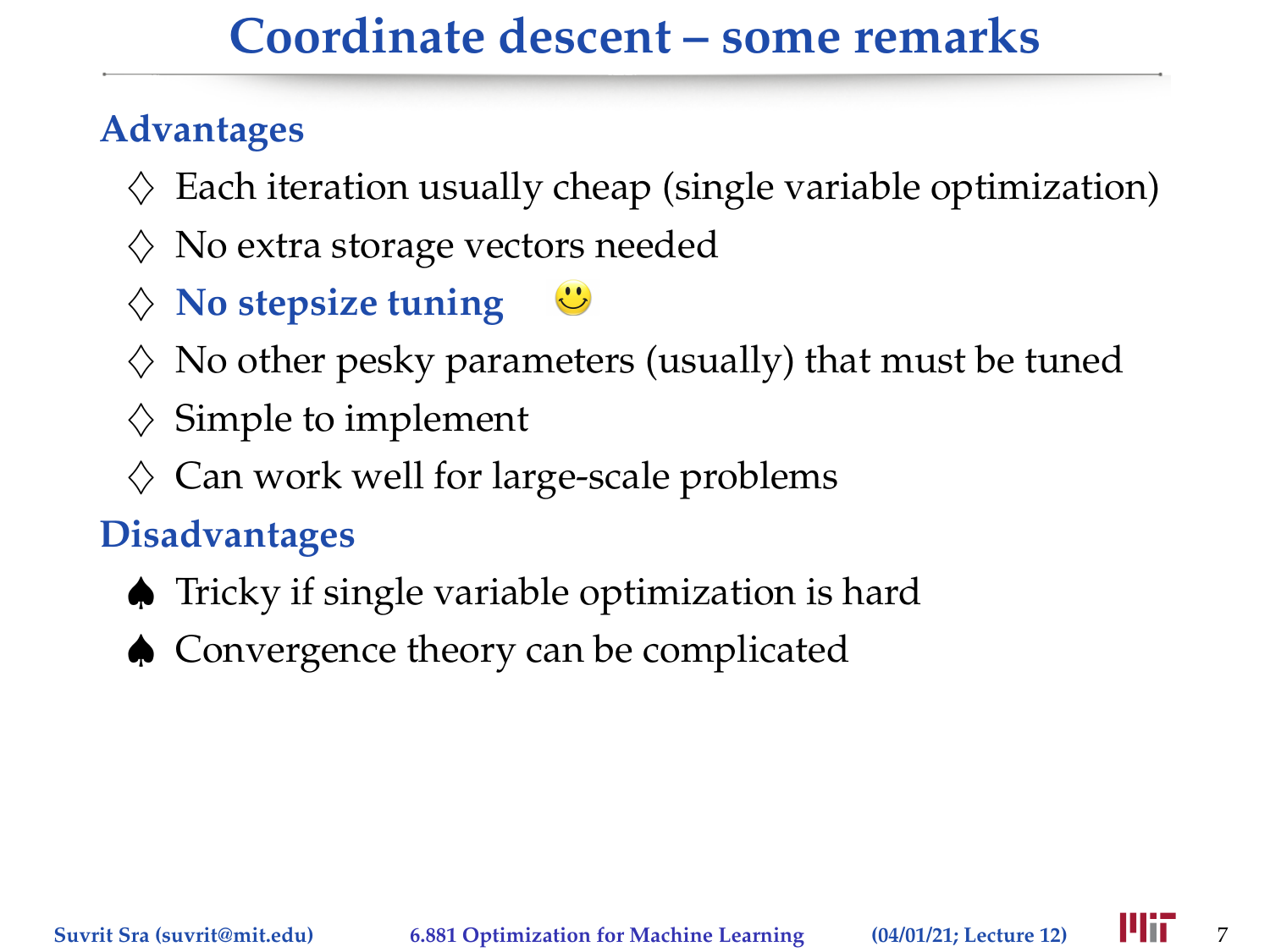# Coordinate descent – some remarks

## Advantages

- ♢ Each iteration usually cheap (single variable optimization)
- ♢ No extra storage vectors needed
- ♢ **No stepsize tuning** 🙂
- ♢ No other pesky parameters (usually) that must be tuned
- ♢ Simple to implement
- ♢ Can work well for large-scale problems

## Disadvantages

- ♠ Tricky if single variable optimization is hard
- ♠ Convergence theory can be complicated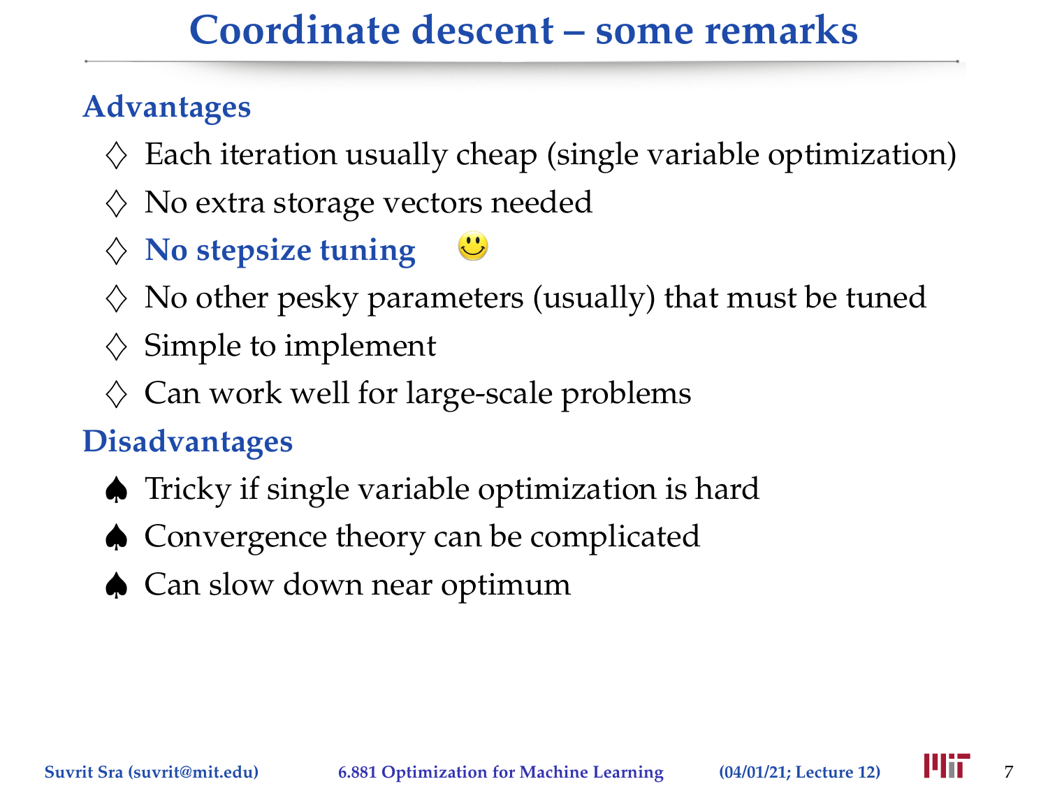# Coordinate descent – some remarks

## Advantages

- Each iteration usually cheap (single variable optimization)
- No extra storage vectors needed
- **No stepsize tuning** 🙂
- No other pesky parameters (usually) that must be tuned
- Simple to implement
- Can work well for large-scale problems

## Disadvantages

- Tricky if single variable optimization is hard
- Convergence theory can be complicated
- Can slow down near optimum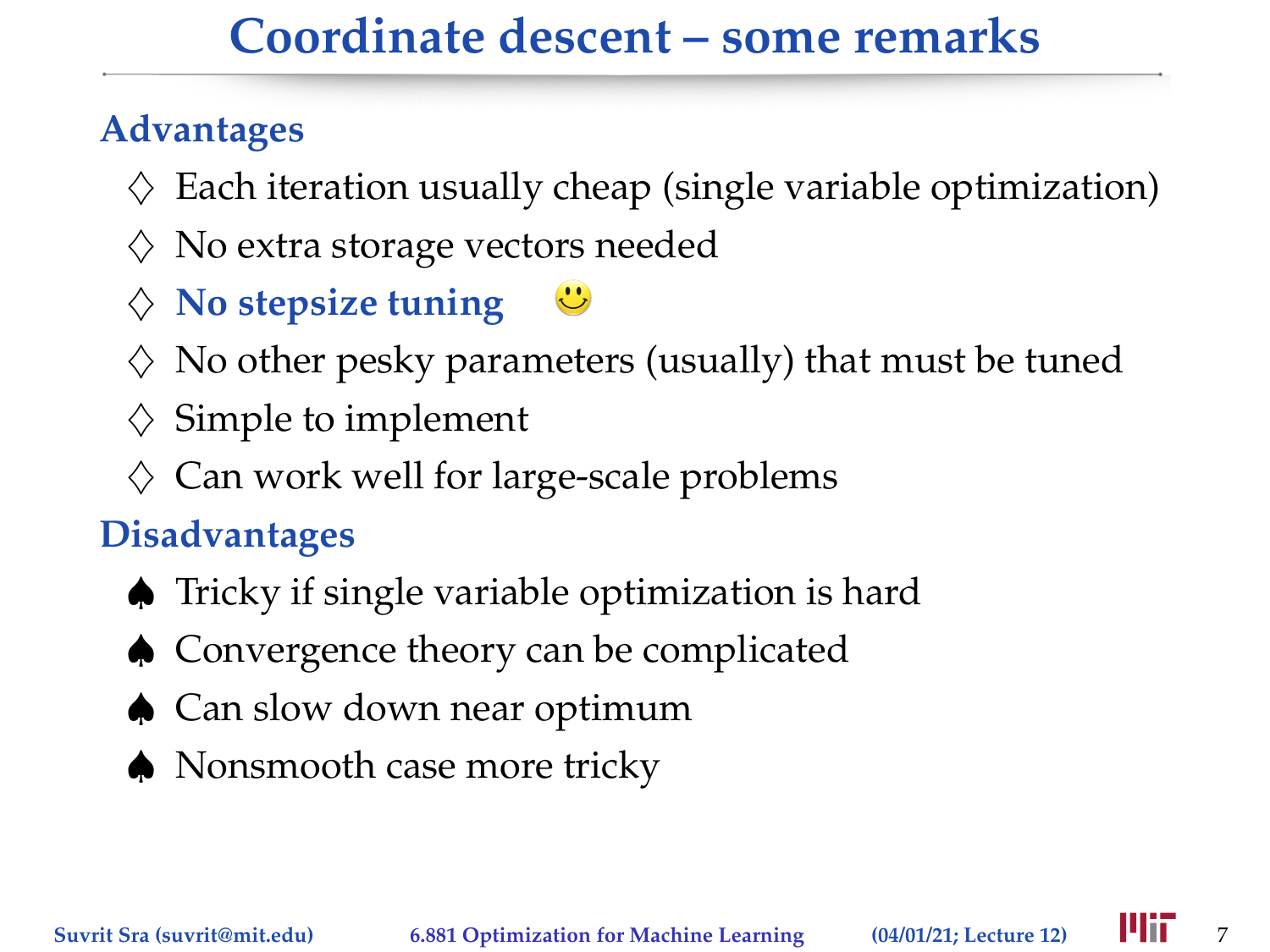# Coordinate descent – some remarks

## Advantages

- ♢ Each iteration usually cheap (single variable optimization)
- ♢ No extra storage vectors needed
- ♢ **No stepsize tuning** 🙂
- ♢ No other pesky parameters (usually) that must be tuned
- ♢ Simple to implement
- ♢ Can work well for large-scale problems

## Disadvantages

- ♠ Tricky if single variable optimization is hard
- ♠ Convergence theory can be complicated
- ♠ Can slow down near optimum
- ♠ Nonsmooth case more tricky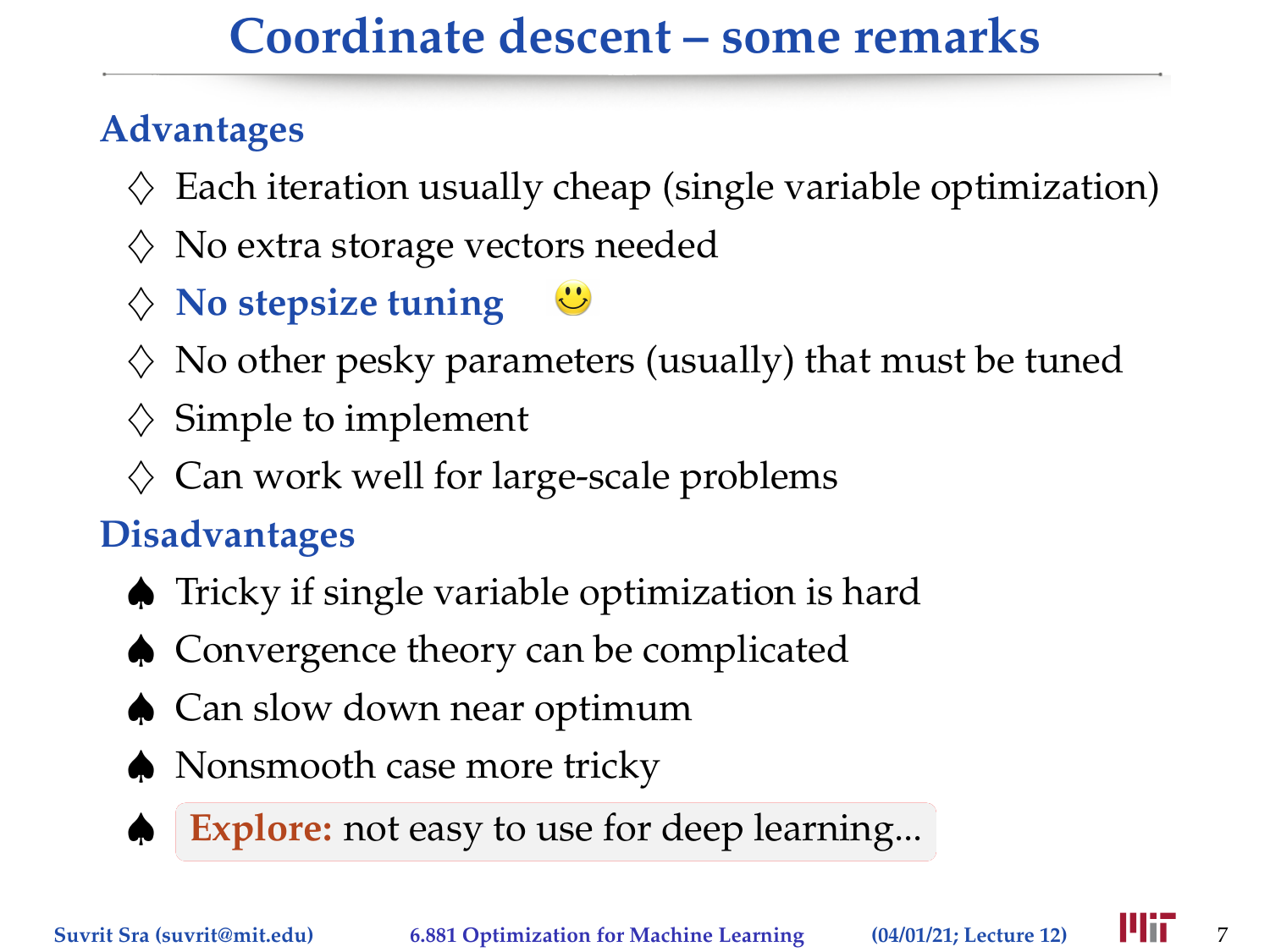# Coordinate descent – some remarks

## Advantages

- ♢ Each iteration usually cheap (single variable optimization)
- ♢ No extra storage vectors needed
- ♢ **No stepsize tuning** 🙂
- ♢ No other pesky parameters (usually) that must be tuned
- ♢ Simple to implement
- ♢ Can work well for large-scale problems

## Disadvantages

- ♠ Tricky if single variable optimization is hard
- ♠ Convergence theory can be complicated
- ♠ Can slow down near optimum
- ♠ Nonsmooth case more tricky
- ♠ **Explore:** not easy to use for deep learning...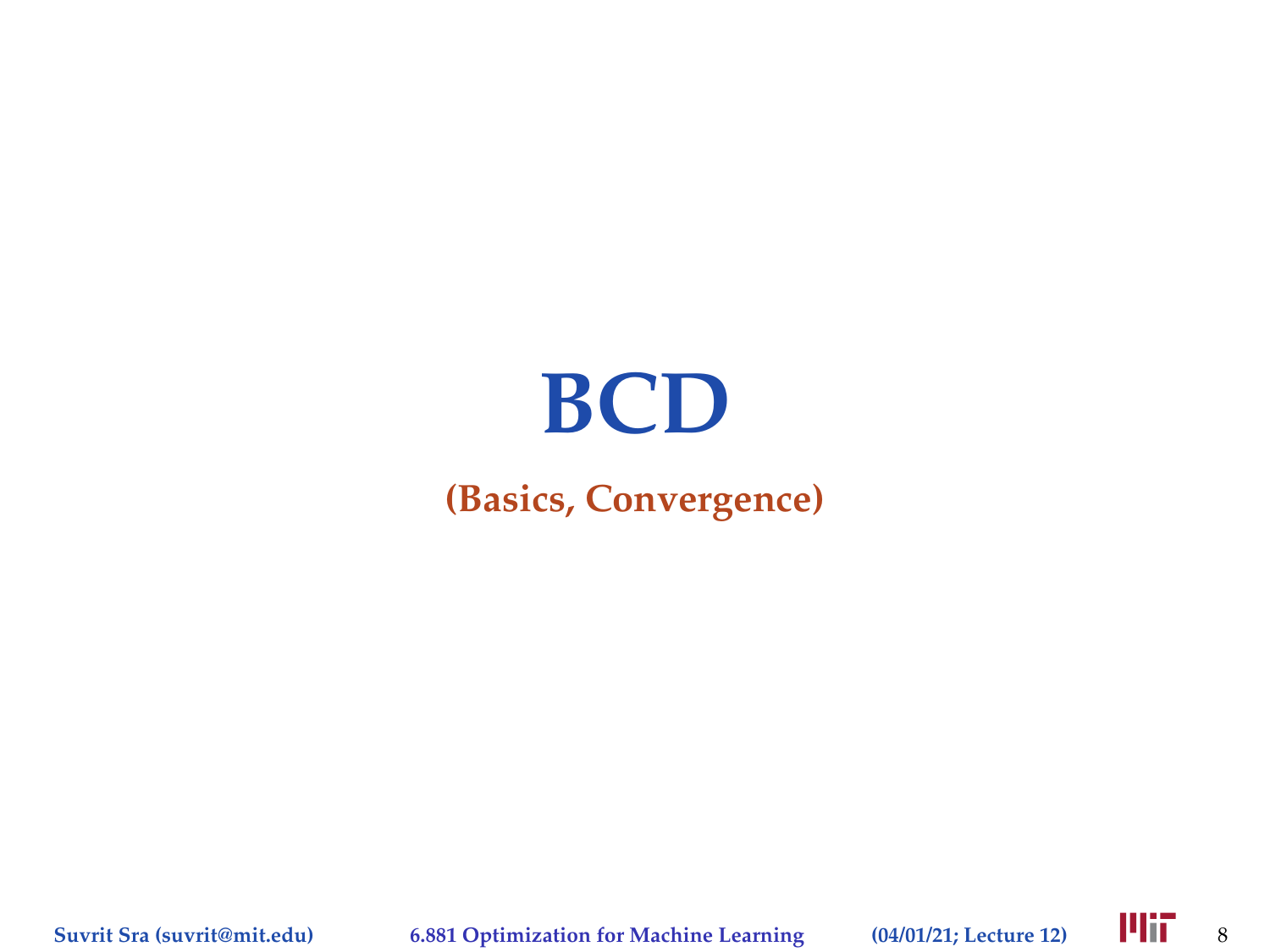# BCD

**(Basics, Convergence)**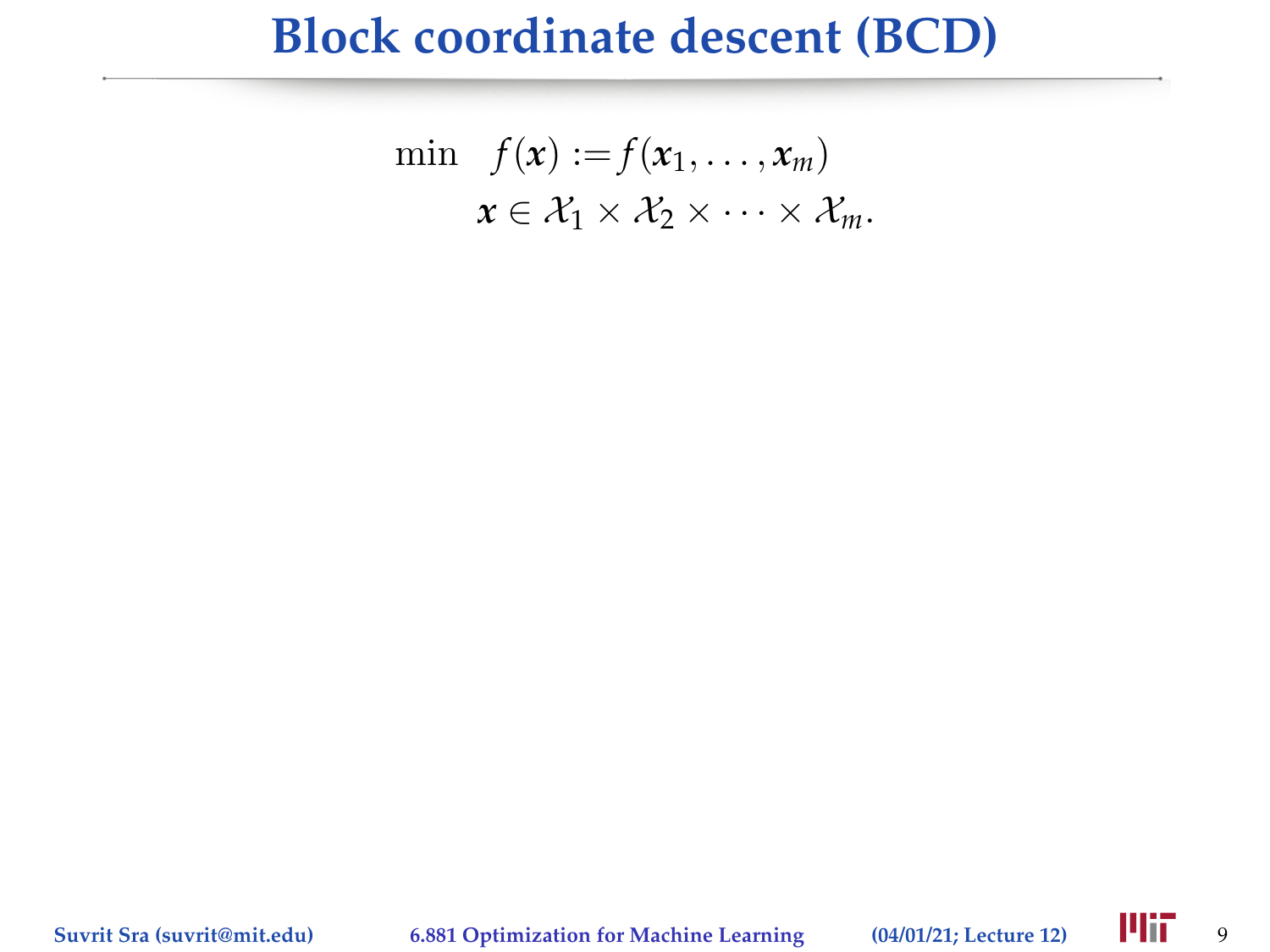# Block coordinate descent (BCD)

$$
\begin{aligned}
\min \quad & f(\boldsymbol{x}) := f(\boldsymbol{x}_1, \ldots, \boldsymbol{x}_m) \\
& \boldsymbol{x} \in \mathcal{X}_1 \times \mathcal{X}_2 \times \cdots \times \mathcal{X}_m.
\end{aligned}
$$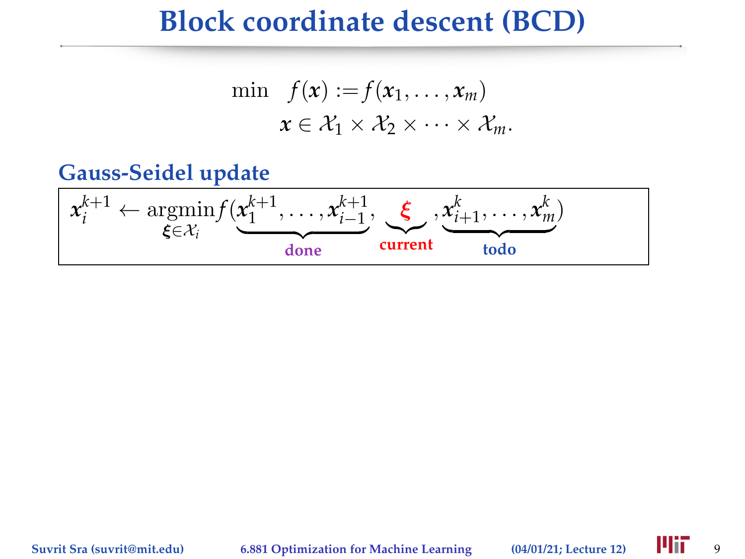# Block coordinate descent (BCD)

$$
\begin{aligned}
\min \quad & f(\boldsymbol{x}) := f(\boldsymbol{x}_1, \ldots, \boldsymbol{x}_m) \\
& \boldsymbol{x} \in \mathcal{X}_1 \times \mathcal{X}_2 \times \cdots \times \mathcal{X}_m.
\end{aligned}
$$

## Gauss-Seidel update

$$
\boldsymbol{x}_i^{k+1} \leftarrow \underset{\boldsymbol{\xi} \in \mathcal{X}_i}{\operatorname{argmin}} f(\underbrace{\boldsymbol{x}_1^{k+1}, \ldots, \boldsymbol{x}_{i-1}^{k+1}}_{\text{done}}, \underbrace{\boldsymbol{\xi}}_{\text{current}}, \underbrace{\boldsymbol{x}_{i+1}^{k}, \ldots, \boldsymbol{x}_m^{k}}_{\text{todo}})
$$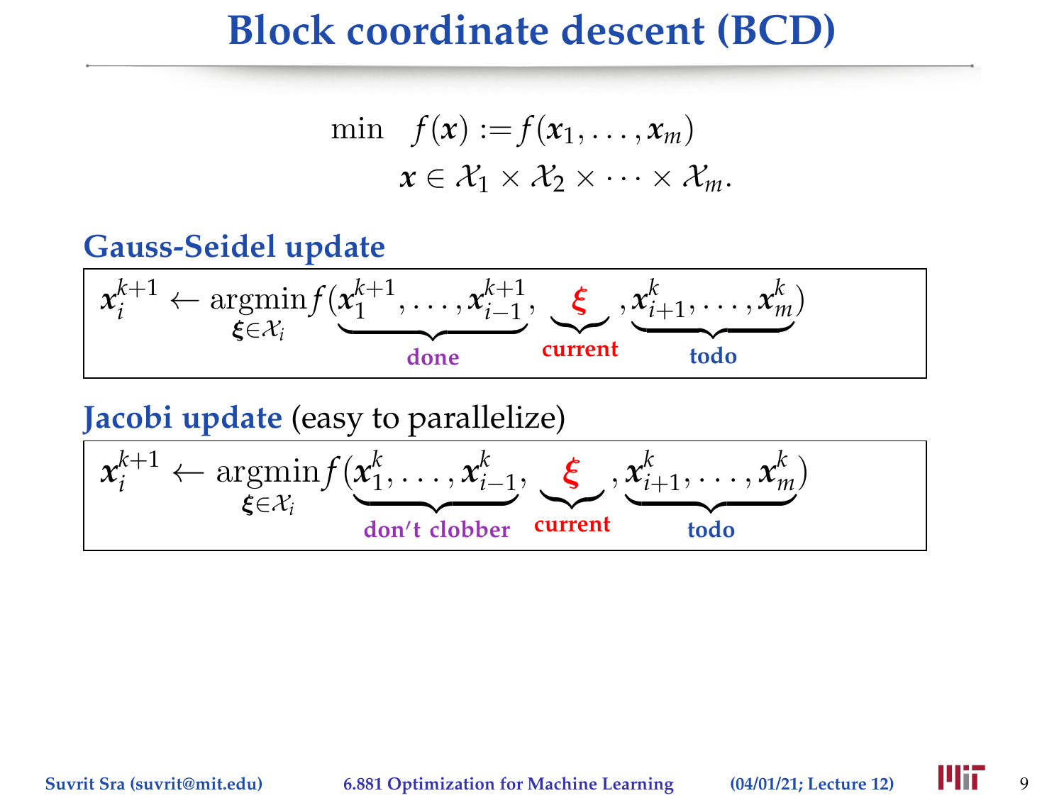# Block coordinate descent (BCD)

$$
\begin{aligned}
\min \quad & f(\boldsymbol{x}) := f(\boldsymbol{x}_1, \ldots, \boldsymbol{x}_m) \\
& \boldsymbol{x} \in \mathcal{X}_1 \times \mathcal{X}_2 \times \cdots \times \mathcal{X}_m.
\end{aligned}
$$

**Gauss-Seidel update**

$$
\boldsymbol{x}_i^{k+1} \leftarrow \underset{\boldsymbol{\xi} \in \mathcal{X}_i}{\operatorname{argmin}} f(\underbrace{\boldsymbol{x}_1^{k+1}, \ldots, \boldsymbol{x}_{i-1}^{k+1}}_{\text{done}}, \underbrace{\boldsymbol{\xi}}_{\text{current}}, \underbrace{\boldsymbol{x}_{i+1}^{k}, \ldots, \boldsymbol{x}_m^{k}}_{\text{todo}})
$$

**Jacobi update** (easy to parallelize)

$$
\boldsymbol{x}_i^{k+1} \leftarrow \underset{\boldsymbol{\xi} \in \mathcal{X}_i}{\operatorname{argmin}} f(\underbrace{\boldsymbol{x}_1^{k}, \ldots, \boldsymbol{x}_{i-1}^{k}}_{\text{don't clobber}}, \underbrace{\boldsymbol{\xi}}_{\text{current}}, \underbrace{\boldsymbol{x}_{i+1}^{k}, \ldots, \boldsymbol{x}_m^{k}}_{\text{todo}})
$$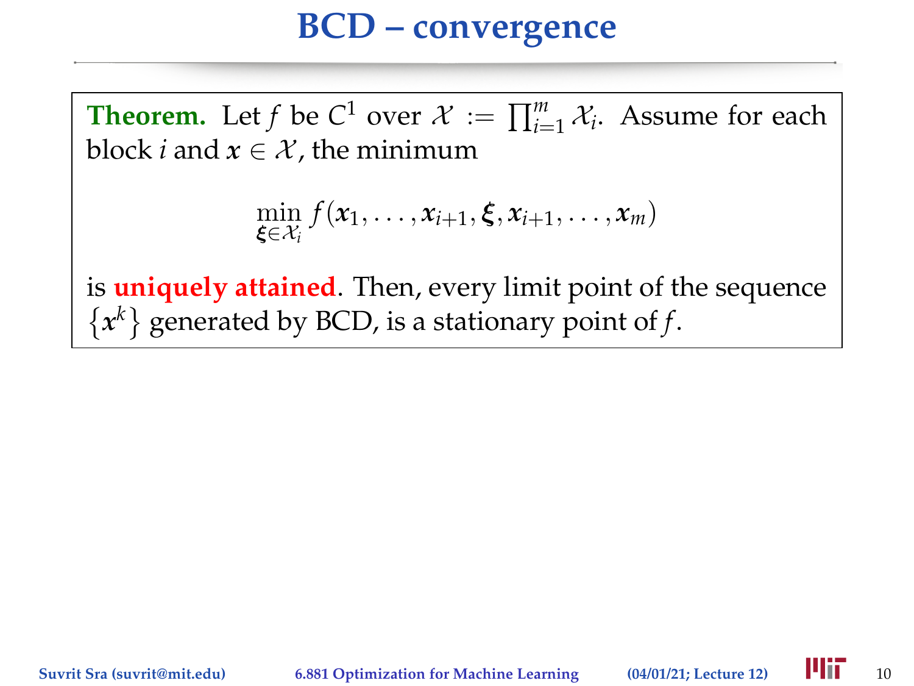# BCD – convergence

**Theorem.** Let $f$ be $C^1$ over $\mathcal{X} := \prod_{i=1}^m \mathcal{X}_i$. Assume for each block $i$ and $x \in \mathcal{X}$, the minimum

$$\min_{\xi \in \mathcal{X}_i} f(x_1, \ldots, x_{i+1}, \xi, x_{i+1}, \ldots, x_m)$$

is **uniquely attained**. Then, every limit point of the sequence $\{x^k\}$ generated by BCD, is a stationary point of $f$.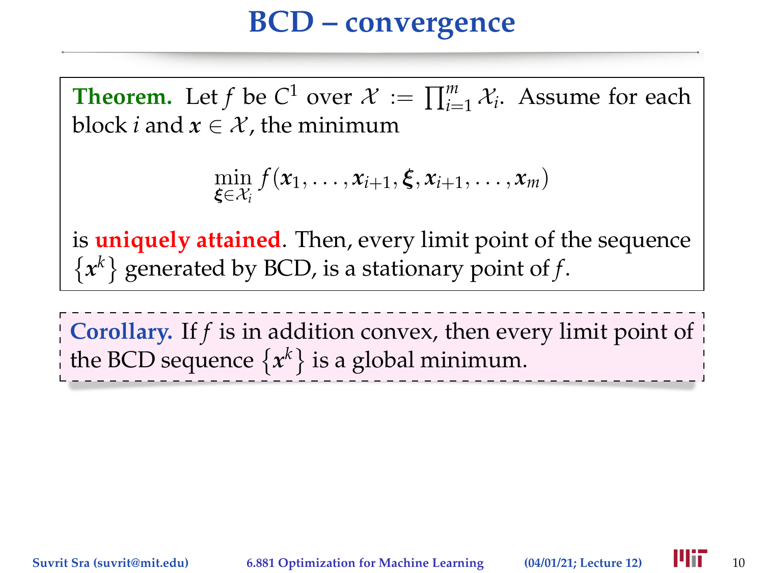# BCD – convergence

**Theorem.** Let $f$ be $C^1$ over $\mathcal{X} := \prod_{i=1}^{m} \mathcal{X}_i$. Assume for each block $i$ and $x \in \mathcal{X}$, the minimum

$$\min_{\xi \in \mathcal{X}_i} f(x_1, \ldots, x_{i+1}, \xi, x_{i+1}, \ldots, x_m)$$

is **uniquely attained**. Then, every limit point of the sequence $\{x^k\}$ generated by BCD, is a stationary point of $f$.

**Corollary.** If $f$ is in addition convex, then every limit point of the BCD sequence $\{x^k\}$ is a global minimum.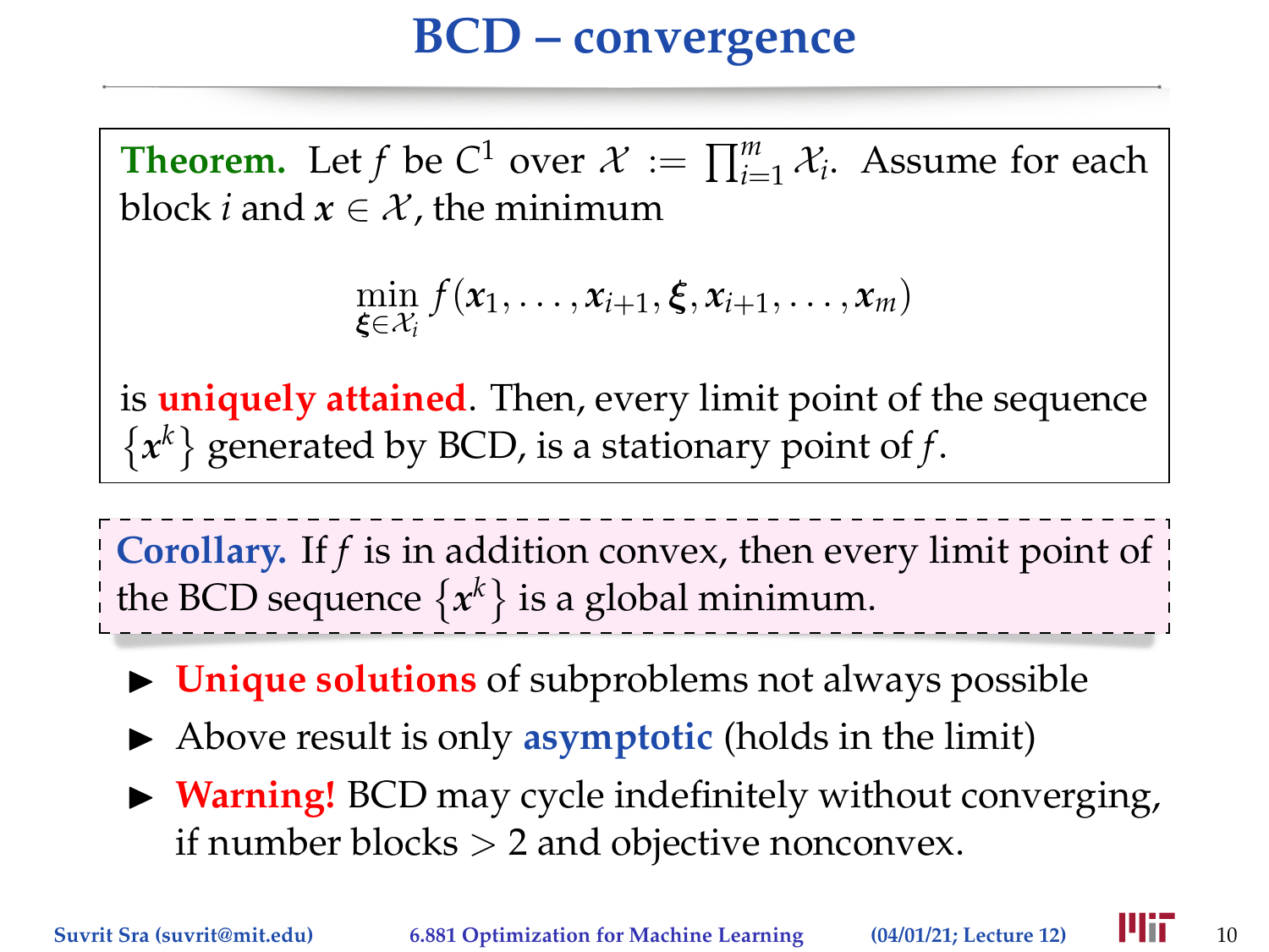# BCD – convergence

**Theorem.** Let $f$ be $C^1$ over $\mathcal{X} := \prod_{i=1}^m \mathcal{X}_i$. Assume for each block $i$ and $\boldsymbol{x} \in \mathcal{X}$, the minimum

$$\min_{\boldsymbol{\xi} \in \mathcal{X}_i} f(\boldsymbol{x}_1, \ldots, \boldsymbol{x}_{i+1}, \boldsymbol{\xi}, \boldsymbol{x}_{i+1}, \ldots, \boldsymbol{x}_m)$$

is **uniquely attained**. Then, every limit point of the sequence $\{\boldsymbol{x}^k\}$ generated by BCD, is a stationary point of $f$.

**Corollary.** If $f$ is in addition convex, then every limit point of the BCD sequence $\{\boldsymbol{x}^k\}$ is a global minimum.

- **Unique solutions** of subproblems not always possible
- Above result is only **asymptotic** (holds in the limit)
- **Warning!** BCD may cycle indefinitely without converging, if number blocks $> 2$ and objective nonconvex.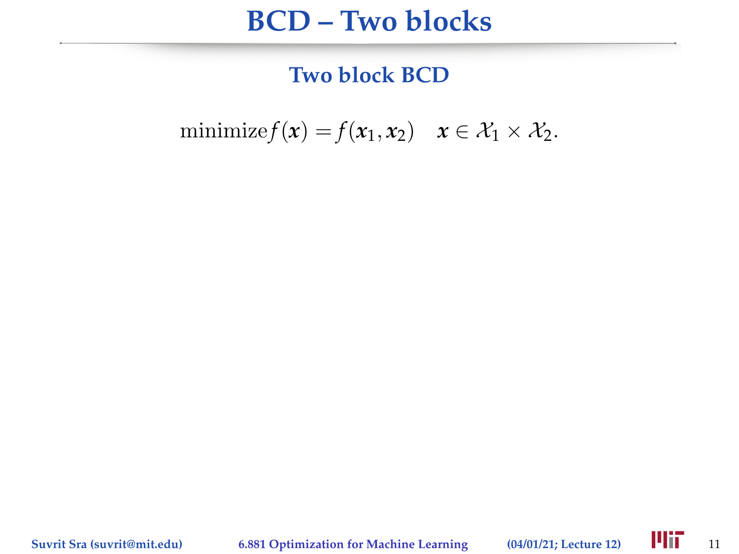# BCD – Two blocks

## Two block BCD

$$\text{minimize} f(\boldsymbol{x}) = f(\boldsymbol{x}_1, \boldsymbol{x}_2) \quad \boldsymbol{x} \in \mathcal{X}_1 \times \mathcal{X}_2.$$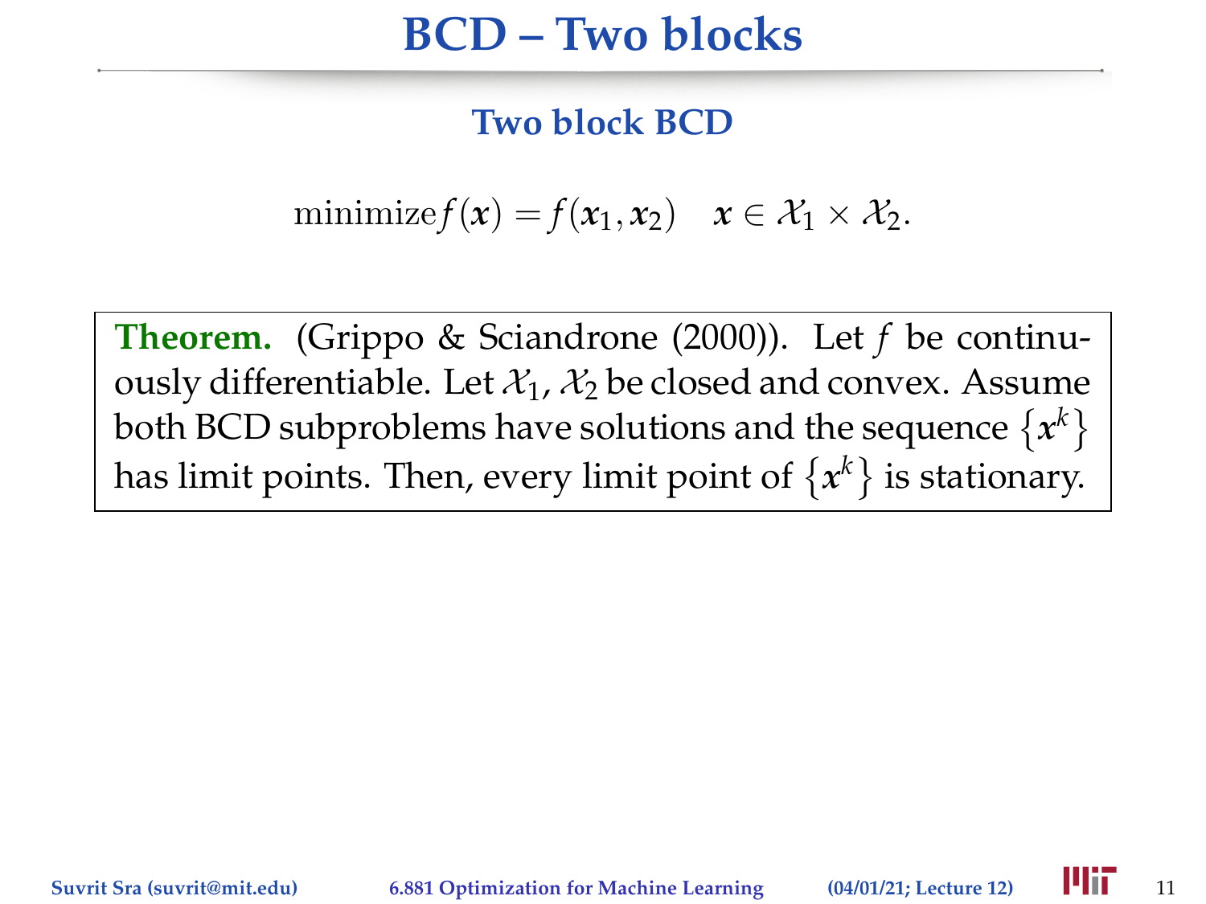# BCD – Two blocks

## Two block BCD

$$\text{minimize} f(\boldsymbol{x}) = f(\boldsymbol{x}_1, \boldsymbol{x}_2) \quad \boldsymbol{x} \in \mathcal{X}_1 \times \mathcal{X}_2.$$

**Theorem.** (Grippo & Sciandrone (2000)). Let $f$ be continuously differentiable. Let $\mathcal{X}_1$, $\mathcal{X}_2$ be closed and convex. Assume both BCD subproblems have solutions and the sequence $\{\boldsymbol{x}^k\}$ has limit points. Then, every limit point of $\{\boldsymbol{x}^k\}$ is stationary.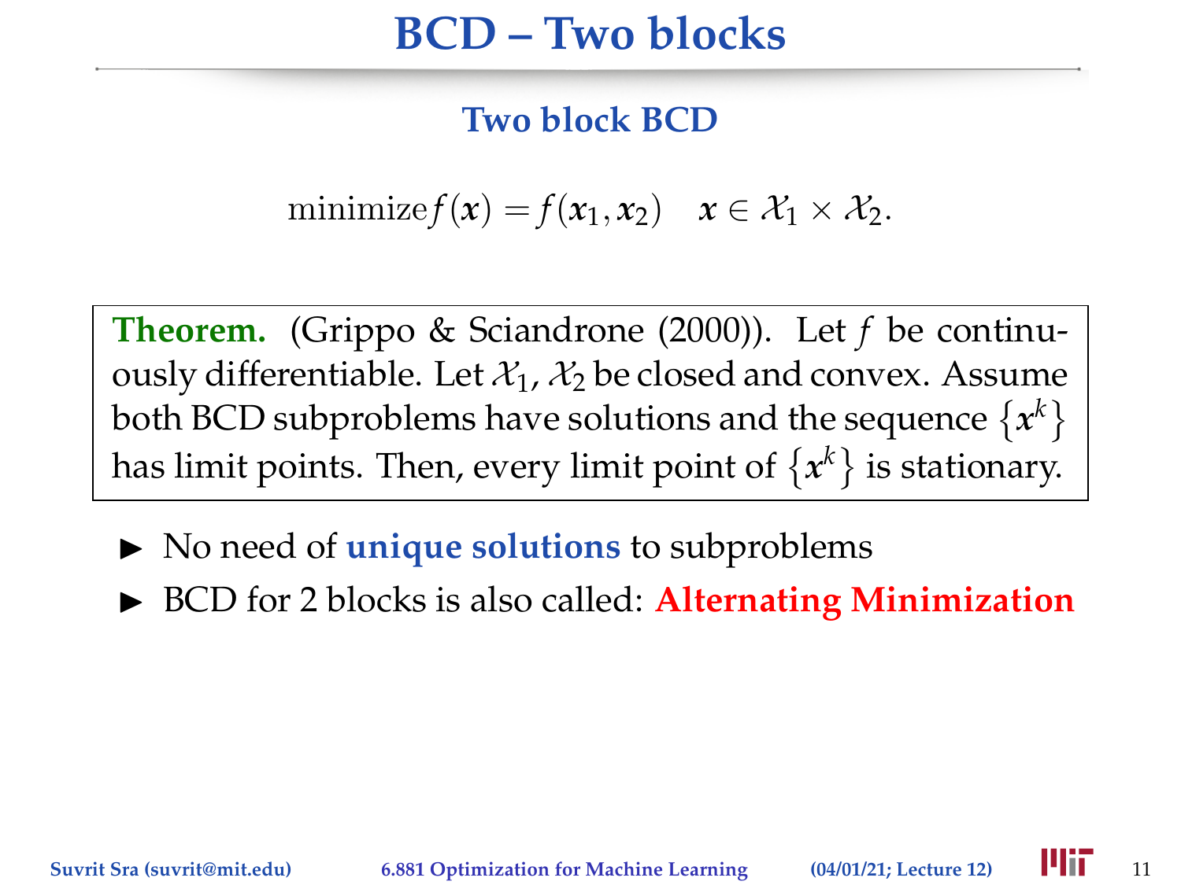# BCD – Two blocks

## Two block BCD

$$\text{minimize} f(\boldsymbol{x}) = f(\boldsymbol{x}_1, \boldsymbol{x}_2) \quad \boldsymbol{x} \in \mathcal{X}_1 \times \mathcal{X}_2.$$

**Theorem.** (Grippo & Sciandrone (2000)). Let $f$ be continuously differentiable. Let $\mathcal{X}_1$, $\mathcal{X}_2$ be closed and convex. Assume both BCD subproblems have solutions and the sequence $\{\boldsymbol{x}^k\}$ has limit points. Then, every limit point of $\{\boldsymbol{x}^k\}$ is stationary.

- No need of **unique solutions** to subproblems
- BCD for 2 blocks is also called: **Alternating Minimization**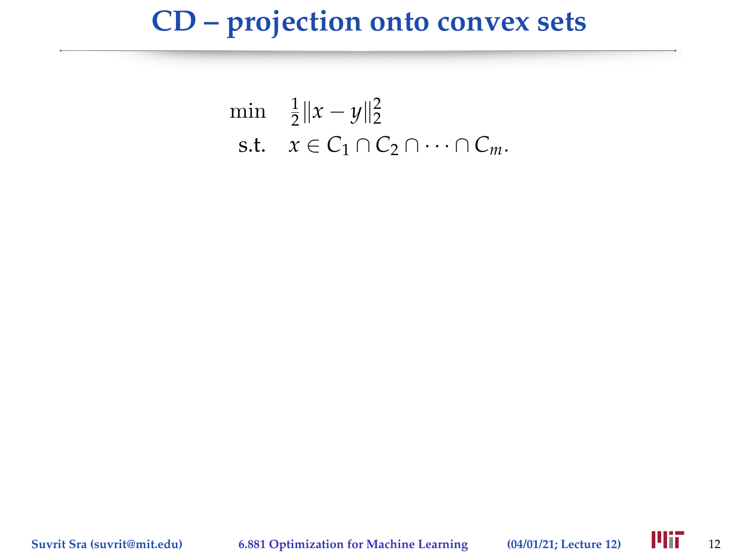# CD – projection onto convex sets

$$
\begin{aligned}
\min \quad & \tfrac{1}{2}\|x - y\|_2^2 \\
\text{s.t.} \quad & x \in C_1 \cap C_2 \cap \cdots \cap C_m.
\end{aligned}
$$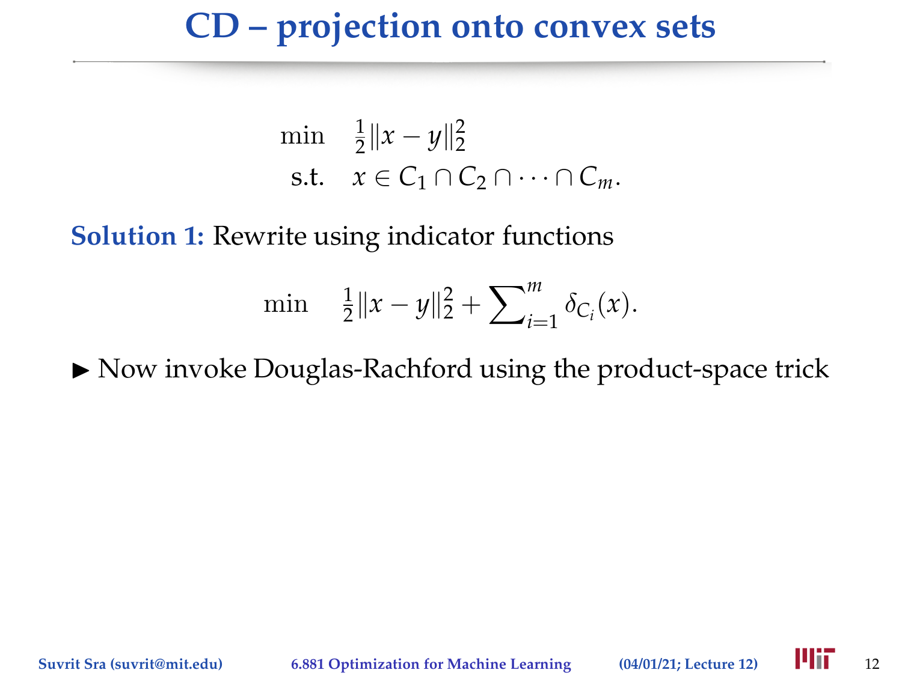# CD – projection onto convex sets

$$
\begin{aligned}
\min \quad & \tfrac{1}{2}\|x - y\|_2^2 \\
\text{s.t.} \quad & x \in C_1 \cap C_2 \cap \cdots \cap C_m.
\end{aligned}
$$

**Solution 1:** Rewrite using indicator functions

$$
\min \quad \tfrac{1}{2}\|x - y\|_2^2 + \sum\nolimits_{i=1}^{m} \delta_{C_i}(x).
$$

▶ Now invoke Douglas-Rachford using the product-space trick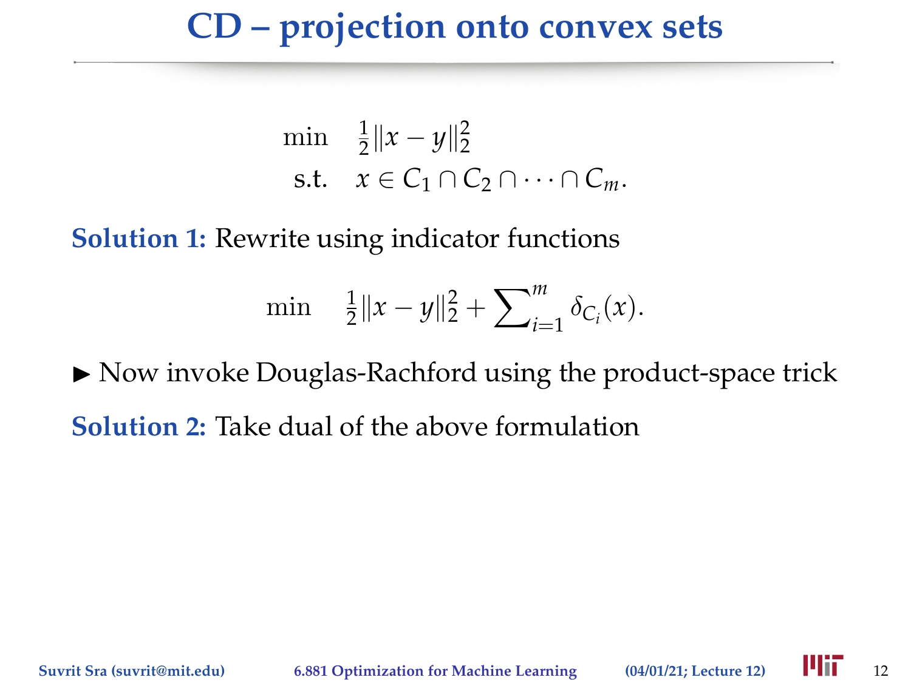# CD – projection onto convex sets

$$
\begin{aligned}
\min \quad & \tfrac{1}{2}\|x - y\|_2^2 \\
\text{s.t.} \quad & x \in C_1 \cap C_2 \cap \cdots \cap C_m.
\end{aligned}
$$

**Solution 1:** Rewrite using indicator functions

$$
\min \quad \tfrac{1}{2}\|x - y\|_2^2 + \sum\nolimits_{i=1}^{m} \delta_{C_i}(x).
$$

► Now invoke Douglas-Rachford using the product-space trick

**Solution 2:** Take dual of the above formulation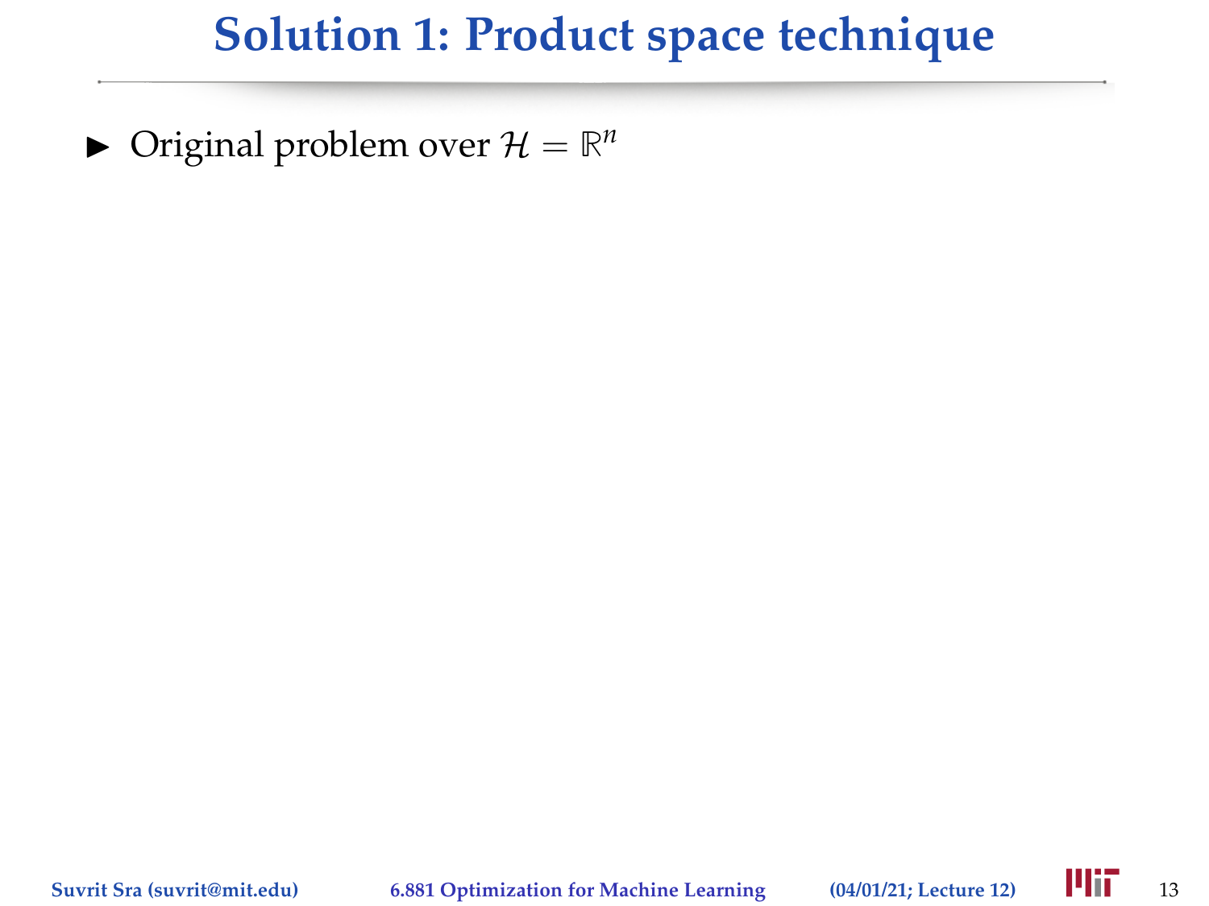# Solution 1: Product space technique

- Original problem over $\mathcal{H} = \mathbb{R}^n$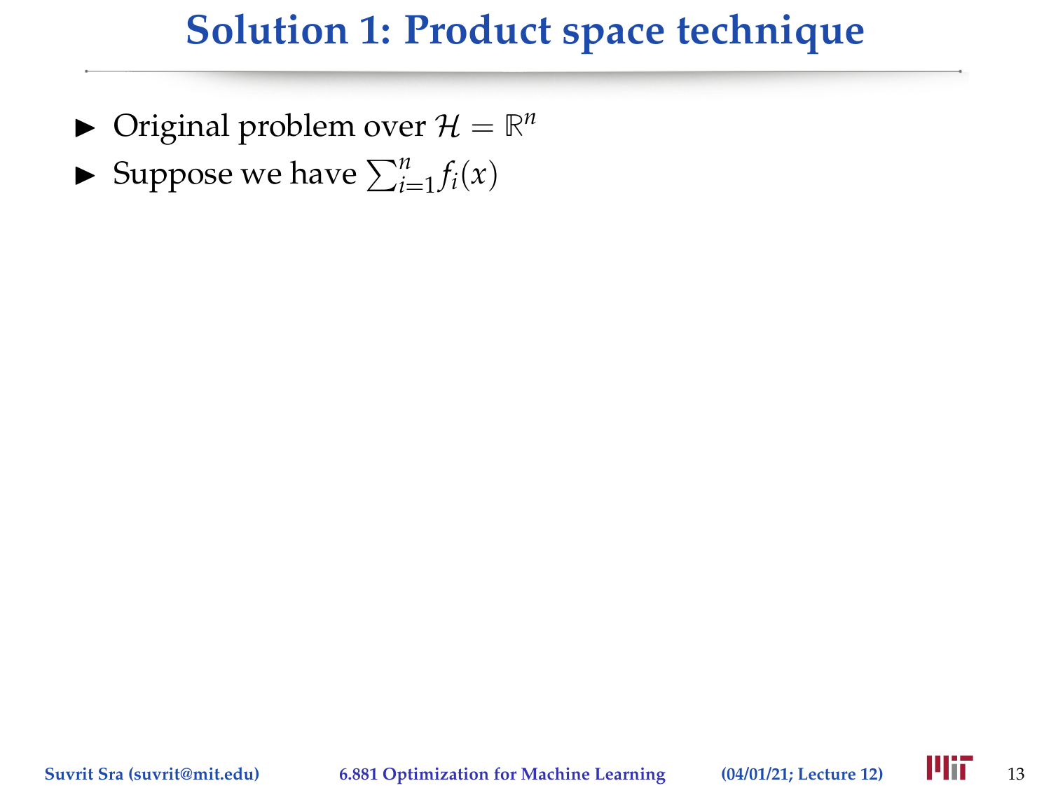# Solution 1: Product space technique

- Original problem over $\mathcal{H} = \mathbb{R}^n$
- Suppose we have $\sum_{i=1}^{n} f_i(x)$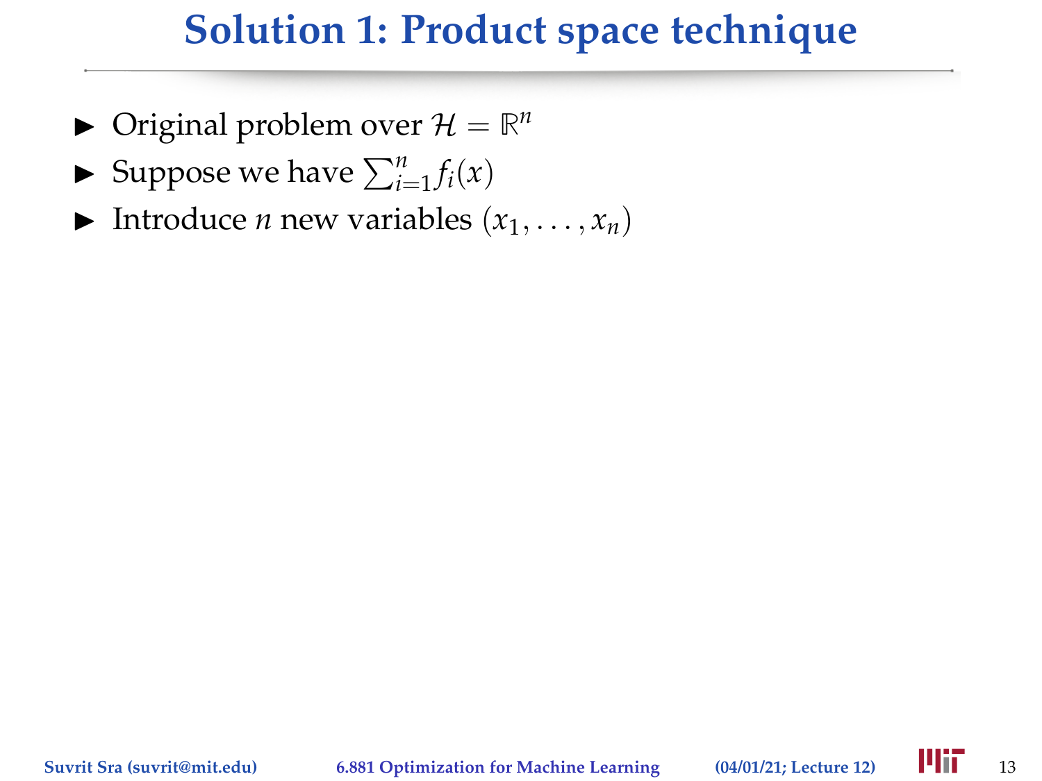# Solution 1: Product space technique

- Original problem over $\mathcal{H} = \mathbb{R}^n$
- Suppose we have $\sum_{i=1}^{n} f_i(x)$
- Introduce $n$ new variables $(x_1, \ldots, x_n)$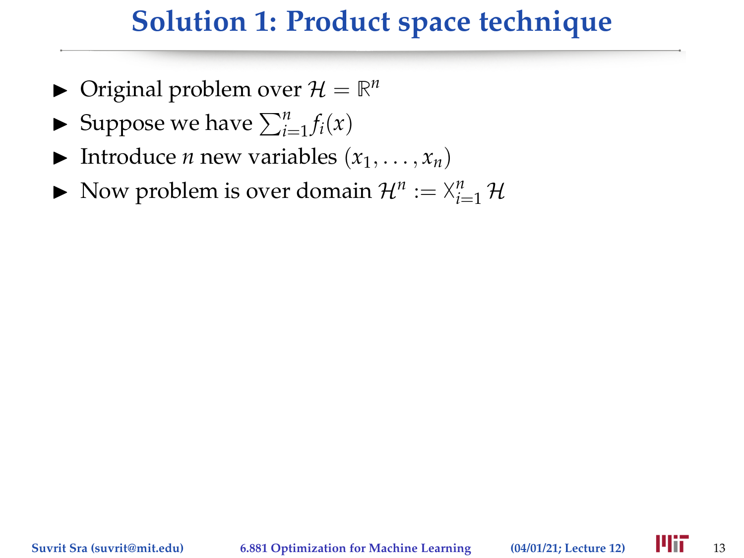# Solution 1: Product space technique

- Original problem over $\mathcal{H} = \mathbb{R}^n$
- Suppose we have $\sum_{i=1}^{n} f_i(x)$
- Introduce $n$ new variables $(x_1, \ldots, x_n)$
- Now problem is over domain $\mathcal{H}^n := \times_{i=1}^{n} \mathcal{H}$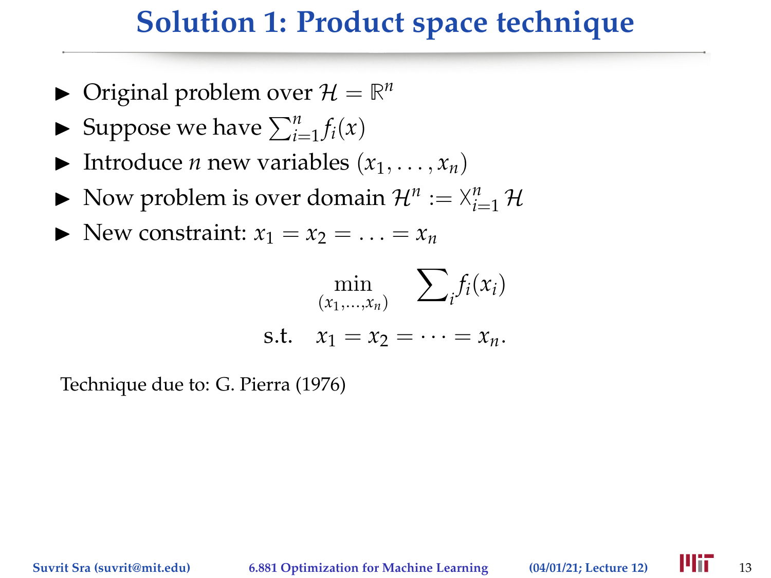# Solution 1: Product space technique

- Original problem over $\mathcal{H} = \mathbb{R}^n$
- Suppose we have $\sum_{i=1}^{n} f_i(x)$
- Introduce $n$ new variables $(x_1, \ldots, x_n)$
- Now problem is over domain $\mathcal{H}^n := \bigtimes_{i=1}^{n} \mathcal{H}$
- New constraint: $x_1 = x_2 = \ldots = x_n$

$$
\begin{aligned}
\min_{(x_1,\ldots,x_n)} \quad & \sum\nolimits_i f_i(x_i) \\
\text{s.t.} \quad & x_1 = x_2 = \cdots = x_n.
\end{aligned}
$$

Technique due to: G. Pierra (1976)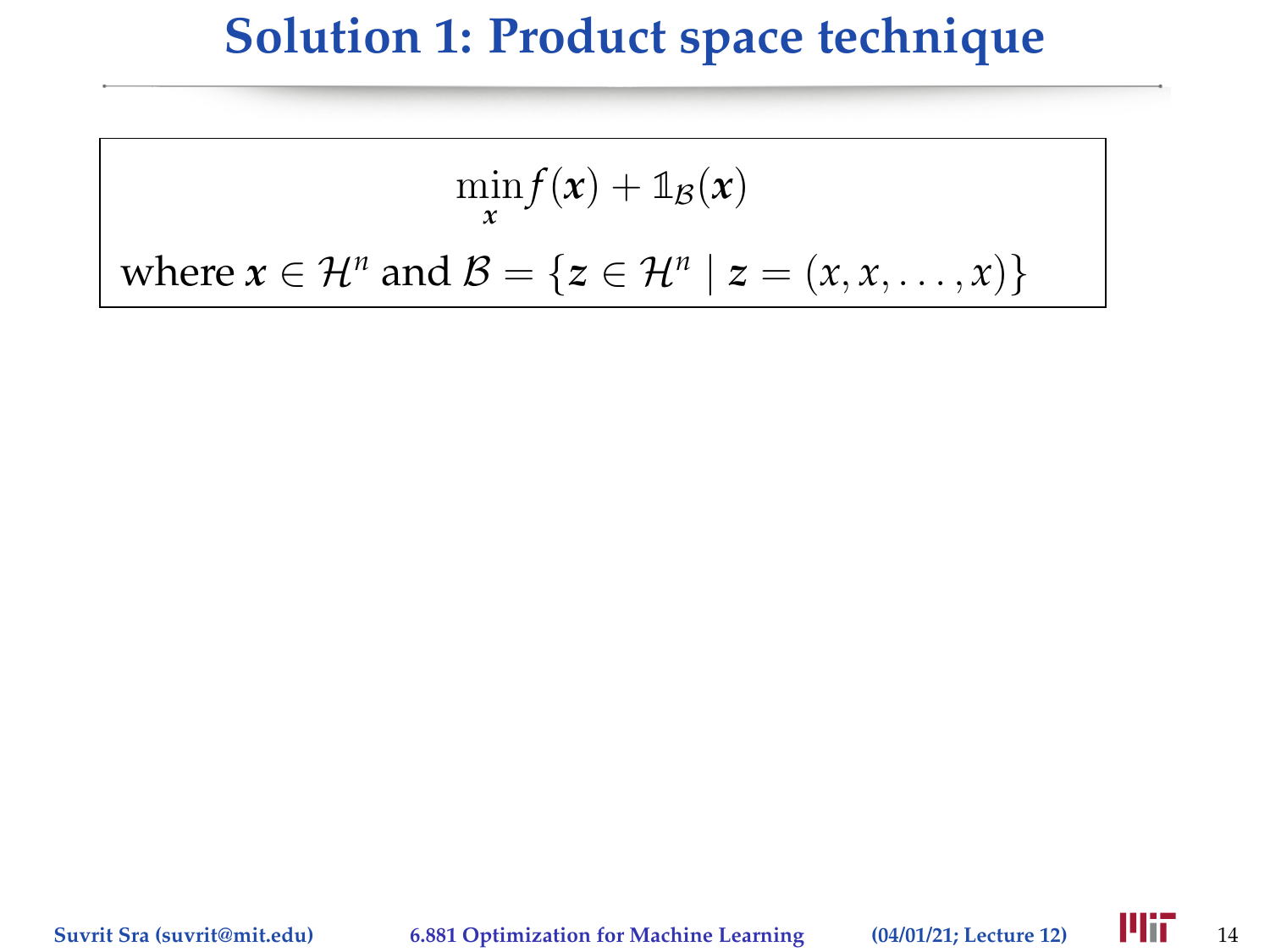# Solution 1: Product space technique

$$\min_{\boldsymbol{x}} f(\boldsymbol{x}) + \mathbb{1}_{\mathcal{B}}(\boldsymbol{x})$$

where $\boldsymbol{x} \in \mathcal{H}^n$ and $\mathcal{B} = \{\boldsymbol{z} \in \mathcal{H}^n \mid \boldsymbol{z} = (x, x, \ldots, x)\}$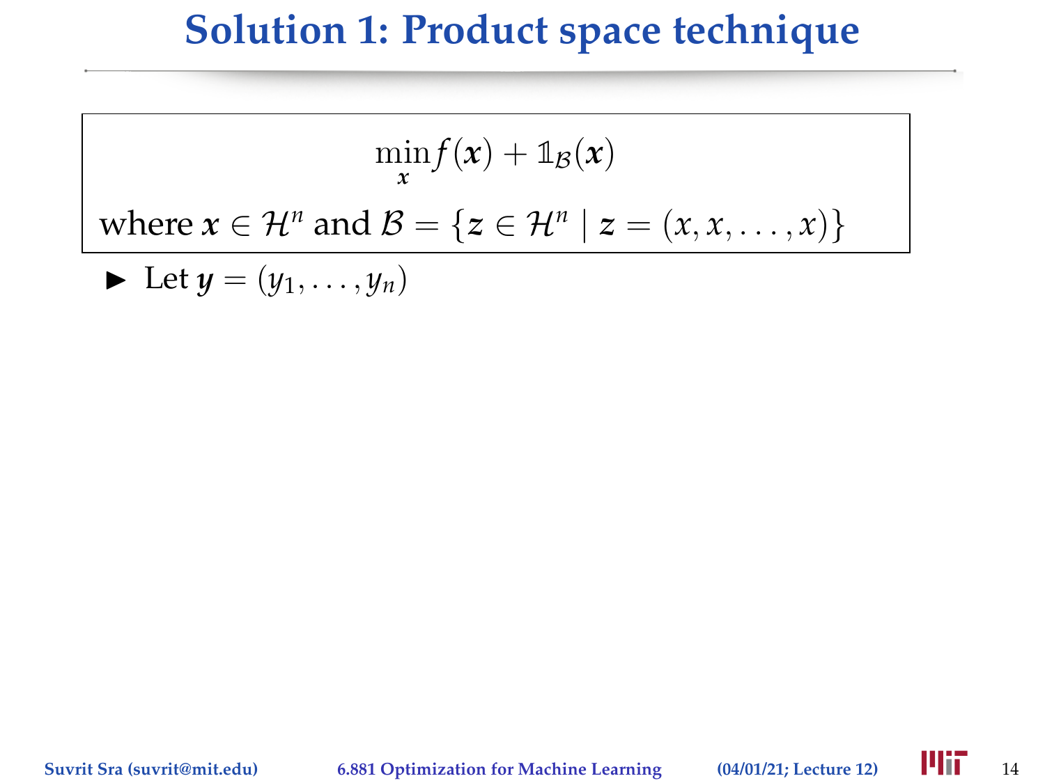# Solution 1: Product space technique

$$\min_{\boldsymbol{x}} f(\boldsymbol{x}) + \mathbb{1}_{\mathcal{B}}(\boldsymbol{x})$$

where $\boldsymbol{x} \in \mathcal{H}^n$ and $\mathcal{B} = \{\boldsymbol{z} \in \mathcal{H}^n \mid \boldsymbol{z} = (x, x, \ldots, x)\}$

- Let $\boldsymbol{y} = (y_1, \ldots, y_n)$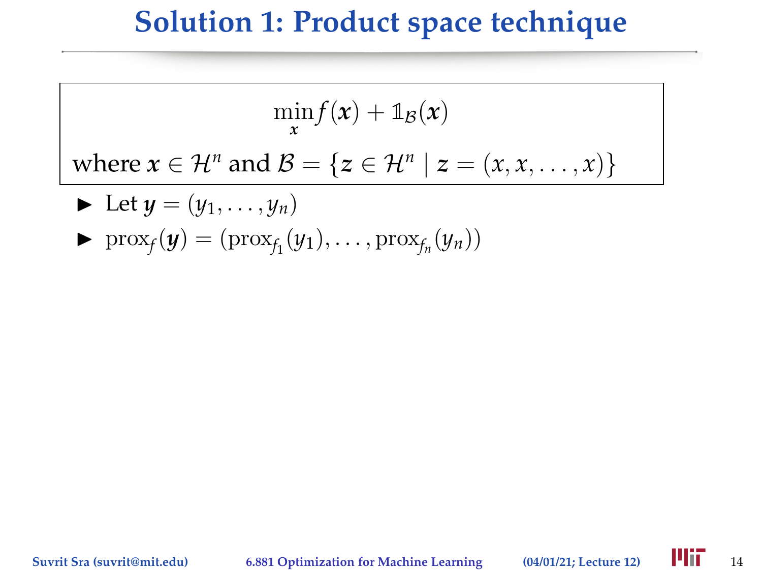# Solution 1: Product space technique

$$\min_{\boldsymbol{x}} f(\boldsymbol{x}) + \mathbb{1}_{\mathcal{B}}(\boldsymbol{x})$$

where $\boldsymbol{x} \in \mathcal{H}^n$ and $\mathcal{B} = \{\boldsymbol{z} \in \mathcal{H}^n \mid \boldsymbol{z} = (x, x, \ldots, x)\}$

- Let $\boldsymbol{y} = (y_1, \ldots, y_n)$
- $\operatorname{prox}_f(\boldsymbol{y}) = (\operatorname{prox}_{f_1}(y_1), \ldots, \operatorname{prox}_{f_n}(y_n))$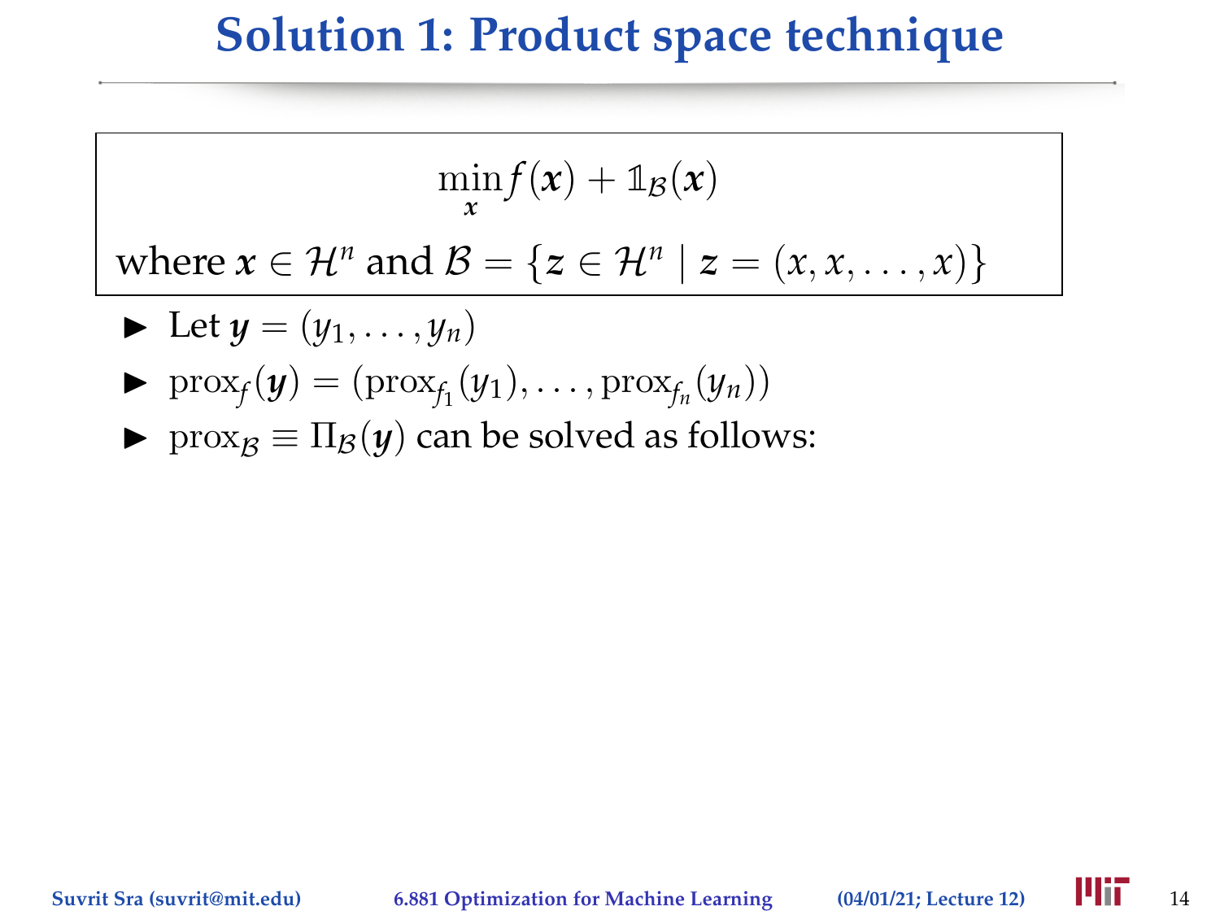# Solution 1: Product space technique

$$\min_{\boldsymbol{x}} f(\boldsymbol{x}) + \mathbb{1}_{\mathcal{B}}(\boldsymbol{x})$$

where $\boldsymbol{x} \in \mathcal{H}^n$ and $\mathcal{B} = \{\boldsymbol{z} \in \mathcal{H}^n \mid \boldsymbol{z} = (x, x, \ldots, x)\}$

- Let $\boldsymbol{y} = (y_1, \ldots, y_n)$
- $\text{prox}_f(\boldsymbol{y}) = (\text{prox}_{f_1}(y_1), \ldots, \text{prox}_{f_n}(y_n))$
- $\text{prox}_{\mathcal{B}} \equiv \Pi_{\mathcal{B}}(\boldsymbol{y})$ can be solved as follows: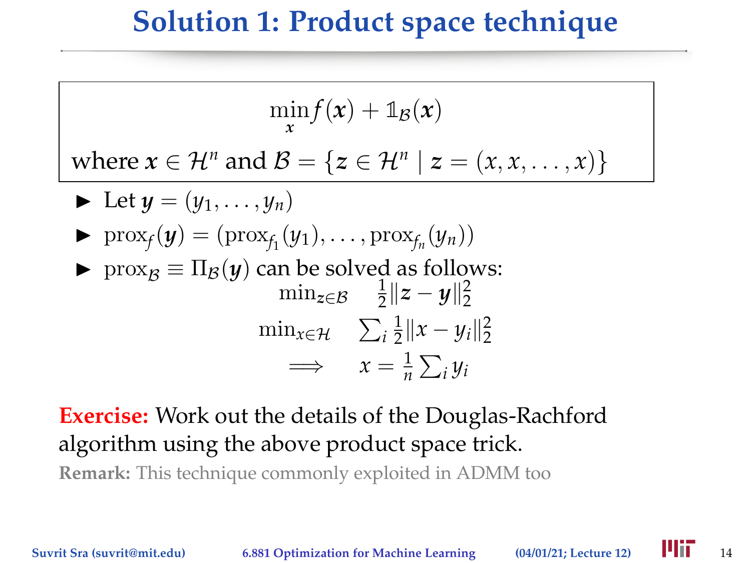# Solution 1: Product space technique

$$\min_{\boldsymbol{x}} f(\boldsymbol{x}) + \mathbb{1}_{\mathcal{B}}(\boldsymbol{x})$$

where $\boldsymbol{x} \in \mathcal{H}^n$ and $\mathcal{B} = \{\boldsymbol{z} \in \mathcal{H}^n \mid \boldsymbol{z} = (x, x, \ldots, x)\}$

- Let $\boldsymbol{y} = (y_1, \ldots, y_n)$
- $\text{prox}_f(\boldsymbol{y}) = (\text{prox}_{f_1}(y_1), \ldots, \text{prox}_{f_n}(y_n))$
- $\text{prox}_{\mathcal{B}} \equiv \Pi_{\mathcal{B}}(\boldsymbol{y})$ can be solved as follows:

$$\min_{z \in \mathcal{B}} \quad \tfrac{1}{2}\|\boldsymbol{z} - \boldsymbol{y}\|_2^2$$

$$\min_{x \in \mathcal{H}} \quad \textstyle\sum_i \tfrac{1}{2}\|x - y_i\|_2^2$$

$$\implies \quad x = \tfrac{1}{n}\textstyle\sum_i y_i$$

**Exercise:** Work out the details of the Douglas-Rachford algorithm using the above product space trick.

**Remark:** This technique commonly exploited in ADMM too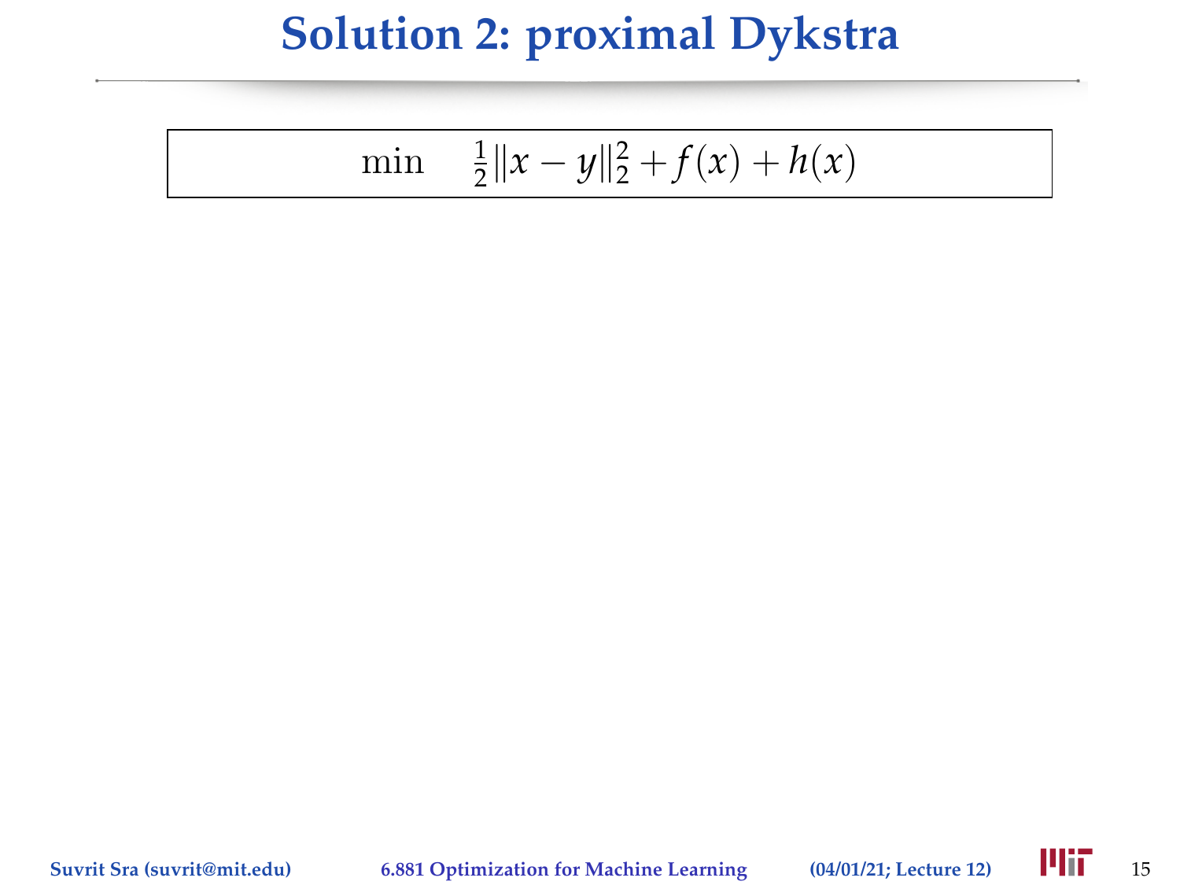# Solution 2: proximal Dykstra

$$\min \quad \tfrac{1}{2}\|x - y\|_2^2 + f(x) + h(x)$$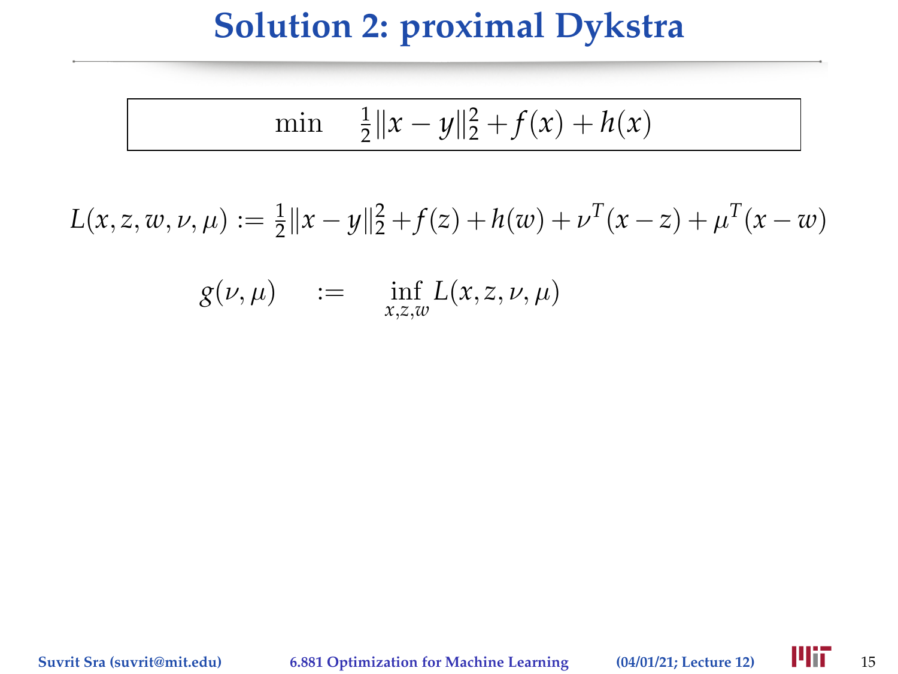# Solution 2: proximal Dykstra

$$\min \quad \tfrac{1}{2}\|x - y\|_2^2 + f(x) + h(x)$$

$$L(x, z, w, \nu, \mu) := \tfrac{1}{2}\|x - y\|_2^2 + f(z) + h(w) + \nu^T(x - z) + \mu^T(x - w)$$

$$g(\nu, \mu) \quad := \quad \inf_{x,z,w} L(x, z, \nu, \mu)$$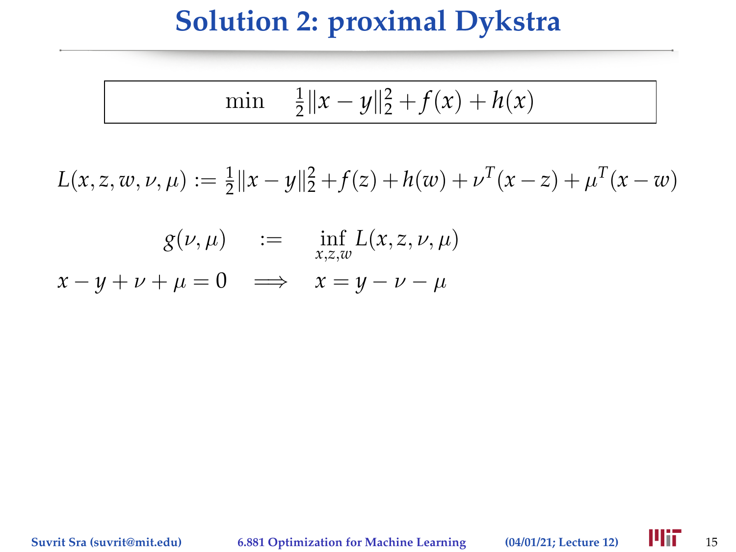# Solution 2: proximal Dykstra

$$\min \quad \tfrac{1}{2}\|x - y\|_2^2 + f(x) + h(x)$$

$$L(x, z, w, \nu, \mu) := \tfrac{1}{2}\|x - y\|_2^2 + f(z) + h(w) + \nu^T(x - z) + \mu^T(x - w)$$

$$g(\nu, \mu) \quad := \quad \inf_{x,z,w} L(x, z, \nu, \mu)$$

$$x - y + \nu + \mu = 0 \quad \Longrightarrow \quad x = y - \nu - \mu$$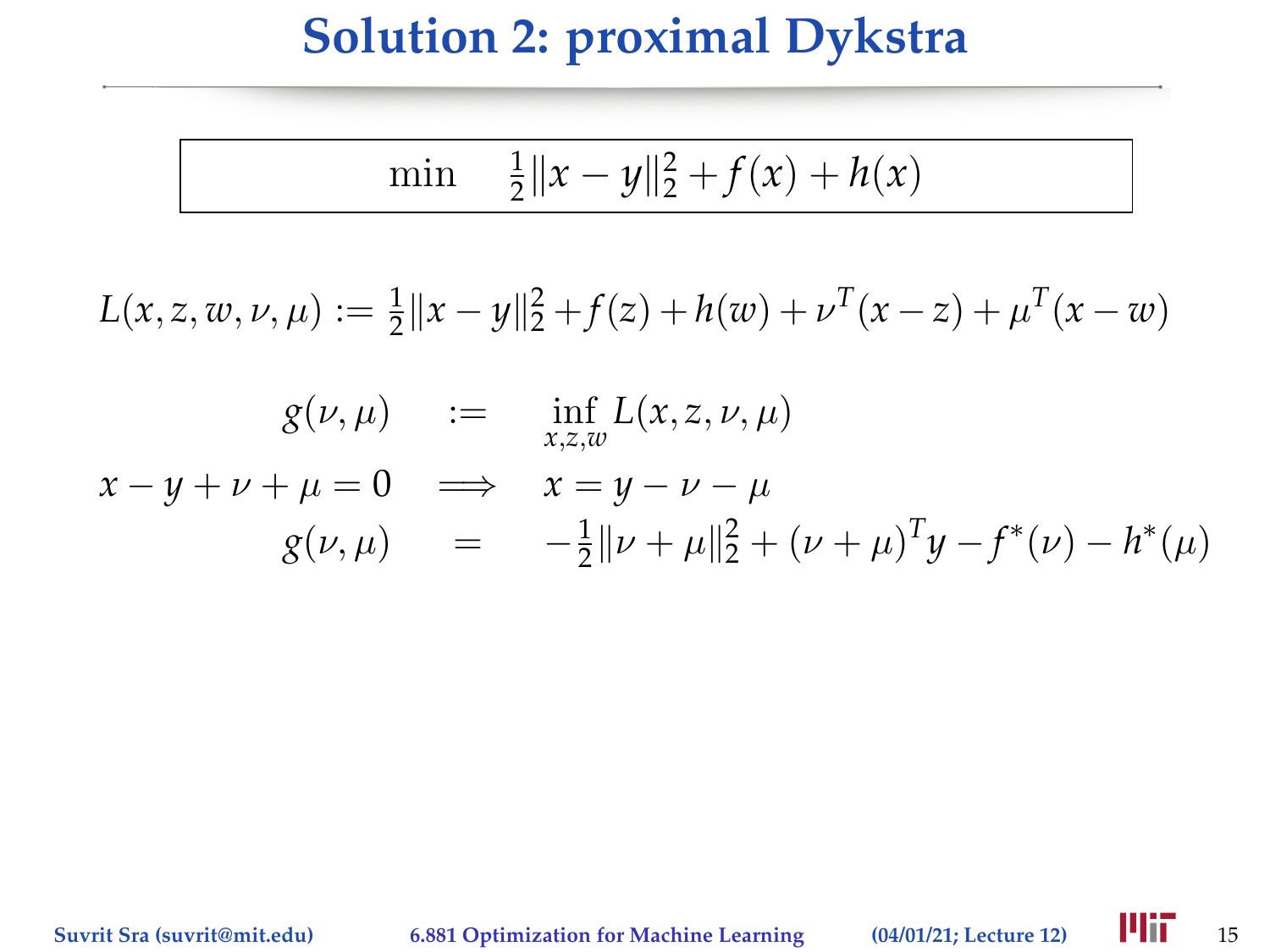# Solution 2: proximal Dykstra

$$\min \quad \tfrac{1}{2}\|x-y\|_2^2 + f(x) + h(x)$$

$$L(x,z,w,\nu,\mu) := \tfrac{1}{2}\|x-y\|_2^2 + f(z) + h(w) + \nu^T(x-z) + \mu^T(x-w)$$

$$\begin{aligned}
g(\nu,\mu) \quad &:= \quad \inf_{x,z,w} L(x,z,\nu,\mu) \\
x - y + \nu + \mu = 0 \quad &\implies \quad x = y - \nu - \mu \\
g(\nu,\mu) \quad &= \quad -\tfrac{1}{2}\|\nu+\mu\|_2^2 + (\nu+\mu)^T y - f^*(\nu) - h^*(\mu)
\end{aligned}$$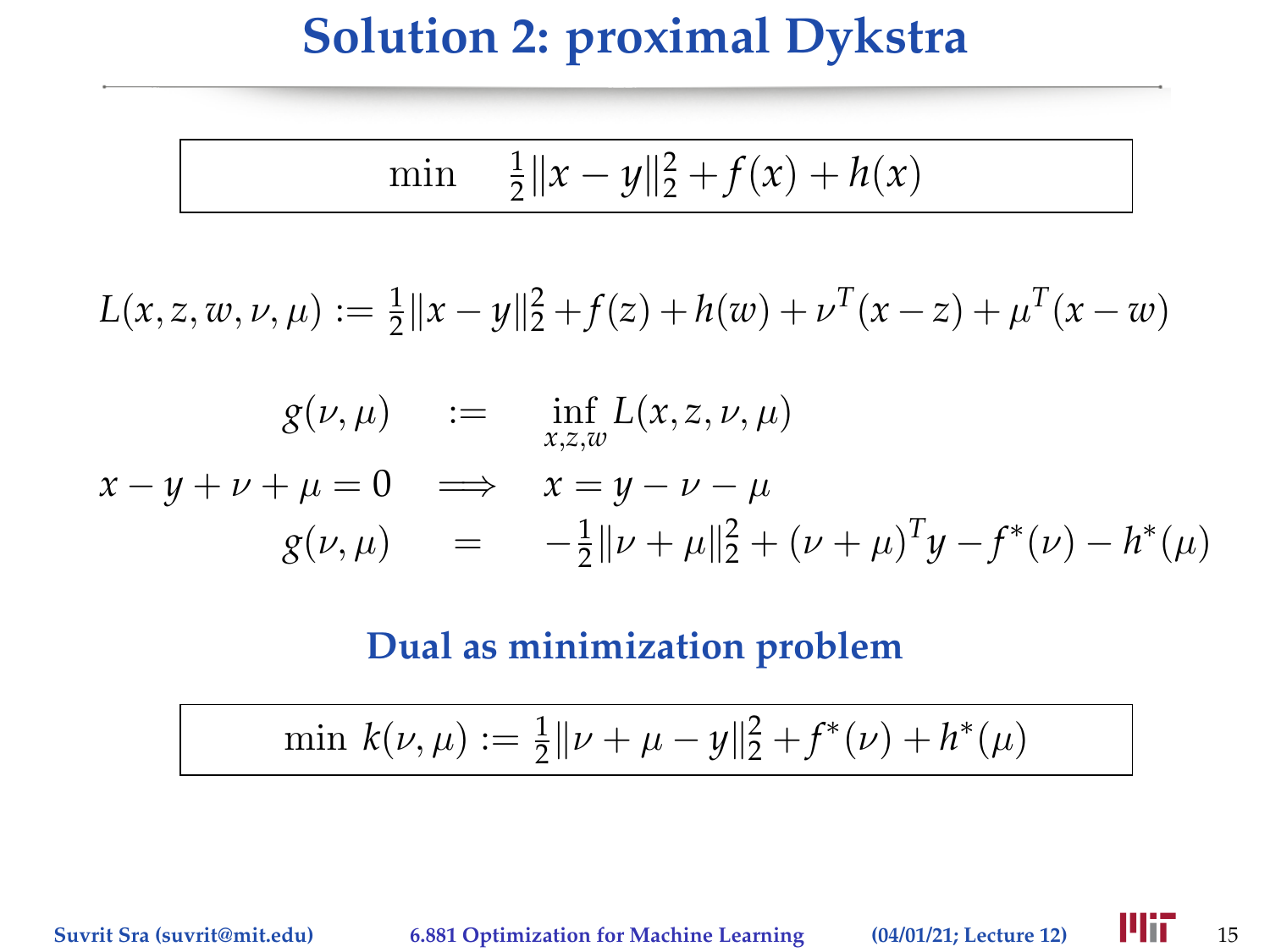# Solution 2: proximal Dykstra

$$\min \quad \tfrac{1}{2}\|x-y\|_2^2 + f(x) + h(x)$$

$$L(x,z,w,\nu,\mu) := \tfrac{1}{2}\|x-y\|_2^2 + f(z) + h(w) + \nu^T(x-z) + \mu^T(x-w)$$

$$
\begin{aligned}
g(\nu,\mu) \quad &:= \quad \inf_{x,z,w} L(x,z,\nu,\mu) \\
x - y + \nu + \mu = 0 \quad &\Longrightarrow \quad x = y - \nu - \mu \\
g(\nu,\mu) \quad &= \quad -\tfrac{1}{2}\|\nu+\mu\|_2^2 + (\nu+\mu)^T y - f^*(\nu) - h^*(\mu)
\end{aligned}
$$

## Dual as minimization problem

$$\min \; k(\nu,\mu) := \tfrac{1}{2}\|\nu+\mu-y\|_2^2 + f^*(\nu) + h^*(\mu)$$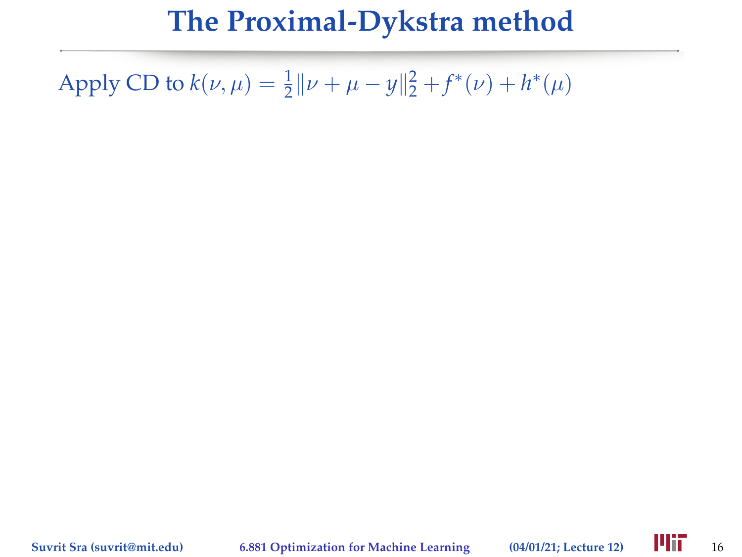# The Proximal-Dykstra method

Apply CD to $k(\nu, \mu) = \frac{1}{2}\|\nu + \mu - y\|_2^2 + f^*(\nu) + h^*(\mu)$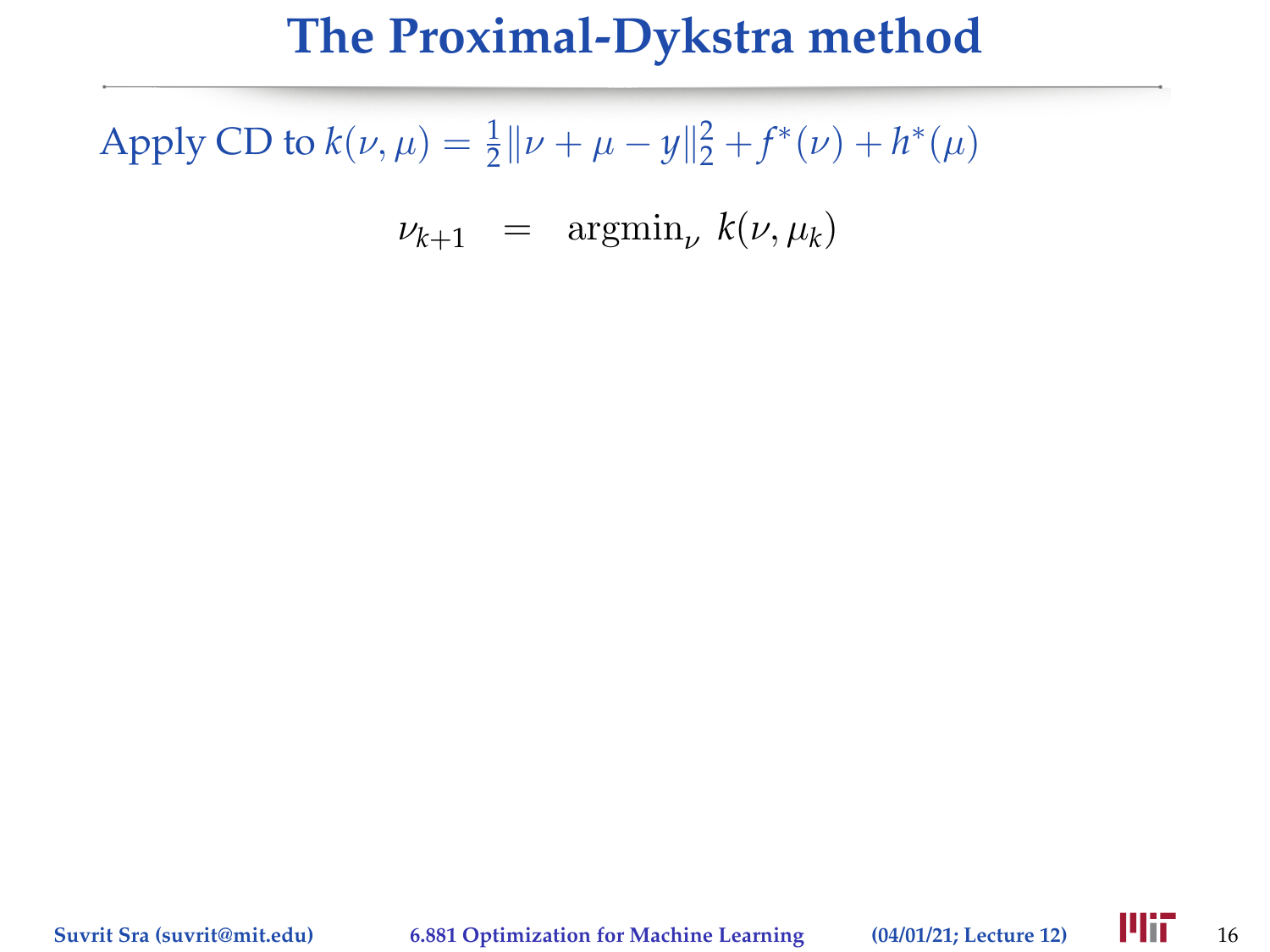# The Proximal-Dykstra method

Apply CD to $k(\nu, \mu) = \frac{1}{2}\|\nu + \mu - y\|_2^2 + f^*(\nu) + h^*(\mu)$

$$\nu_{k+1} \quad = \quad \text{argmin}_\nu \; k(\nu, \mu_k)$$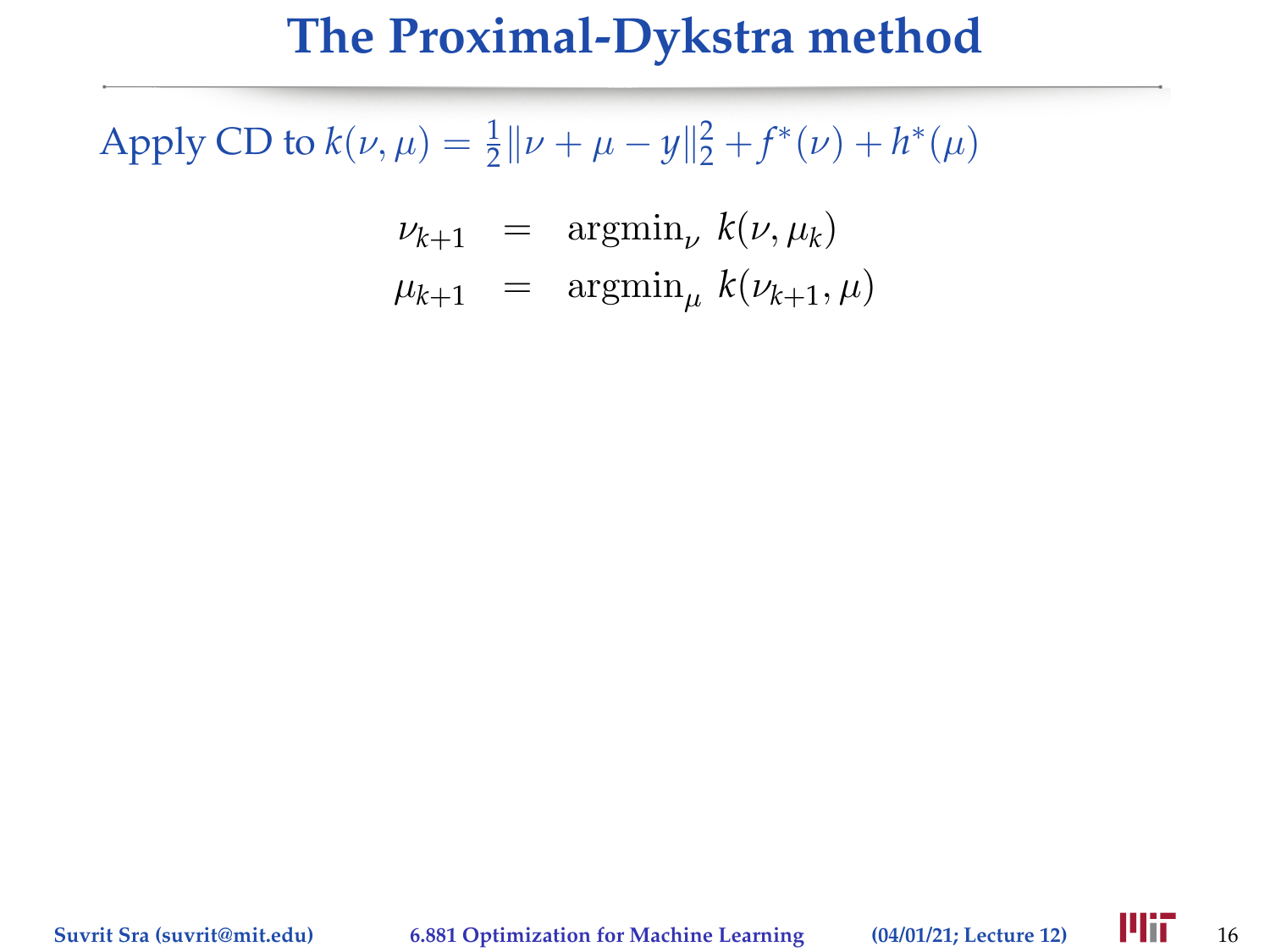# The Proximal-Dykstra method

Apply CD to $k(\nu, \mu) = \frac{1}{2}\|\nu + \mu - y\|_2^2 + f^*(\nu) + h^*(\mu)$

$$
\begin{aligned}
\nu_{k+1} &= \operatorname{argmin}_{\nu}\ k(\nu, \mu_k) \\
\mu_{k+1} &= \operatorname{argmin}_{\mu}\ k(\nu_{k+1}, \mu)
\end{aligned}
$$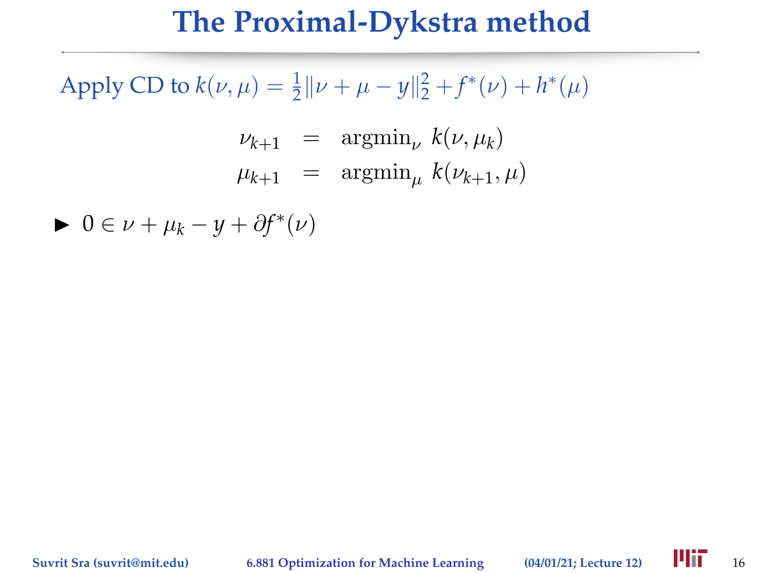# The Proximal-Dykstra method

Apply CD to $k(\nu, \mu) = \frac{1}{2}\|\nu + \mu - y\|_2^2 + f^*(\nu) + h^*(\mu)$

$$
\begin{aligned}
\nu_{k+1} &= \operatorname{argmin}_{\nu}\ k(\nu, \mu_k) \\
\mu_{k+1} &= \operatorname{argmin}_{\mu}\ k(\nu_{k+1}, \mu)
\end{aligned}
$$

- $0 \in \nu + \mu_k - y + \partial f^*(\nu)$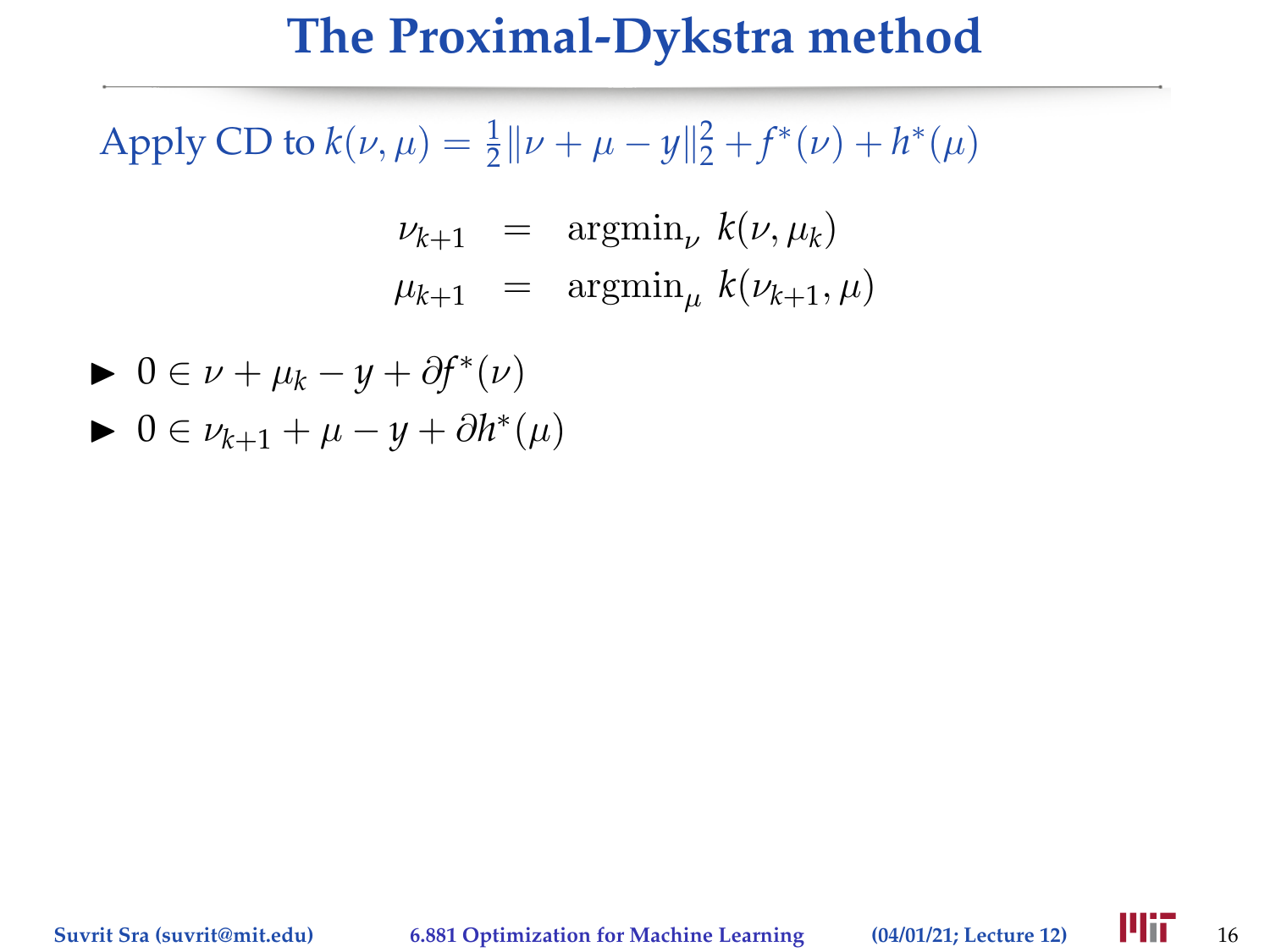# The Proximal-Dykstra method

Apply CD to $k(\nu, \mu) = \frac{1}{2}\|\nu + \mu - y\|_2^2 + f^*(\nu) + h^*(\mu)$

$$
\begin{aligned}
\nu_{k+1} &= \operatorname{argmin}_\nu \; k(\nu, \mu_k) \\
\mu_{k+1} &= \operatorname{argmin}_\mu \; k(\nu_{k+1}, \mu)
\end{aligned}
$$

- $0 \in \nu + \mu_k - y + \partial f^*(\nu)$
- $0 \in \nu_{k+1} + \mu - y + \partial h^*(\mu)$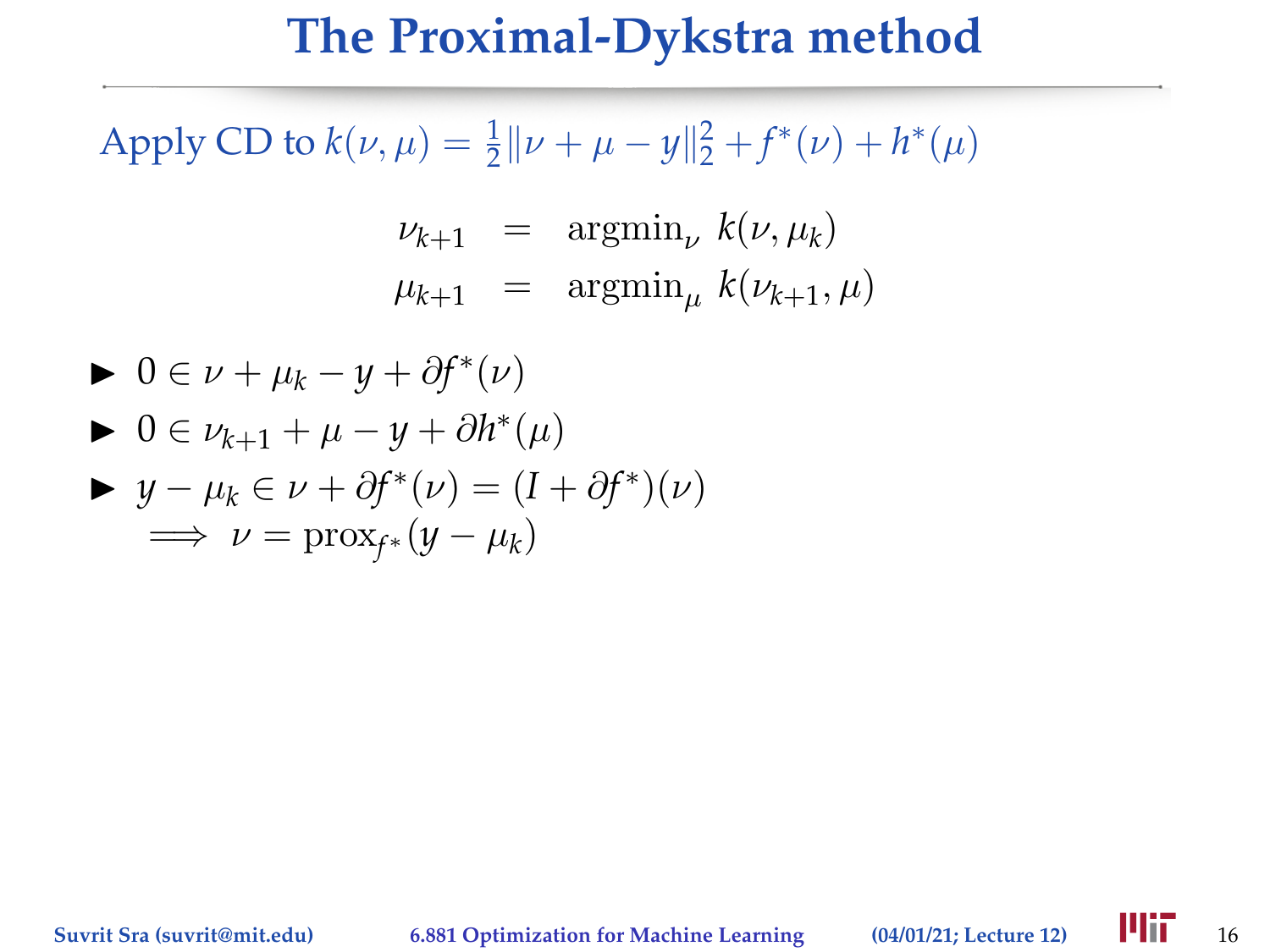# The Proximal-Dykstra method

Apply CD to $k(\nu, \mu) = \frac{1}{2}\|\nu + \mu - y\|_2^2 + f^*(\nu) + h^*(\mu)$

$$
\begin{aligned}
\nu_{k+1} &= \operatorname{argmin}_{\nu}\ k(\nu, \mu_k) \\
\mu_{k+1} &= \operatorname{argmin}_{\mu}\ k(\nu_{k+1}, \mu)
\end{aligned}
$$

- $0 \in \nu + \mu_k - y + \partial f^*(\nu)$
- $0 \in \nu_{k+1} + \mu - y + \partial h^*(\mu)$
- $y - \mu_k \in \nu + \partial f^*(\nu) = (I + \partial f^*)(\nu)$
  $\implies \nu = \mathrm{prox}_{f^*}(y - \mu_k)$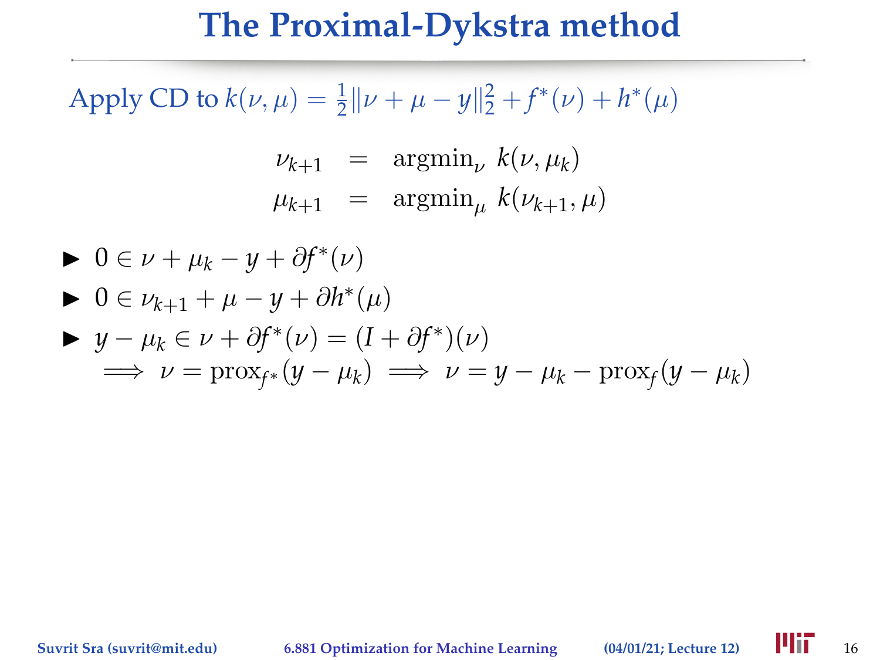# The Proximal-Dykstra method

Apply CD to $k(\nu, \mu) = \frac{1}{2}\|\nu + \mu - y\|_2^2 + f^*(\nu) + h^*(\mu)$

$$
\begin{aligned}
\nu_{k+1} &= \operatorname{argmin}_{\nu} \ k(\nu, \mu_k) \\
\mu_{k+1} &= \operatorname{argmin}_{\mu} \ k(\nu_{k+1}, \mu)
\end{aligned}
$$

- $0 \in \nu + \mu_k - y + \partial f^*(\nu)$
- $0 \in \nu_{k+1} + \mu - y + \partial h^*(\mu)$
- $y - \mu_k \in \nu + \partial f^*(\nu) = (I + \partial f^*)(\nu)$
  $\implies \nu = \operatorname{prox}_{f^*}(y - \mu_k) \implies \nu = y - \mu_k - \operatorname{prox}_f(y - \mu_k)$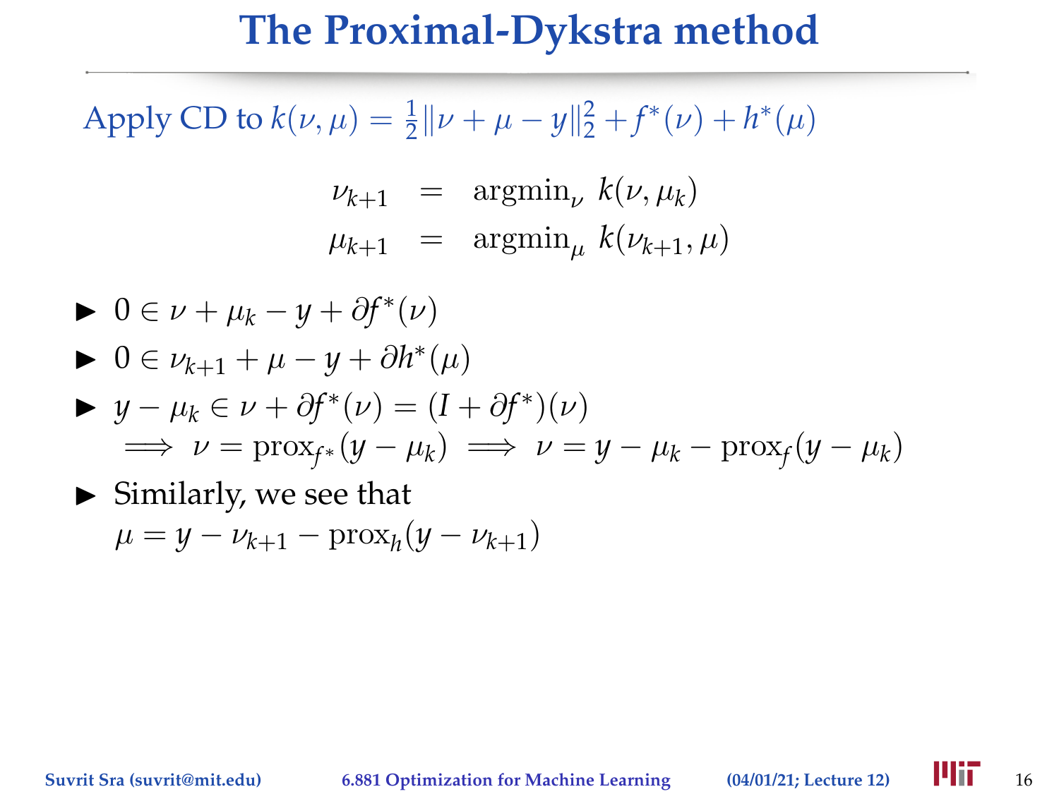# The Proximal-Dykstra method

Apply CD to $k(\nu, \mu) = \frac{1}{2}\|\nu + \mu - y\|_2^2 + f^*(\nu) + h^*(\mu)$

$$
\begin{aligned}
\nu_{k+1} &= \operatorname{argmin}_{\nu}\ k(\nu, \mu_k) \\
\mu_{k+1} &= \operatorname{argmin}_{\mu}\ k(\nu_{k+1}, \mu)
\end{aligned}
$$

- $0 \in \nu + \mu_k - y + \partial f^*(\nu)$
- $0 \in \nu_{k+1} + \mu - y + \partial h^*(\mu)$
- $y - \mu_k \in \nu + \partial f^*(\nu) = (I + \partial f^*)(\nu)$
  $\implies \nu = \operatorname{prox}_{f^*}(y - \mu_k) \implies \nu = y - \mu_k - \operatorname{prox}_f(y - \mu_k)$
- Similarly, we see that
  $\mu = y - \nu_{k+1} - \operatorname{prox}_h(y - \nu_{k+1})$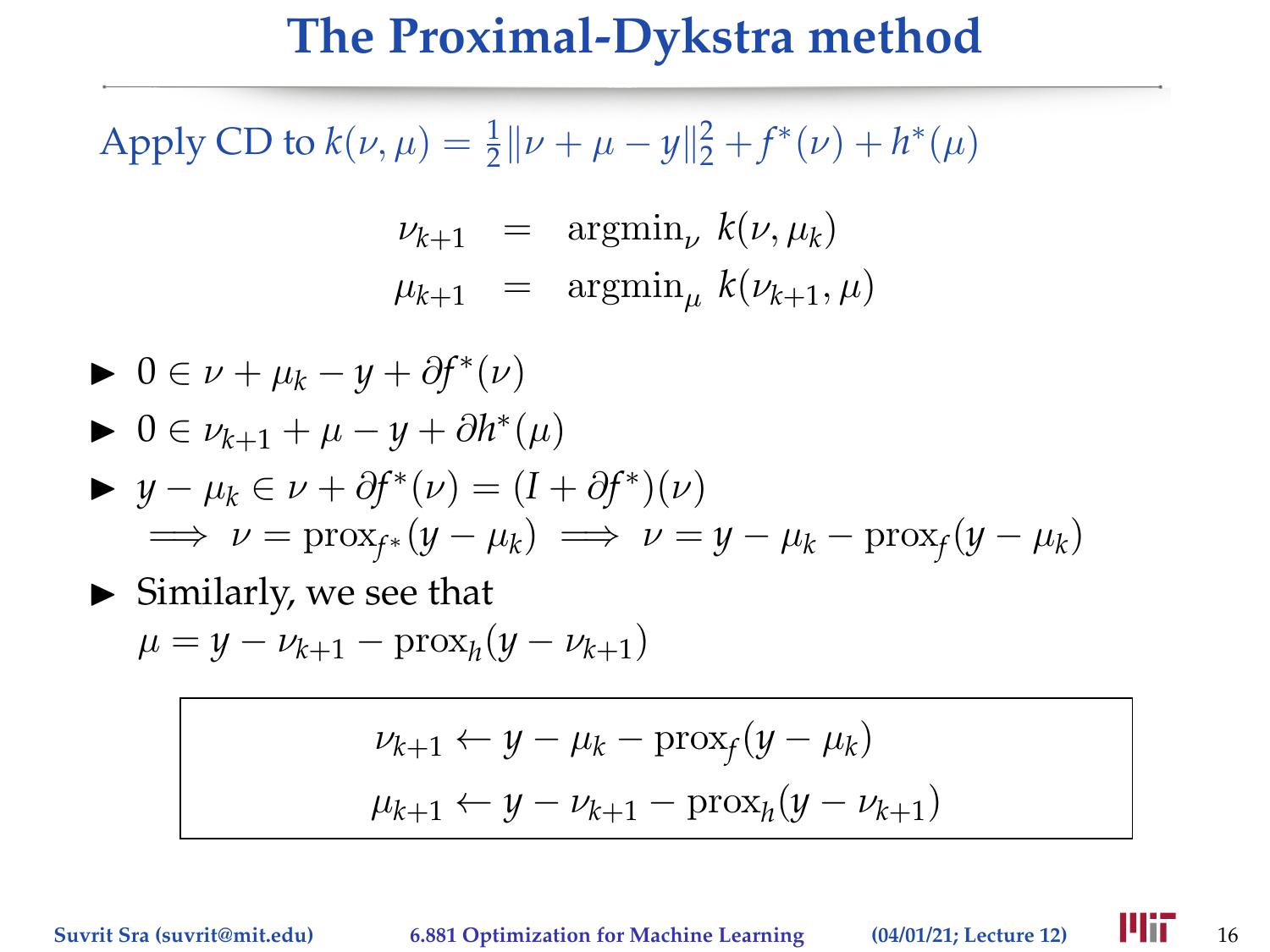# The Proximal-Dykstra method

Apply CD to $k(\nu, \mu) = \frac{1}{2}\|\nu + \mu - y\|_2^2 + f^*(\nu) + h^*(\mu)$

$$
\begin{aligned}
\nu_{k+1} &= \operatorname{argmin}_\nu \; k(\nu, \mu_k) \\
\mu_{k+1} &= \operatorname{argmin}_\mu \; k(\nu_{k+1}, \mu)
\end{aligned}
$$

- $0 \in \nu + \mu_k - y + \partial f^*(\nu)$
- $0 \in \nu_{k+1} + \mu - y + \partial h^*(\mu)$
- $y - \mu_k \in \nu + \partial f^*(\nu) = (I + \partial f^*)(\nu)$
  $\implies \; \nu = \operatorname{prox}_{f^*}(y - \mu_k) \implies \; \nu = y - \mu_k - \operatorname{prox}_f(y - \mu_k)$
- Similarly, we see that
  $\mu = y - \nu_{k+1} - \operatorname{prox}_h(y - \nu_{k+1})$

$$
\begin{aligned}
\nu_{k+1} &\leftarrow y - \mu_k - \operatorname{prox}_f(y - \mu_k) \\
\mu_{k+1} &\leftarrow y - \nu_{k+1} - \operatorname{prox}_h(y - \nu_{k+1})
\end{aligned}
$$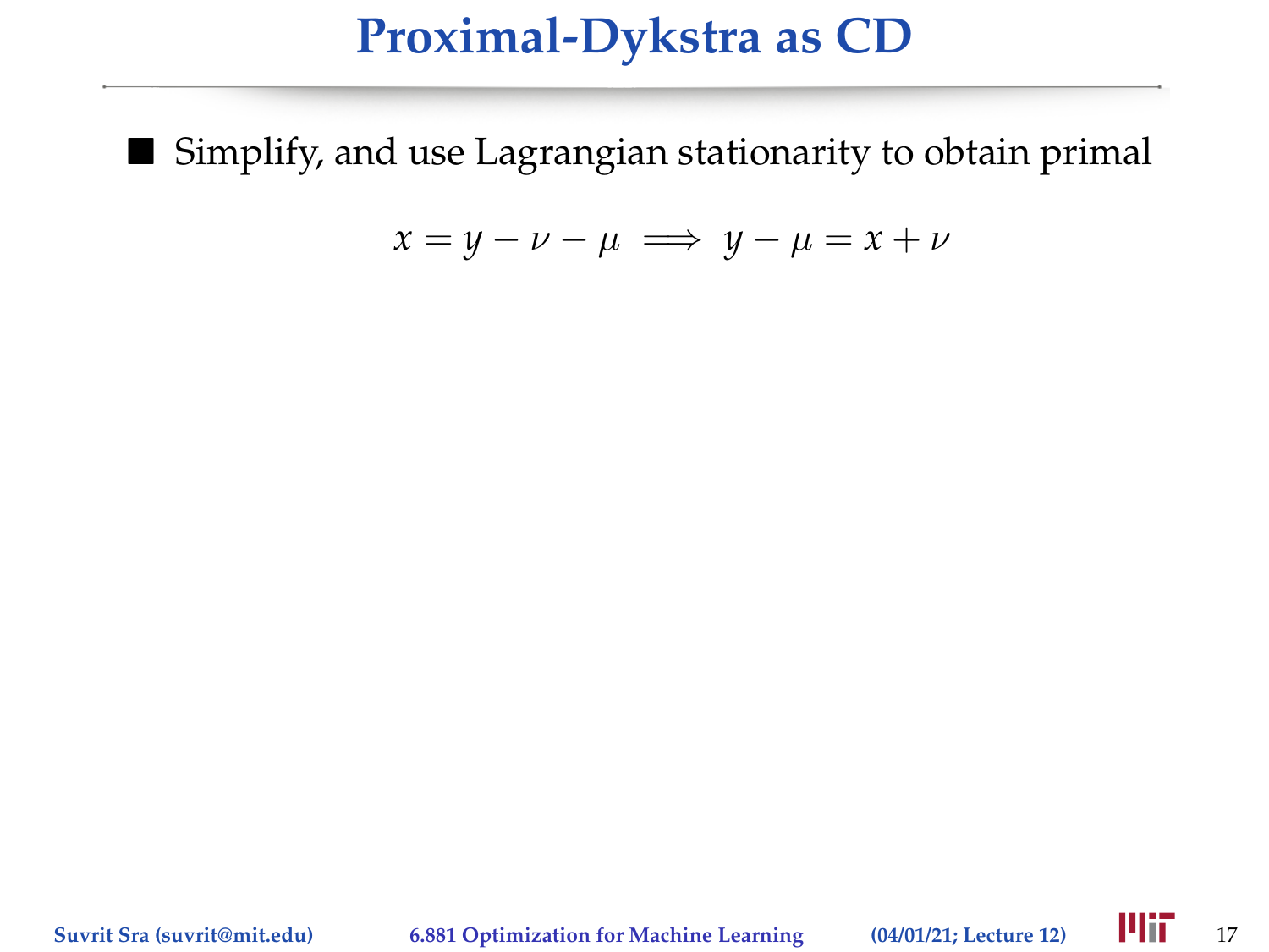# Proximal-Dykstra as CD

- Simplify, and use Lagrangian stationarity to obtain primal

$$x = y - \nu - \mu \implies y - \mu = x + \nu$$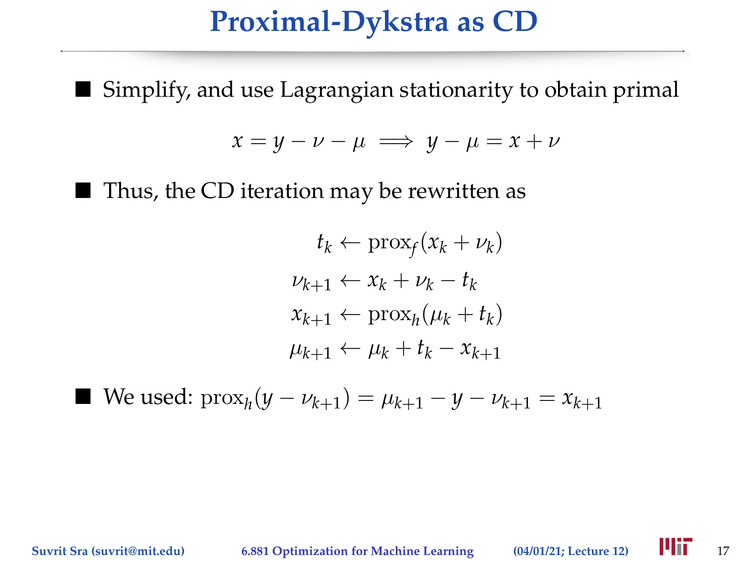# Proximal-Dykstra as CD

- Simplify, and use Lagrangian stationarity to obtain primal

$$x = y - \nu - \mu \implies y - \mu = x + \nu$$

- Thus, the CD iteration may be rewritten as

$$\begin{aligned}
t_k &\leftarrow \operatorname{prox}_f(x_k + \nu_k) \\
\nu_{k+1} &\leftarrow x_k + \nu_k - t_k \\
x_{k+1} &\leftarrow \operatorname{prox}_h(\mu_k + t_k) \\
\mu_{k+1} &\leftarrow \mu_k + t_k - x_{k+1}
\end{aligned}$$

- We used: $\operatorname{prox}_h(y - \nu_{k+1}) = \mu_{k+1} - y - \nu_{k+1} = x_{k+1}$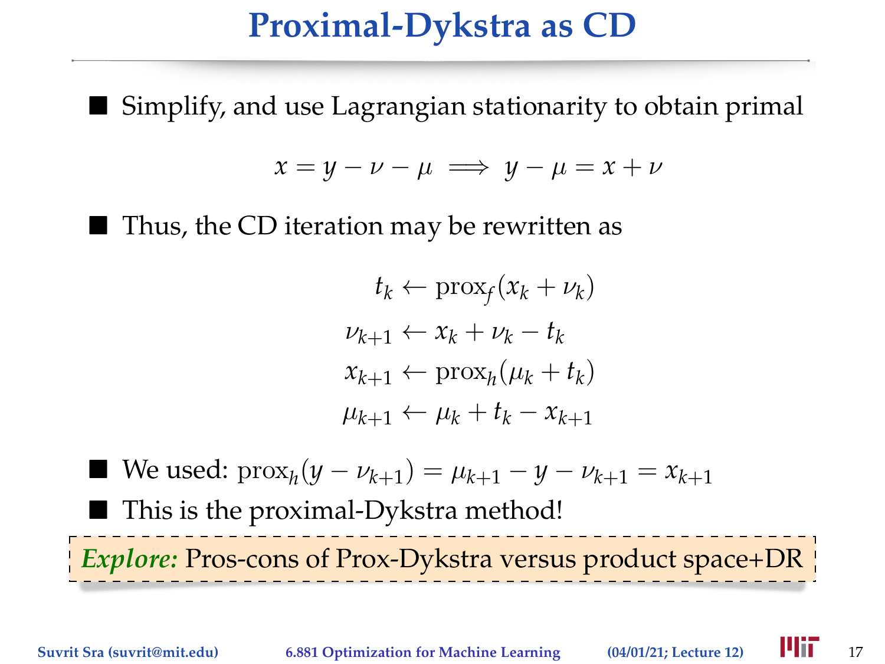# Proximal-Dykstra as CD

- Simplify, and use Lagrangian stationarity to obtain primal

$$x = y - \nu - \mu \implies y - \mu = x + \nu$$

- Thus, the CD iteration may be rewritten as

$$
\begin{aligned}
t_k &\leftarrow \operatorname{prox}_f(x_k + \nu_k) \\
\nu_{k+1} &\leftarrow x_k + \nu_k - t_k \\
x_{k+1} &\leftarrow \operatorname{prox}_h(\mu_k + t_k) \\
\mu_{k+1} &\leftarrow \mu_k + t_k - x_{k+1}
\end{aligned}
$$

- We used: $\operatorname{prox}_h(y - \nu_{k+1}) = \mu_{k+1} - y - \nu_{k+1} = x_{k+1}$
- This is the proximal-Dykstra method!

***Explore:*** Pros-cons of Prox-Dykstra versus product space+DR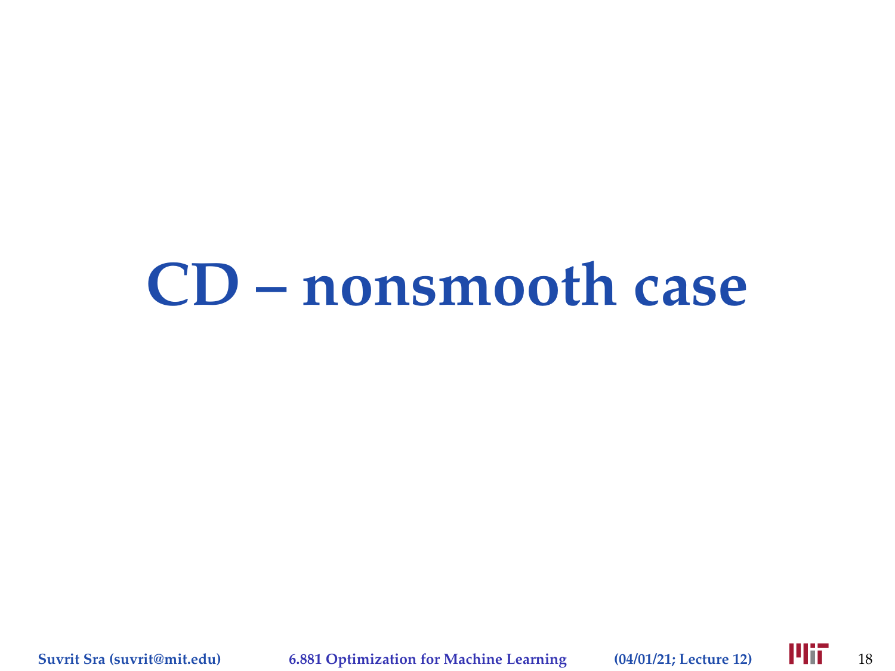# CD – nonsmooth case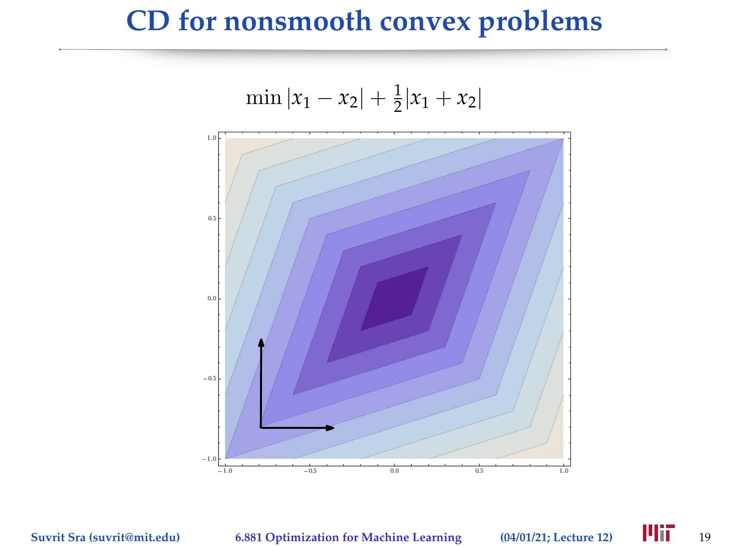# CD for nonsmooth convex problems

$$\min |x_1 - x_2| + \tfrac{1}{2}|x_1 + x_2|$$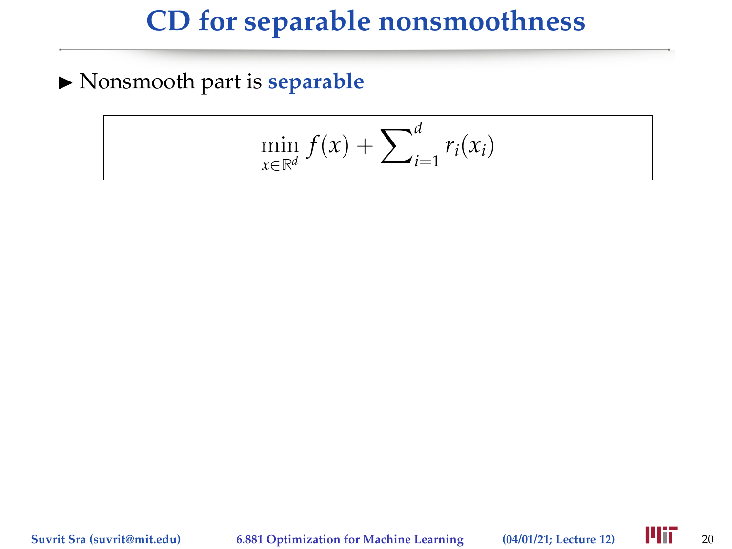# CD for separable nonsmoothness

- Nonsmooth part is **separable**

$$\min_{x \in \mathbb{R}^d} f(x) + \sum_{i=1}^{d} r_i(x_i)$$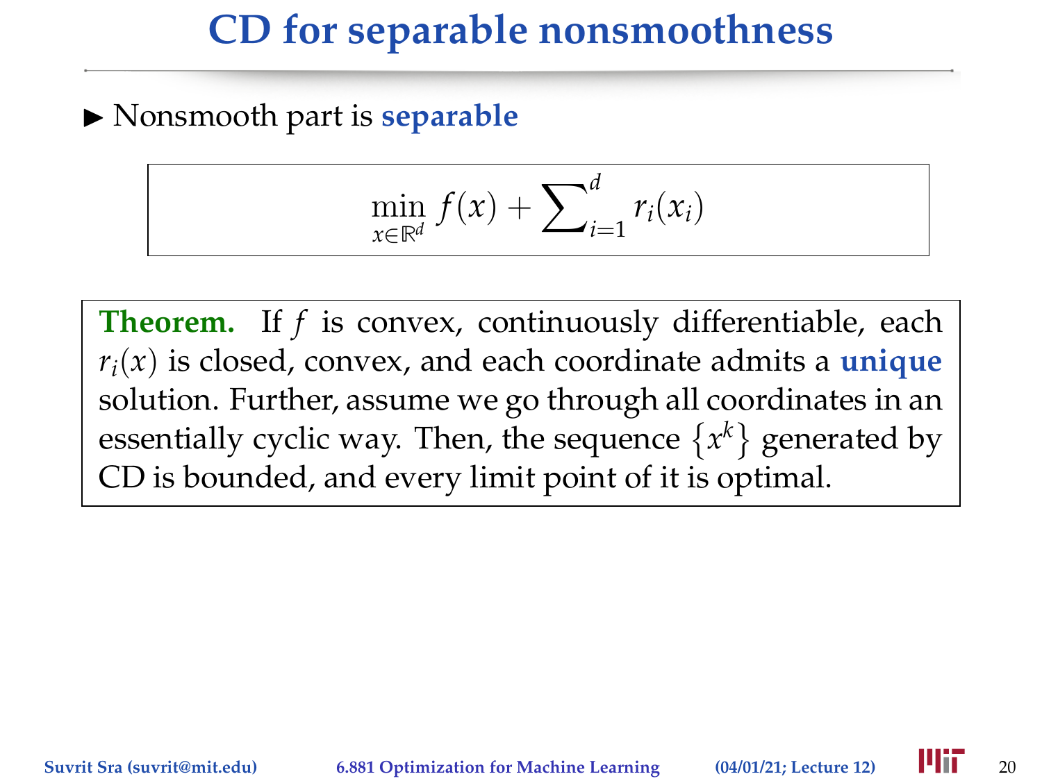# CD for separable nonsmoothness

- Nonsmooth part is **separable**

$$\min_{x\in\mathbb{R}^d} f(x) + \sum_{i=1}^{d} r_i(x_i)$$

**Theorem.** If $f$ is convex, continuously differentiable, each $r_i(x)$ is closed, convex, and each coordinate admits a **unique** solution. Further, assume we go through all coordinates in an essentially cyclic way. Then, the sequence $\{x^k\}$ generated by CD is bounded, and every limit point of it is optimal.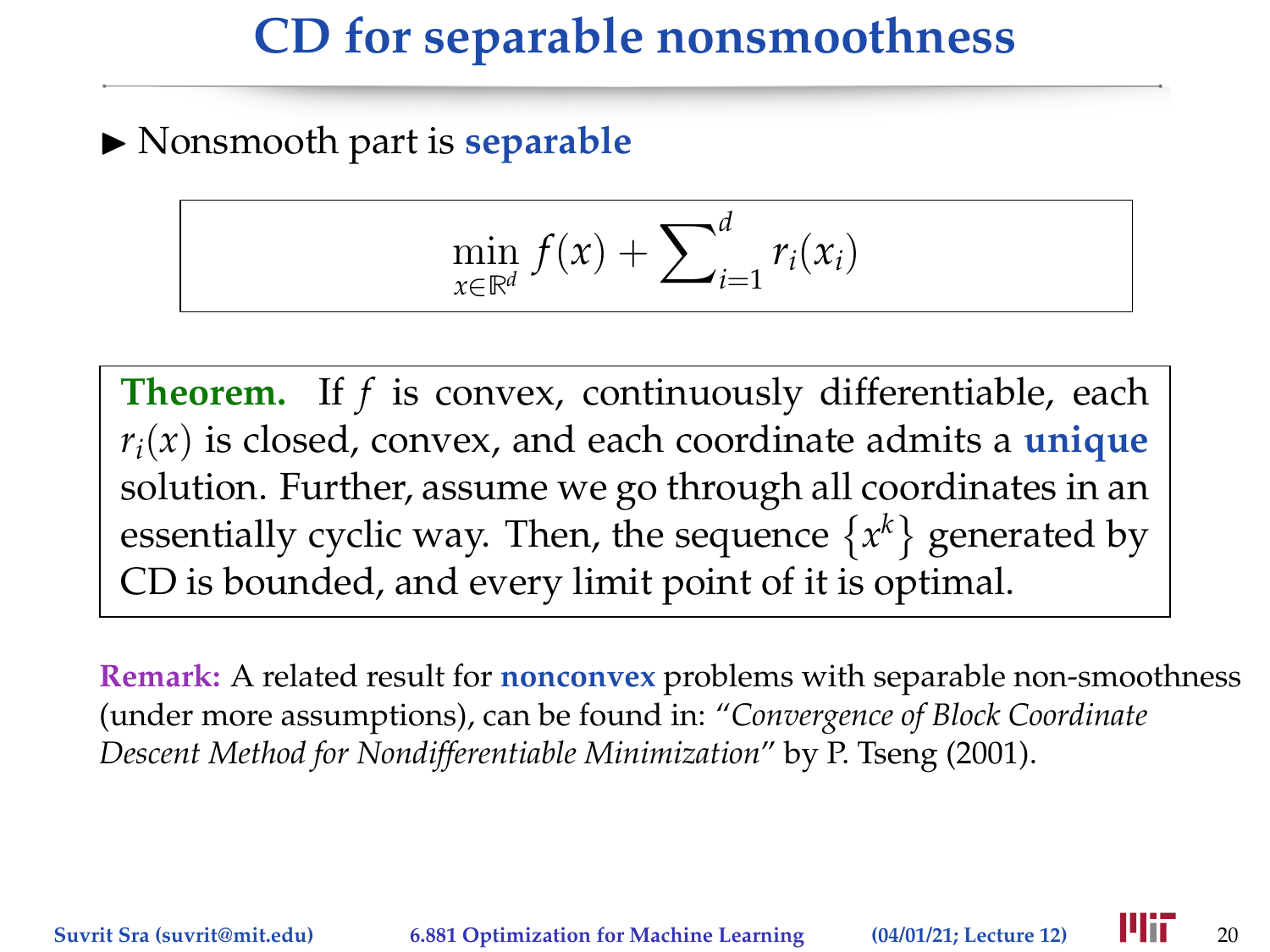# CD for separable nonsmoothness

- Nonsmooth part is **separable**

$$\min_{x \in \mathbb{R}^d} f(x) + \sum_{i=1}^{d} r_i(x_i)$$

**Theorem.** If $f$ is convex, continuously differentiable, each $r_i(x)$ is closed, convex, and each coordinate admits a **unique** solution. Further, assume we go through all coordinates in an essentially cyclic way. Then, the sequence $\{x^k\}$ generated by CD is bounded, and every limit point of it is optimal.

**Remark:** A related result for **nonconvex** problems with separable non-smoothness (under more assumptions), can be found in: "*Convergence of Block Coordinate Descent Method for Nondifferentiable Minimization*" by P. Tseng (2001).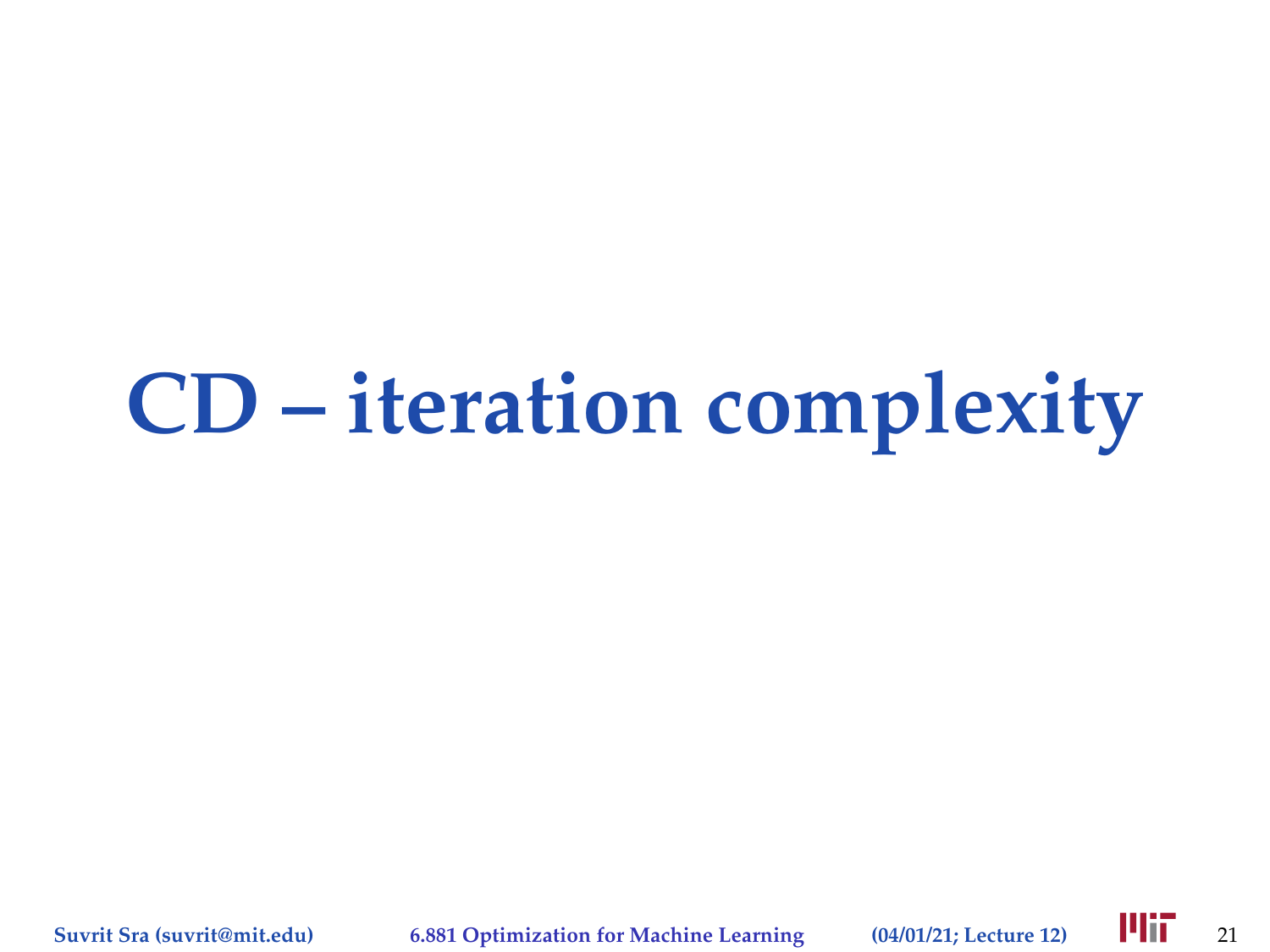# CD – iteration complexity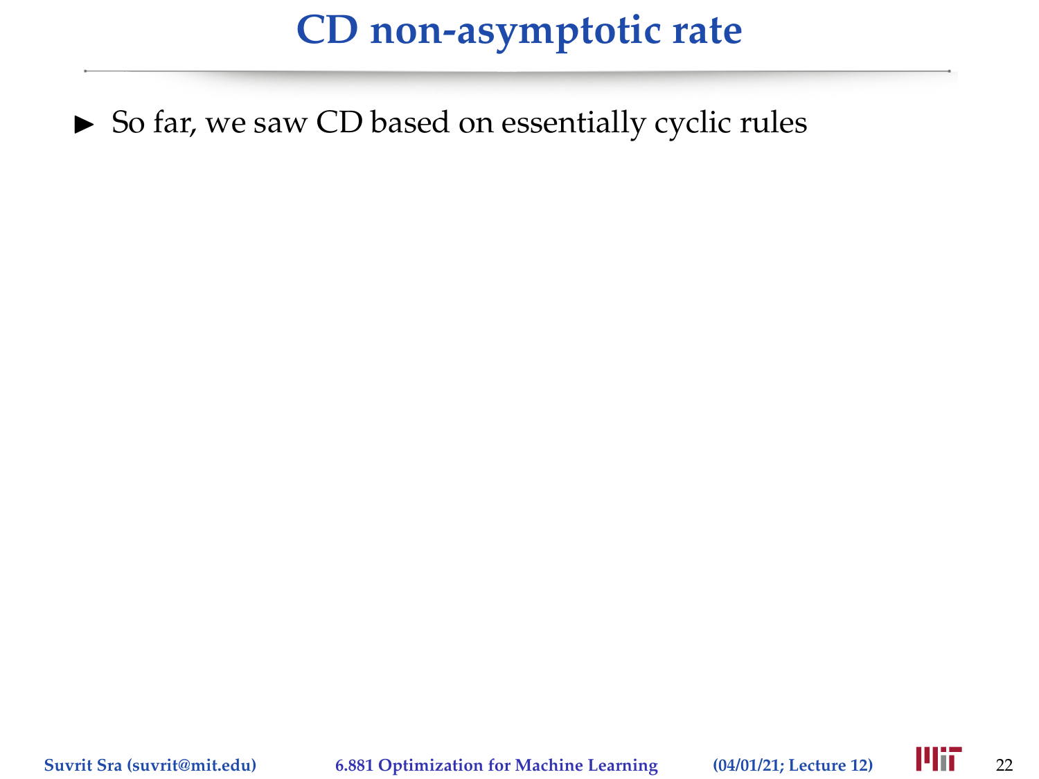# CD non-asymptotic rate

- So far, we saw CD based on essentially cyclic rules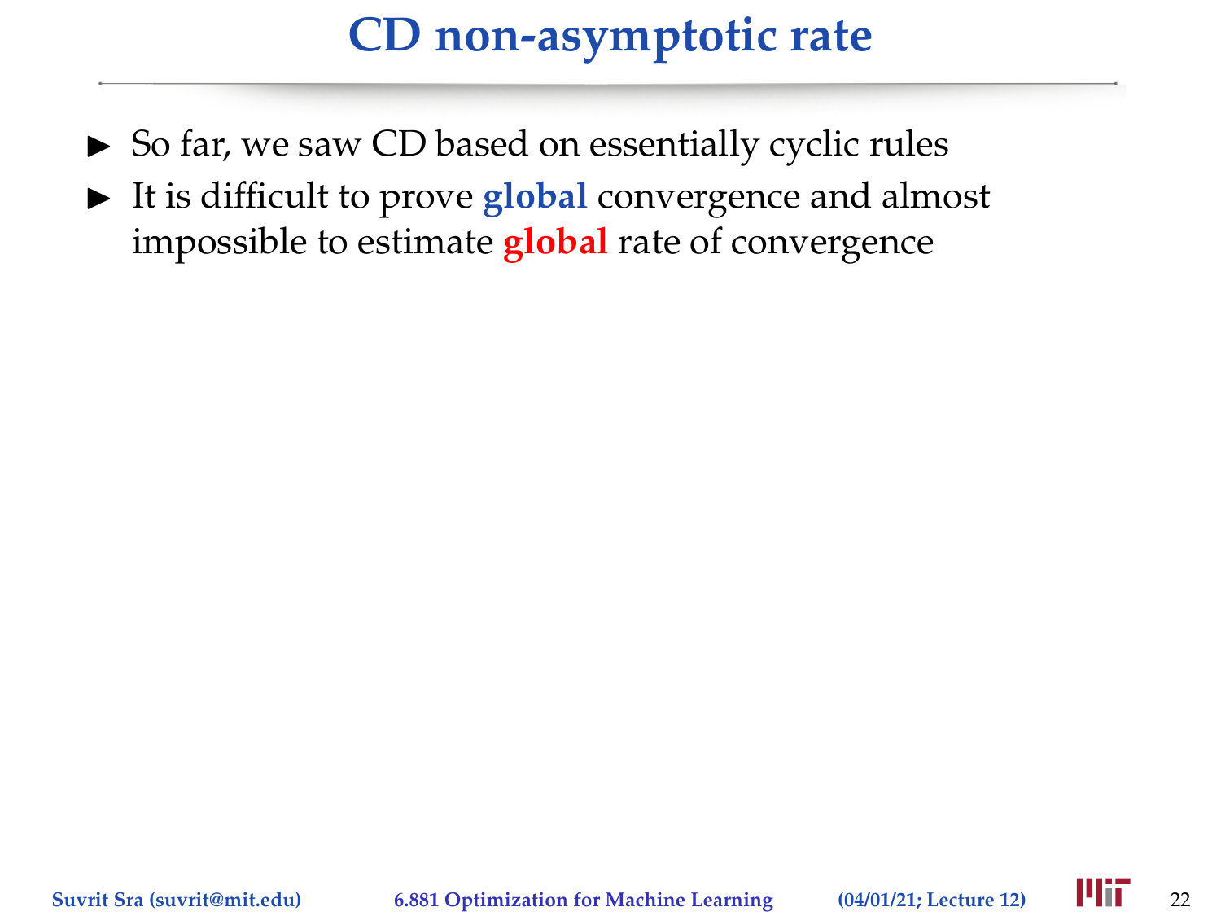# CD non-asymptotic rate

- So far, we saw CD based on essentially cyclic rules
- It is difficult to prove **global** convergence and almost impossible to estimate **global** rate of convergence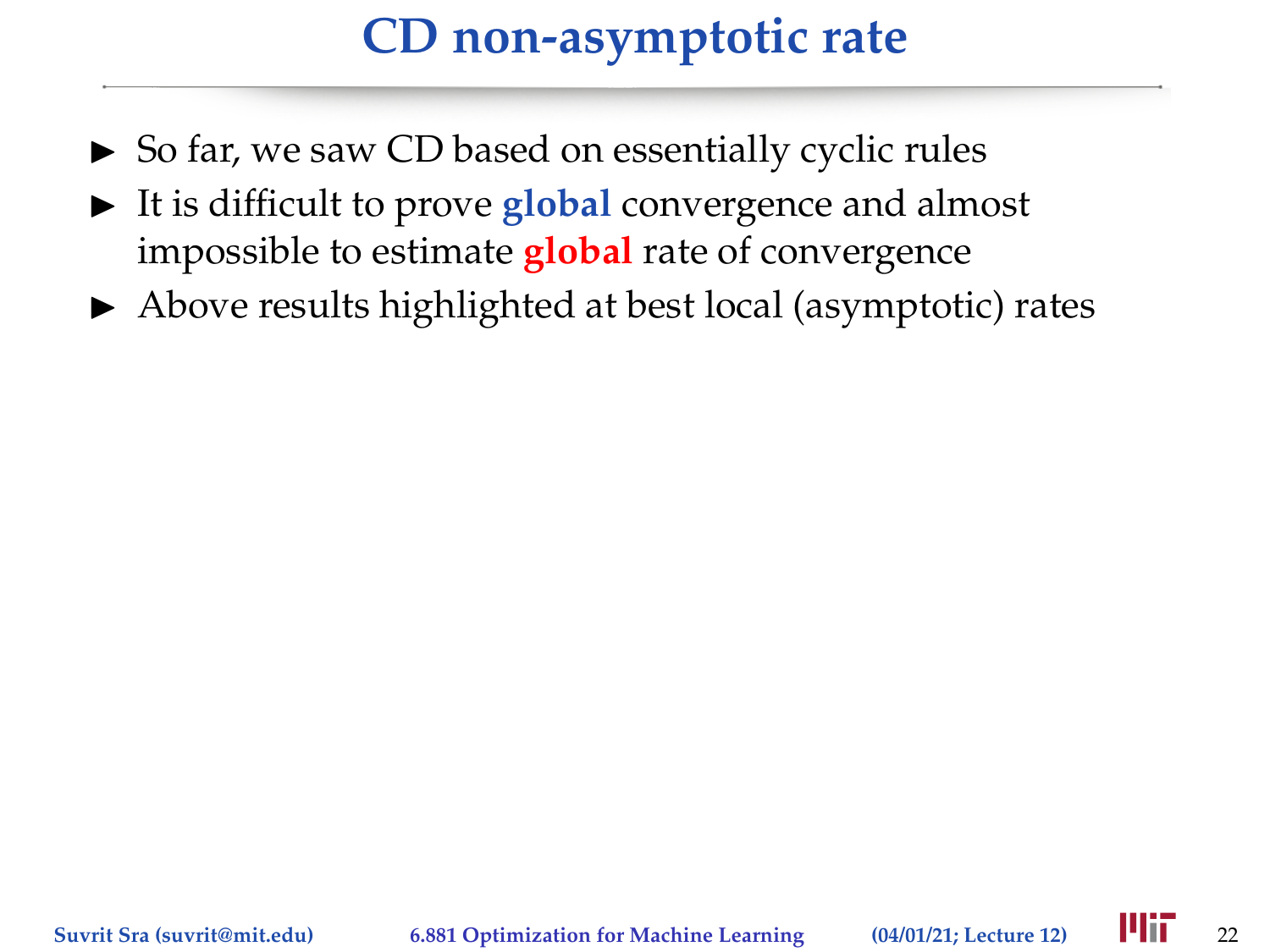# CD non-asymptotic rate

- So far, we saw CD based on essentially cyclic rules
- It is difficult to prove **global** convergence and almost impossible to estimate **global** rate of convergence
- Above results highlighted at best local (asymptotic) rates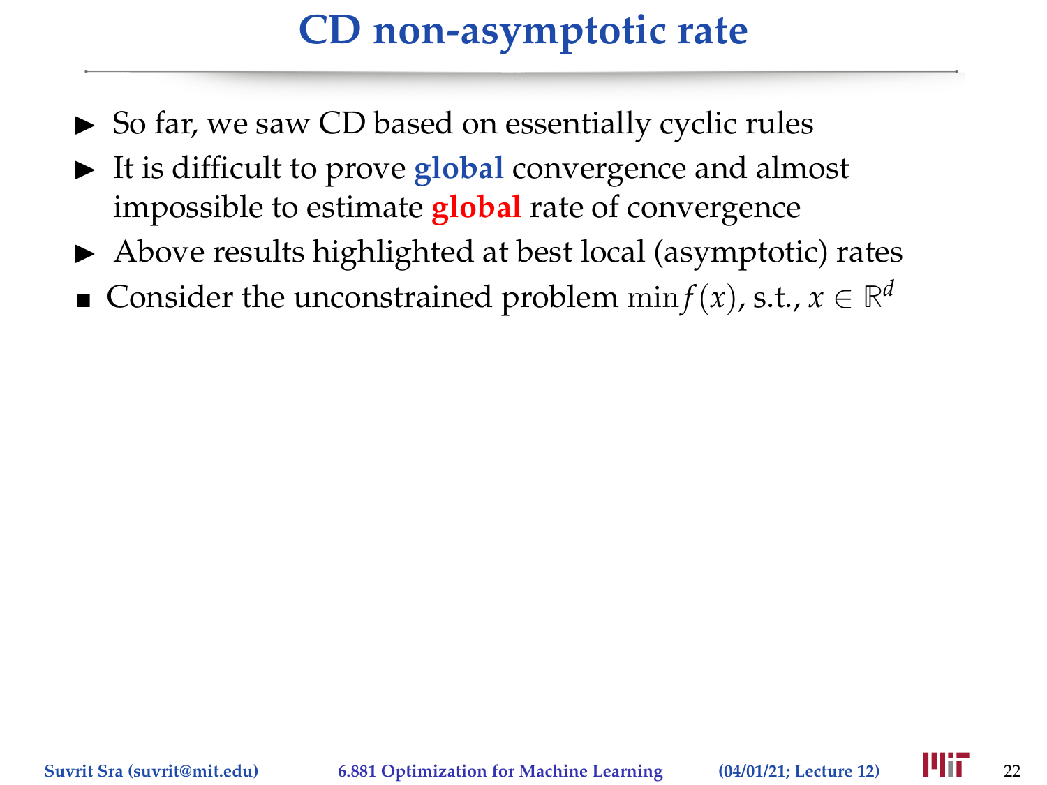# CD non-asymptotic rate

- So far, we saw CD based on essentially cyclic rules
- It is difficult to prove **global** convergence and almost impossible to estimate **global** rate of convergence
- Above results highlighted at best local (asymptotic) rates

- Consider the unconstrained problem $\min f(x)$, s.t., $x \in \mathbb{R}^d$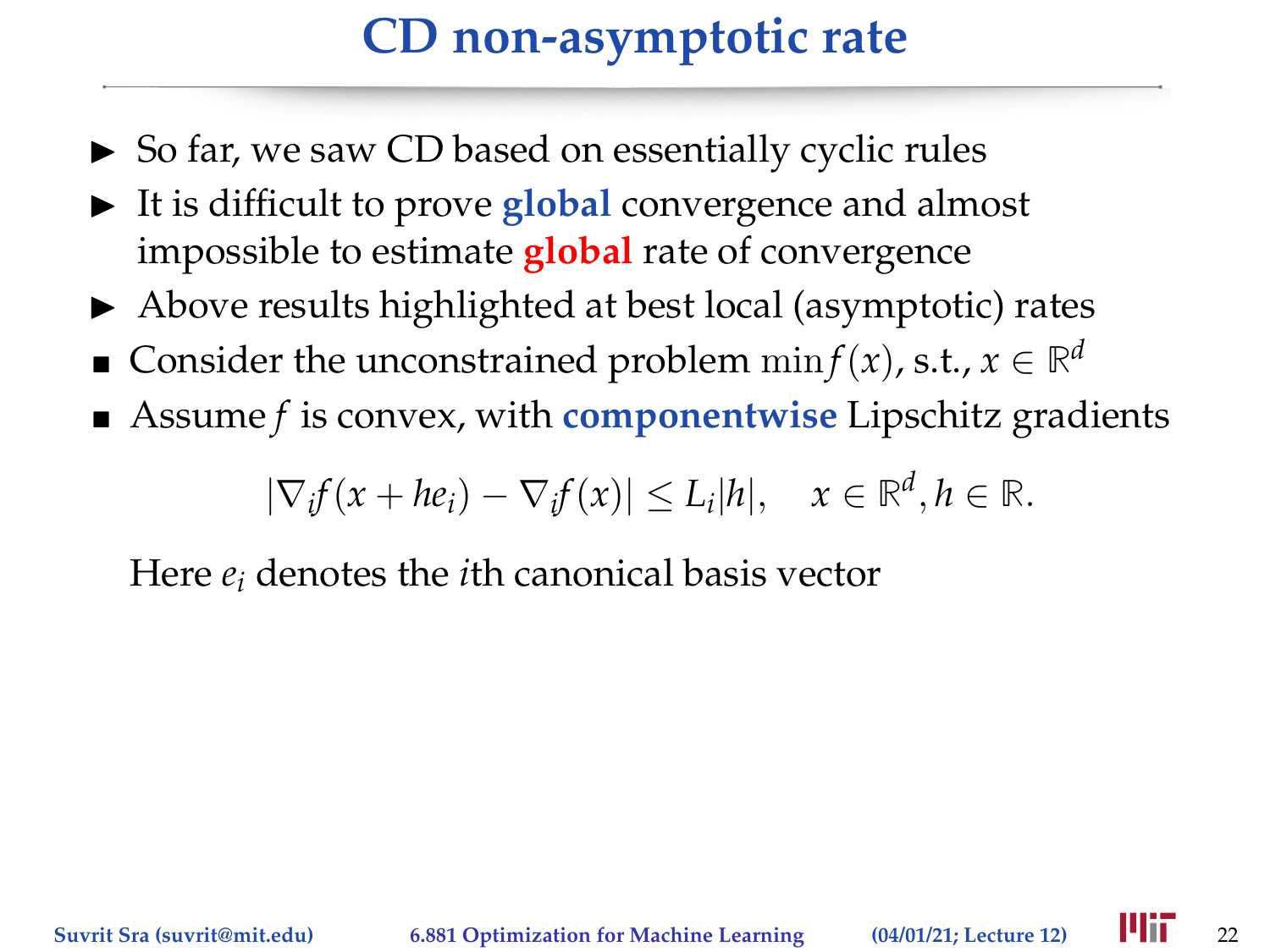# CD non-asymptotic rate

- So far, we saw CD based on essentially cyclic rules
- It is difficult to prove **global** convergence and almost impossible to estimate **global** rate of convergence
- Above results highlighted at best local (asymptotic) rates

- Consider the unconstrained problem $\min f(x)$, s.t., $x \in \mathbb{R}^d$
- Assume $f$ is convex, with **componentwise** Lipschitz gradients

$$|\nabla_i f(x + he_i) - \nabla_i f(x)| \leq L_i |h|, \quad x \in \mathbb{R}^d, h \in \mathbb{R}.$$

Here $e_i$ denotes the $i$th canonical basis vector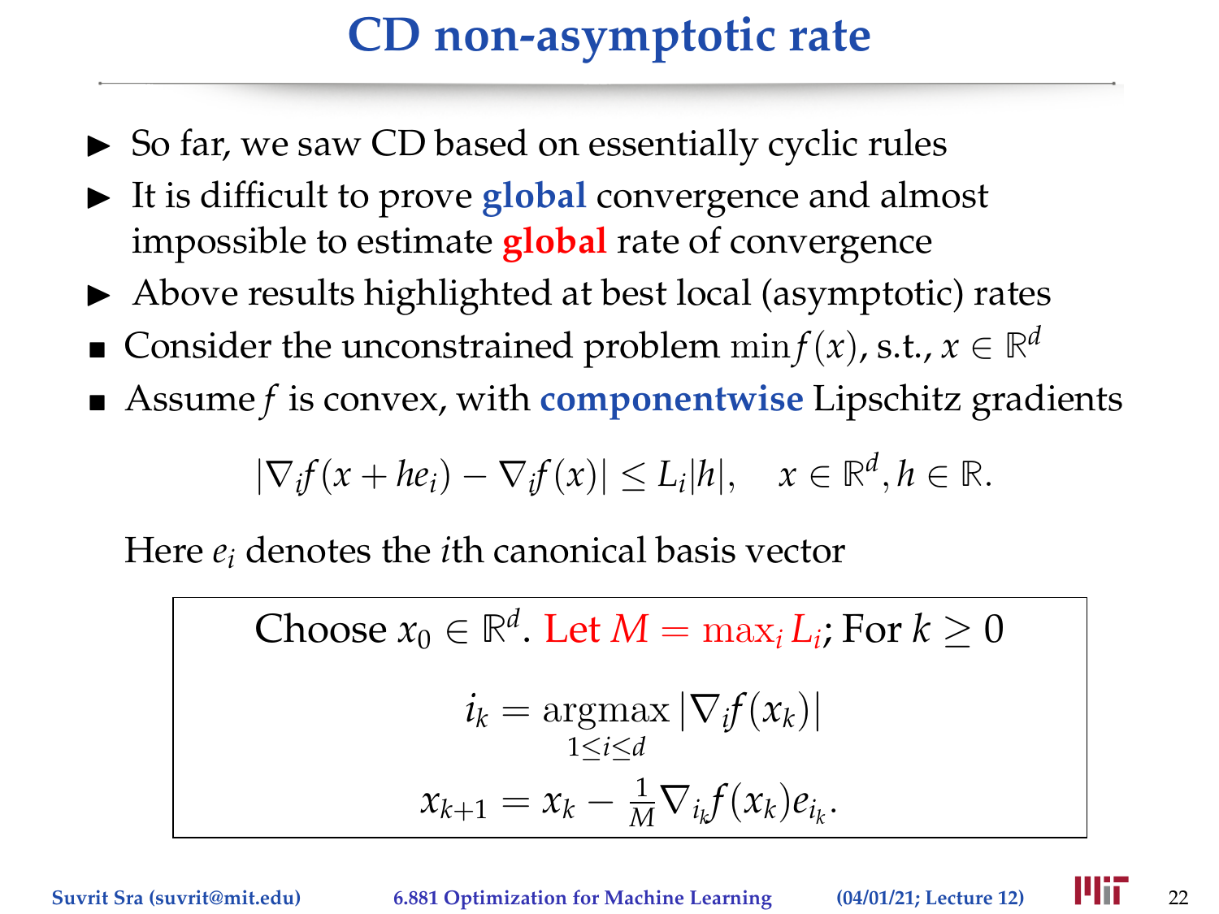# CD non-asymptotic rate

- So far, we saw CD based on essentially cyclic rules
- It is difficult to prove **global** convergence and almost impossible to estimate **global** rate of convergence
- Above results highlighted at best local (asymptotic) rates

- Consider the unconstrained problem $\min f(x)$, s.t., $x \in \mathbb{R}^d$
- Assume $f$ is convex, with **componentwise** Lipschitz gradients

$$|\nabla_i f(x + he_i) - \nabla_i f(x)| \leq L_i |h|, \quad x \in \mathbb{R}^d, h \in \mathbb{R}.$$

Here $e_i$ denotes the $i$th canonical basis vector

> Choose $x_0 \in \mathbb{R}^d$. Let $M = \max_i L_i$; For $k \geq 0$
>
> $$i_k = \underset{1 \leq i \leq d}{\operatorname{argmax}} |\nabla_i f(x_k)|$$
>
> $$x_{k+1} = x_k - \tfrac{1}{M} \nabla_{i_k} f(x_k) e_{i_k}.$$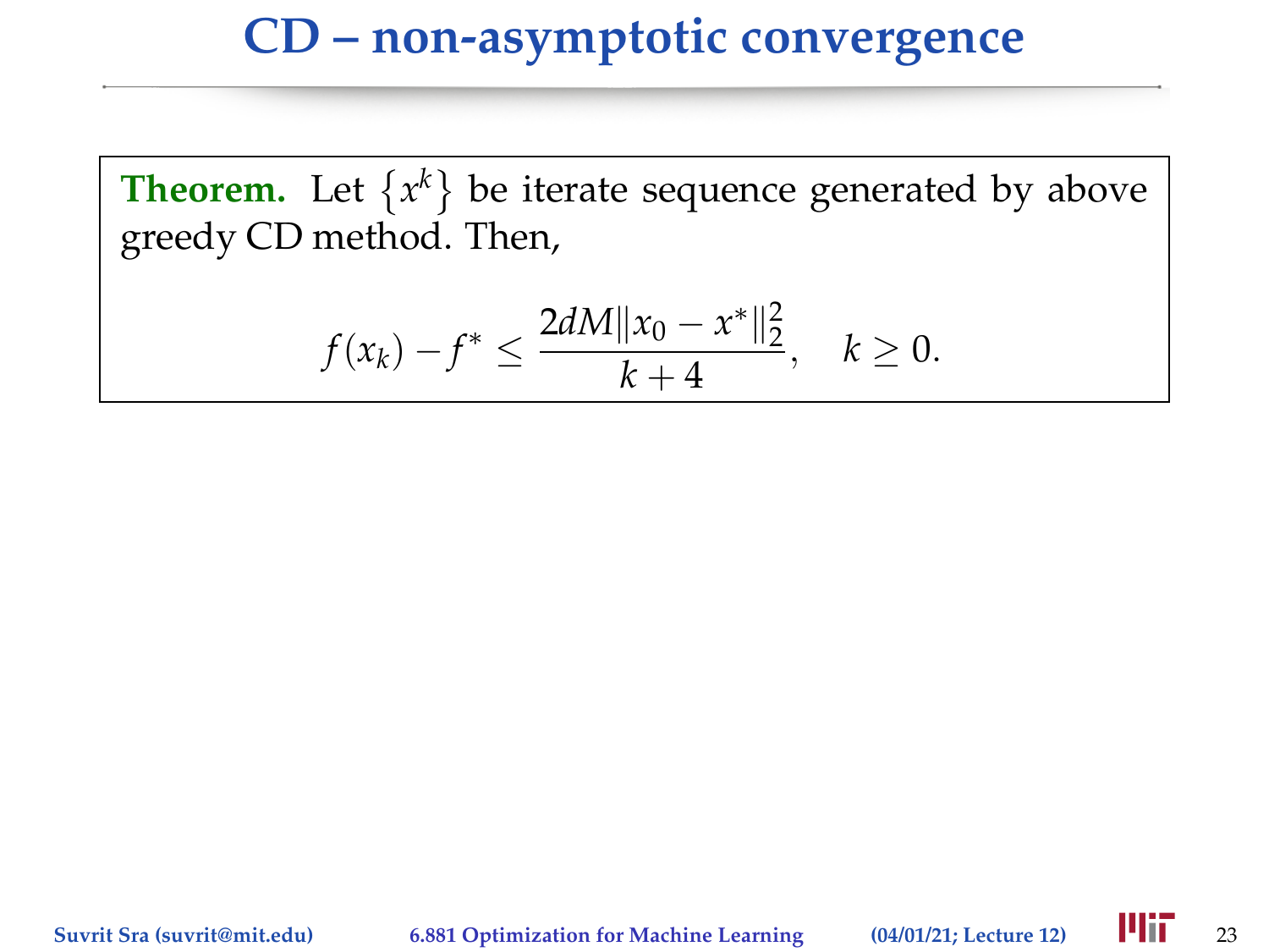# CD – non-asymptotic convergence

**Theorem.** Let $\{x^k\}$ be iterate sequence generated by above greedy CD method. Then,

$$f(x_k) - f^* \leq \frac{2dM\|x_0 - x^*\|_2^2}{k+4}, \quad k \geq 0.$$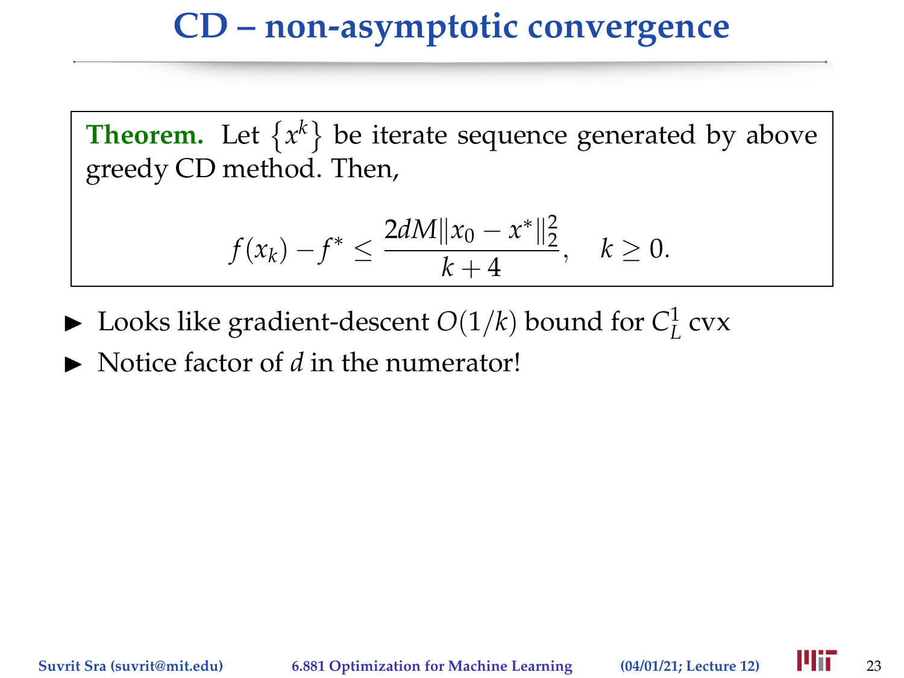# CD – non-asymptotic convergence

**Theorem.** Let $\{x^k\}$ be iterate sequence generated by above greedy CD method. Then,

$$f(x_k) - f^* \leq \frac{2dM\|x_0 - x^*\|_2^2}{k+4}, \quad k \geq 0.$$

- Looks like gradient-descent $O(1/k)$ bound for $C_L^1$ cvx
- Notice factor of $d$ in the numerator!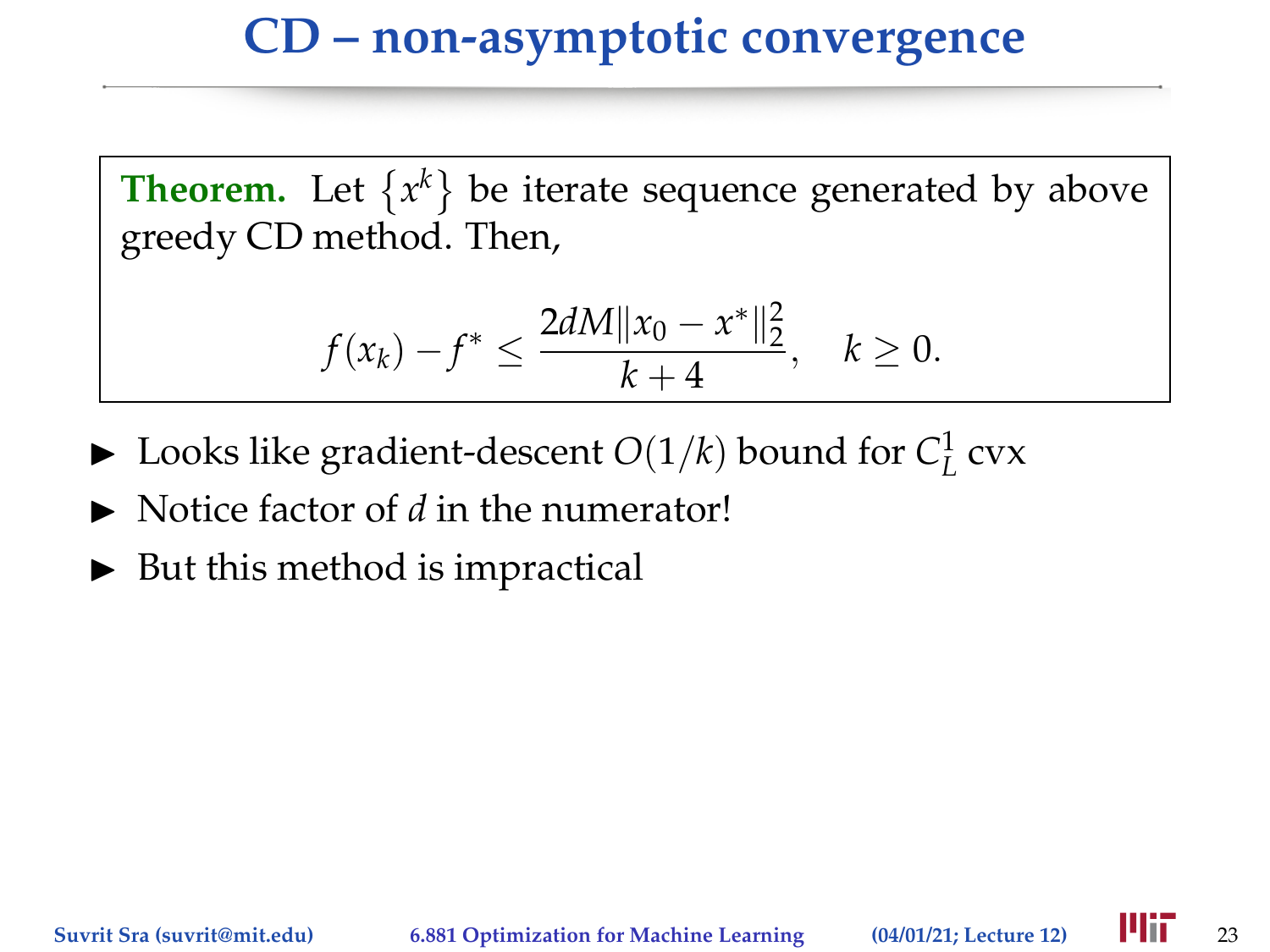# CD – non-asymptotic convergence

**Theorem.** Let $\{x^k\}$ be iterate sequence generated by above greedy CD method. Then,

$$f(x_k) - f^* \leq \frac{2dM\|x_0 - x^*\|_2^2}{k+4}, \quad k \geq 0.$$

- Looks like gradient-descent $O(1/k)$ bound for $C_L^1$ cvx
- Notice factor of $d$ in the numerator!
- But this method is impractical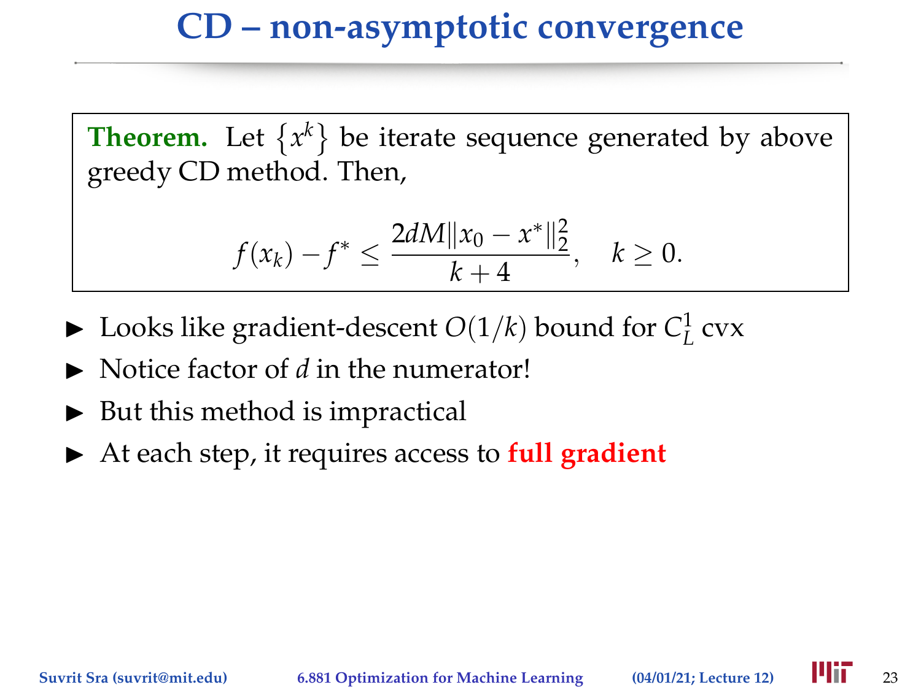# CD – non-asymptotic convergence

**Theorem.** Let $\{x^k\}$ be iterate sequence generated by above greedy CD method. Then,

$$f(x_k) - f^* \leq \frac{2dM\|x_0 - x^*\|_2^2}{k+4}, \quad k \geq 0.$$

- Looks like gradient-descent $O(1/k)$ bound for $C_L^1$ cvx
- Notice factor of $d$ in the numerator!
- But this method is impractical
- At each step, it requires access to **full gradient**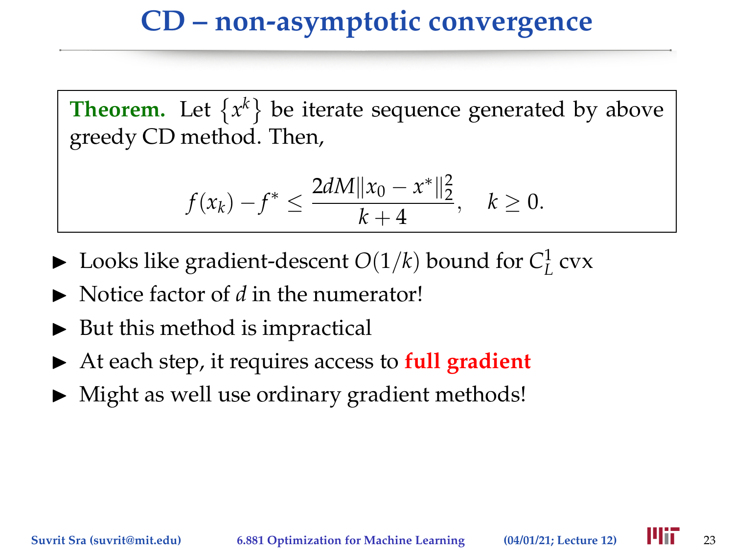# CD – non-asymptotic convergence

**Theorem.** Let $\{x^k\}$ be iterate sequence generated by above greedy CD method. Then,

$$f(x_k) - f^* \leq \frac{2dM\|x_0 - x^*\|_2^2}{k+4}, \quad k \geq 0.$$

- Looks like gradient-descent $O(1/k)$ bound for $C_L^1$ cvx
- Notice factor of $d$ in the numerator!
- But this method is impractical
- At each step, it requires access to **full gradient**
- Might as well use ordinary gradient methods!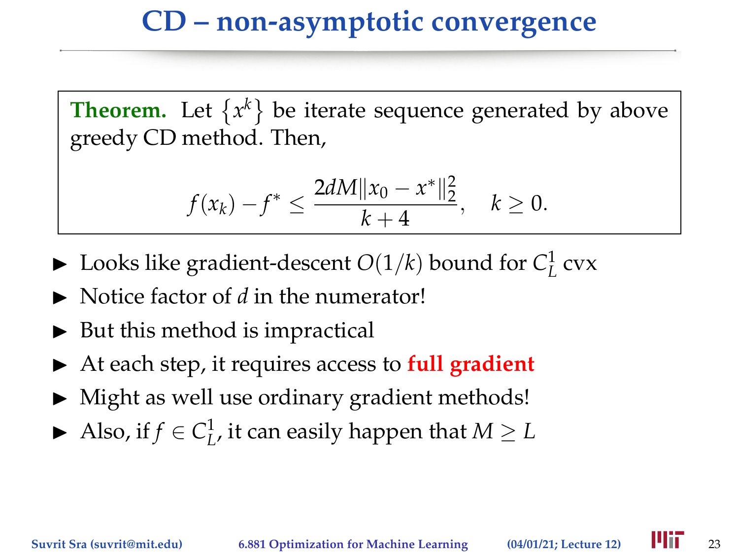# CD – non-asymptotic convergence

**Theorem.** Let $\{x^k\}$ be iterate sequence generated by above greedy CD method. Then,

$$f(x_k) - f^* \leq \frac{2dM\|x_0 - x^*\|_2^2}{k+4}, \quad k \geq 0.$$

- Looks like gradient-descent $O(1/k)$ bound for $C_L^1$ cvx
- Notice factor of $d$ in the numerator!
- But this method is impractical
- At each step, it requires access to **full gradient**
- Might as well use ordinary gradient methods!
- Also, if $f \in C_L^1$, it can easily happen that $M \geq L$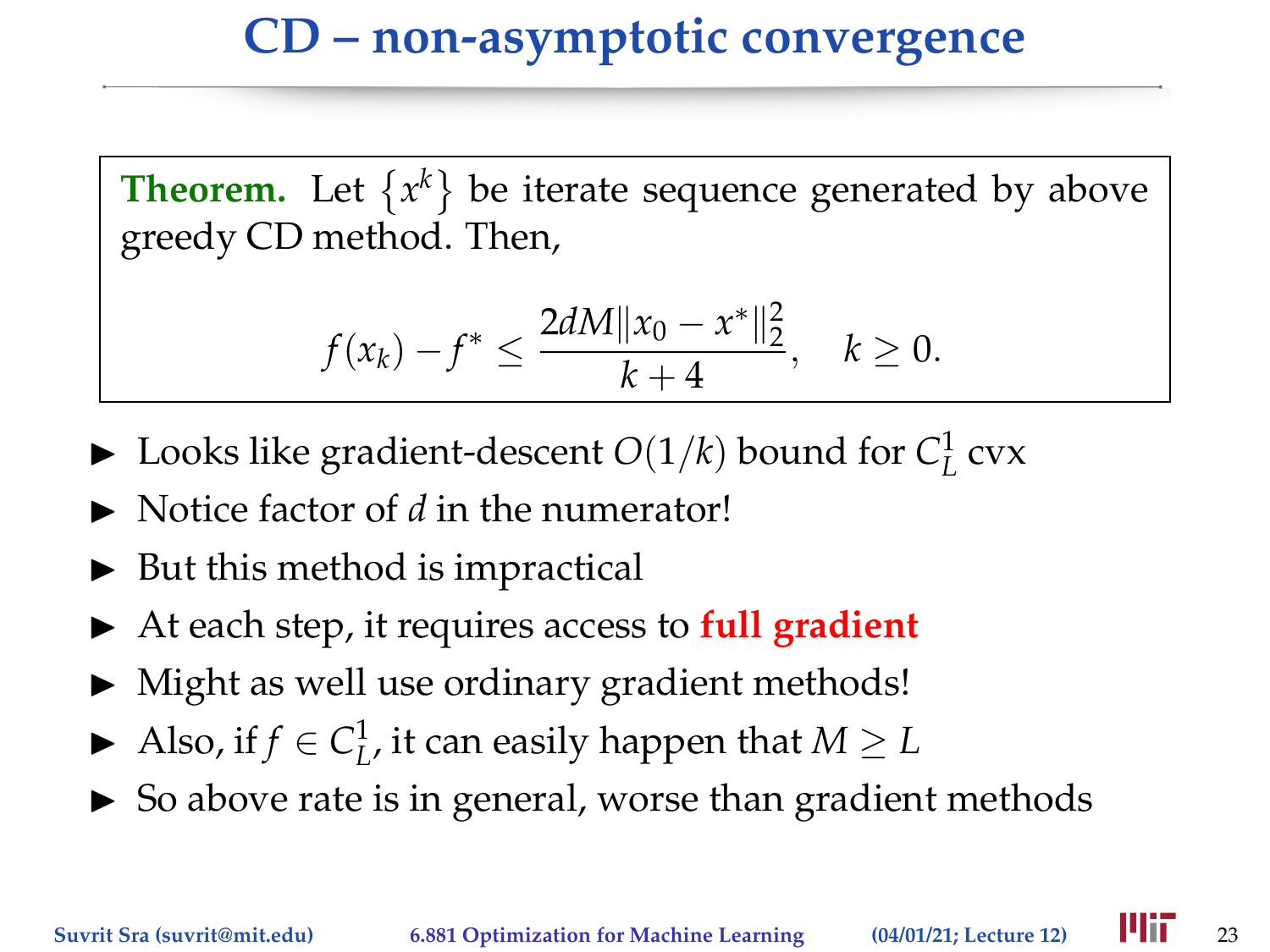# CD – non-asymptotic convergence

**Theorem.** Let $\{x^k\}$ be iterate sequence generated by above greedy CD method. Then,

$$f(x_k) - f^* \leq \frac{2dM\|x_0 - x^*\|_2^2}{k+4}, \quad k \geq 0.$$

- Looks like gradient-descent $O(1/k)$ bound for $C_L^1$ cvx
- Notice factor of $d$ in the numerator!
- But this method is impractical
- At each step, it requires access to **full gradient**
- Might as well use ordinary gradient methods!
- Also, if $f \in C_L^1$, it can easily happen that $M \geq L$
- So above rate is in general, worse than gradient methods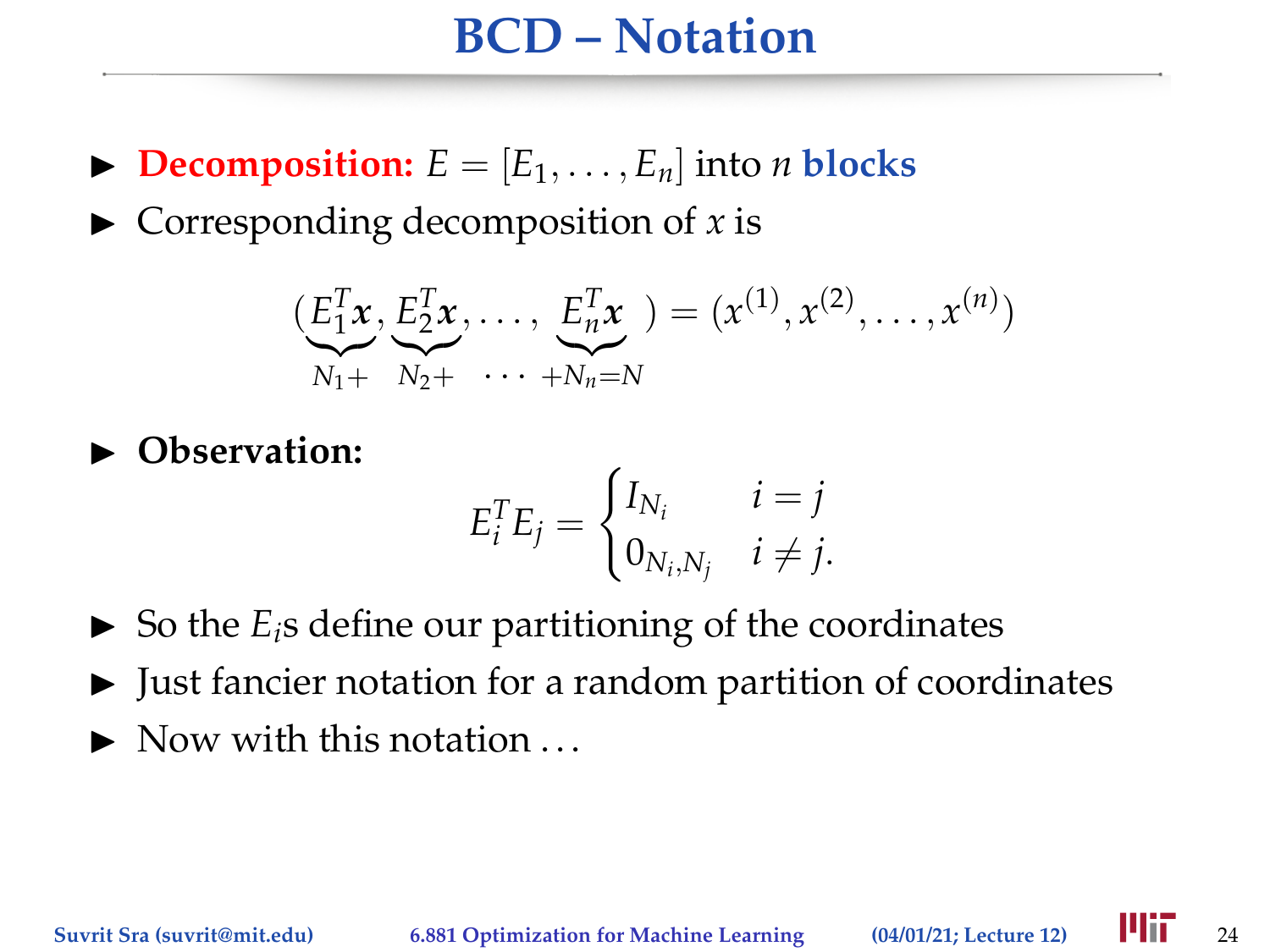# BCD – Notation

- **Decomposition:** $E = [E_1, \ldots, E_n]$ into $n$ **blocks**
- Corresponding decomposition of $x$ is

$$(\underbrace{E_1^T \boldsymbol{x}}_{N_1+}, \underbrace{E_2^T \boldsymbol{x}}_{N_2+}, \ldots, \underbrace{E_n^T \boldsymbol{x}}_{+N_n = N}) = (x^{(1)}, x^{(2)}, \ldots, x^{(n)})$$

- **Observation:**

$$E_i^T E_j = \begin{cases} I_{N_i} & i = j \\ 0_{N_i, N_j} & i \neq j. \end{cases}$$

- So the $E_i$s define our partitioning of the coordinates
- Just fancier notation for a random partition of coordinates
- Now with this notation ...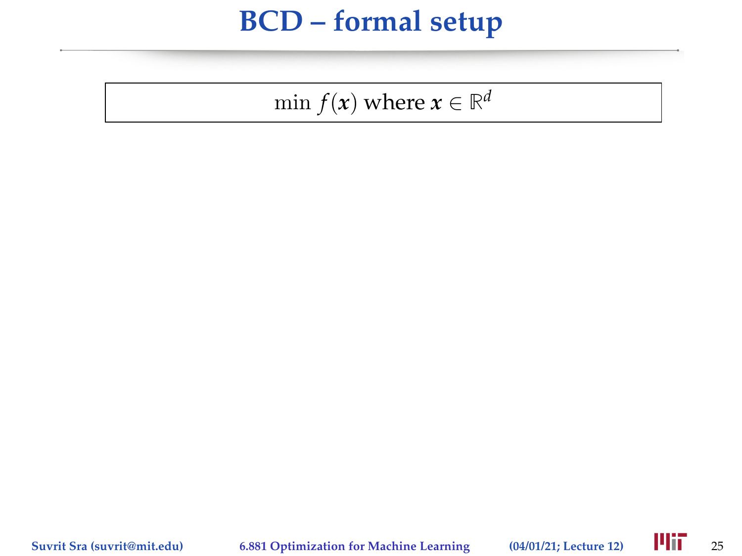# BCD – formal setup

$$\min f(\boldsymbol{x}) \text{ where } \boldsymbol{x} \in \mathbb{R}^d$$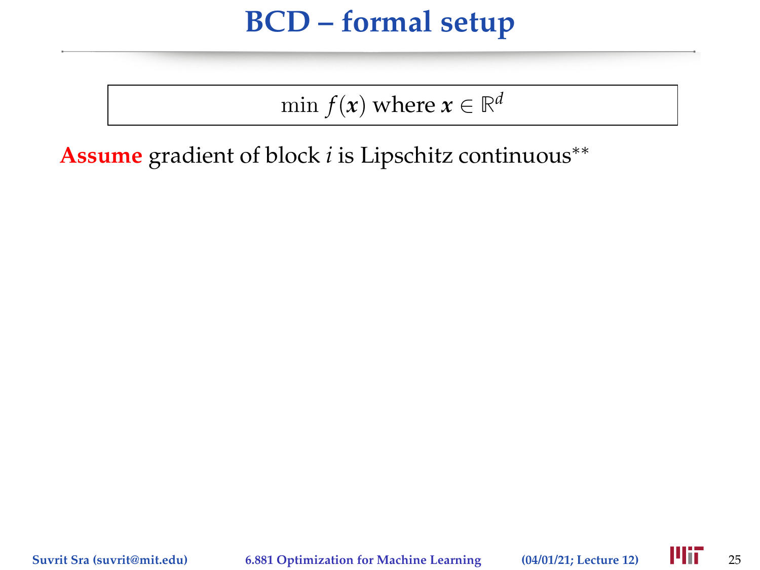# BCD – formal setup

$$\min f(\boldsymbol{x}) \text{ where } \boldsymbol{x} \in \mathbb{R}^d$$

**Assume** gradient of block $i$ is Lipschitz continuous**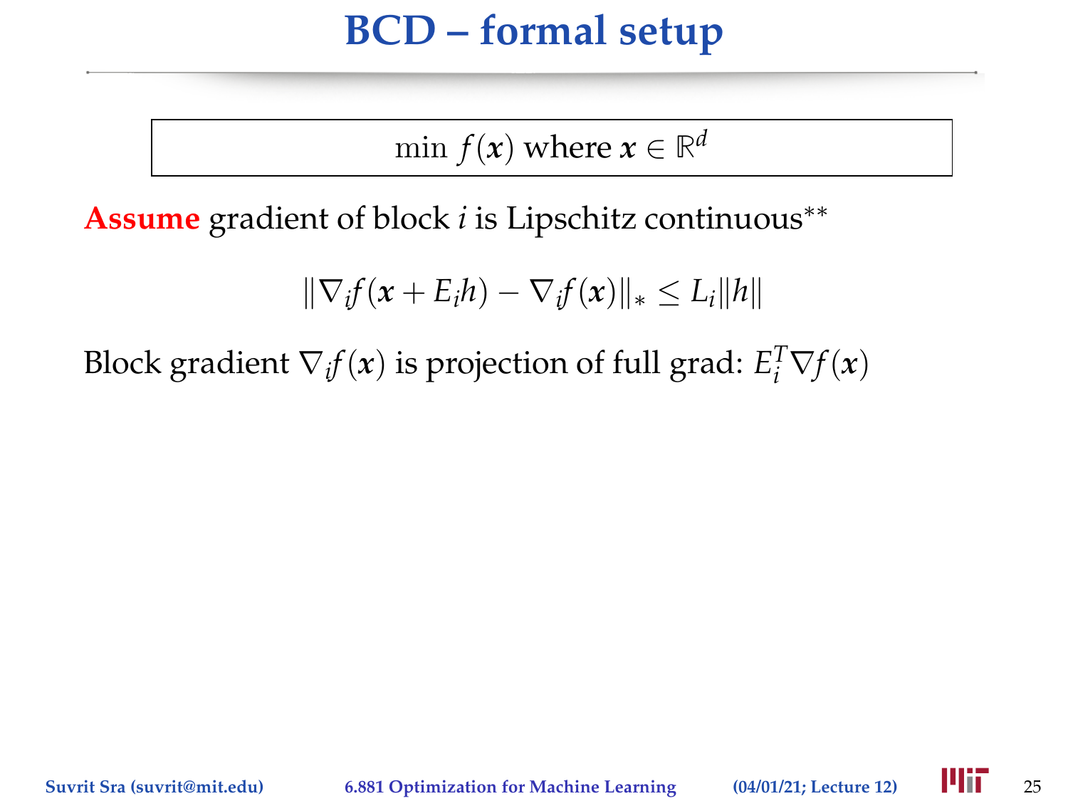# BCD – formal setup

$$\min\ f(\boldsymbol{x}) \text{ where } \boldsymbol{x} \in \mathbb{R}^d$$

**Assume** gradient of block $i$ is Lipschitz continuous**

$$\|\nabla_i f(\boldsymbol{x} + E_i h) - \nabla_i f(\boldsymbol{x})\|_* \leq L_i \|h\|$$

Block gradient $\nabla_i f(\boldsymbol{x})$ is projection of full grad: $E_i^T \nabla f(\boldsymbol{x})$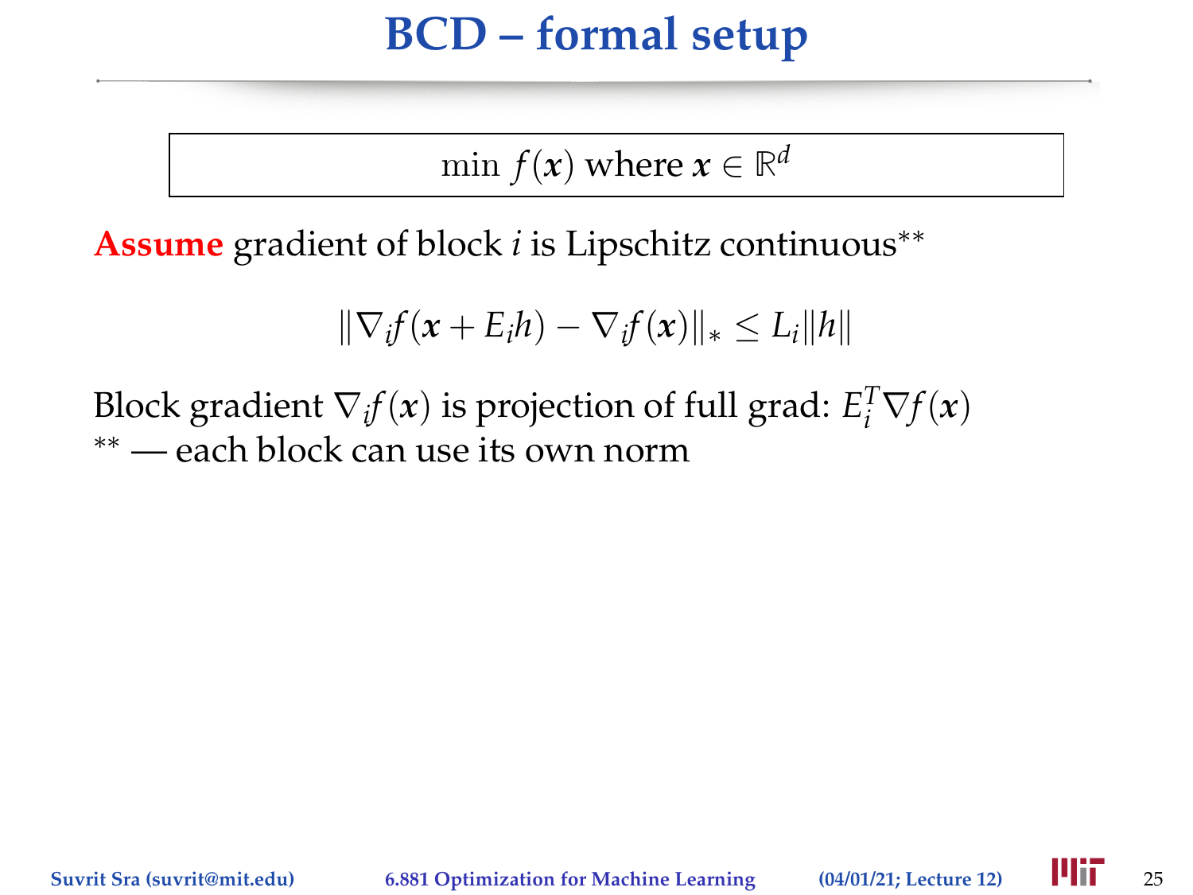# BCD – formal setup

$$\min\ f(\boldsymbol{x}) \text{ where } \boldsymbol{x} \in \mathbb{R}^d$$

**Assume** gradient of block $i$ is Lipschitz continuous**

$$\|\nabla_i f(\boldsymbol{x} + E_i h) - \nabla_i f(\boldsymbol{x})\|_* \leq L_i \|h\|$$

Block gradient $\nabla_i f(\boldsymbol{x})$ is projection of full grad: $E_i^T \nabla f(\boldsymbol{x})$

** — each block can use its own norm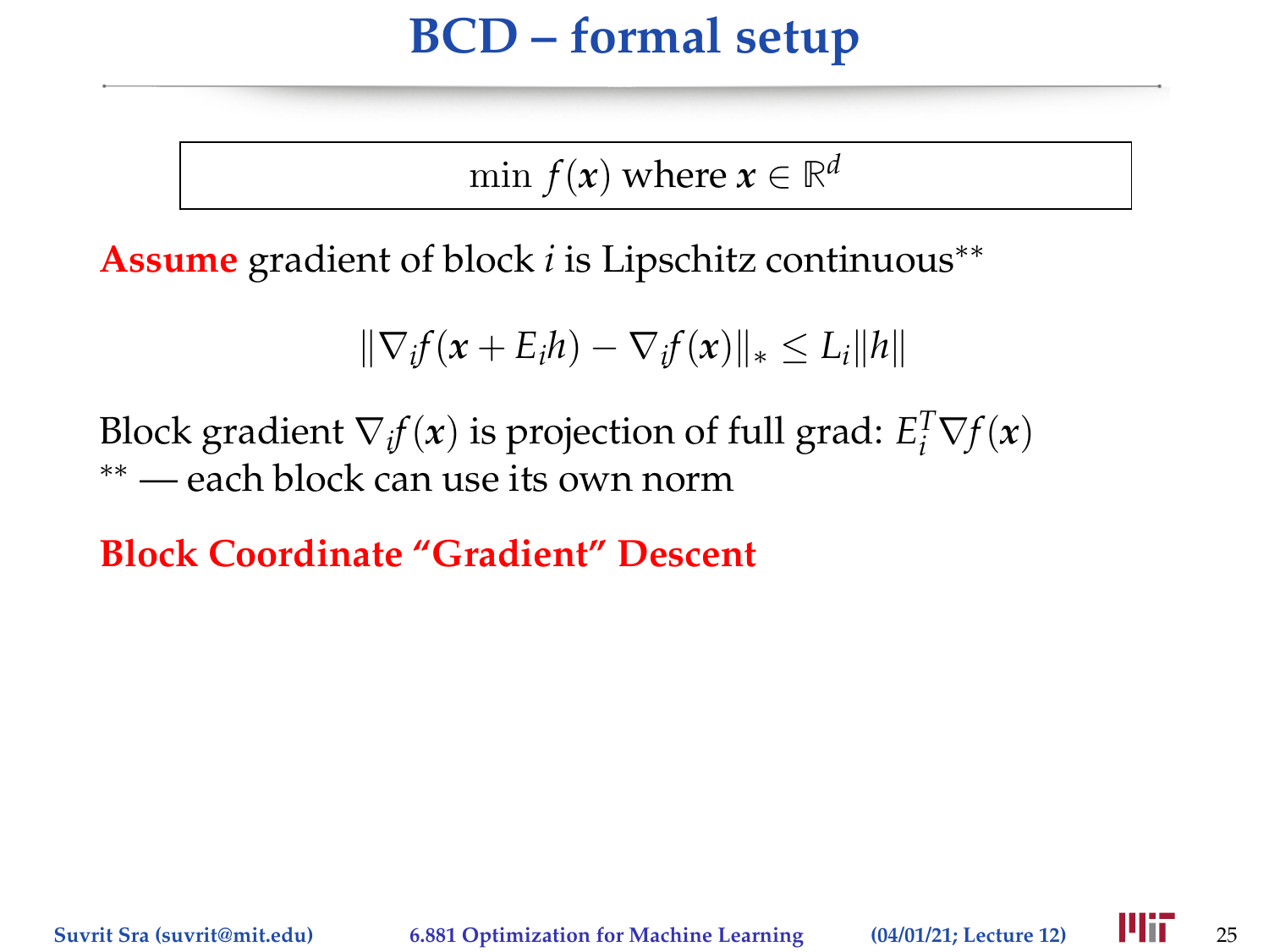# BCD – formal setup

$$\min \; f(\boldsymbol{x}) \text{ where } \boldsymbol{x} \in \mathbb{R}^d$$

**Assume** gradient of block $i$ is Lipschitz continuous**

$$\|\nabla_i f(\boldsymbol{x} + E_i h) - \nabla_i f(\boldsymbol{x})\|_* \leq L_i \|h\|$$

Block gradient $\nabla_i f(\boldsymbol{x})$ is projection of full grad: $E_i^T \nabla f(\boldsymbol{x})$
** — each block can use its own norm

**Block Coordinate "Gradient" Descent**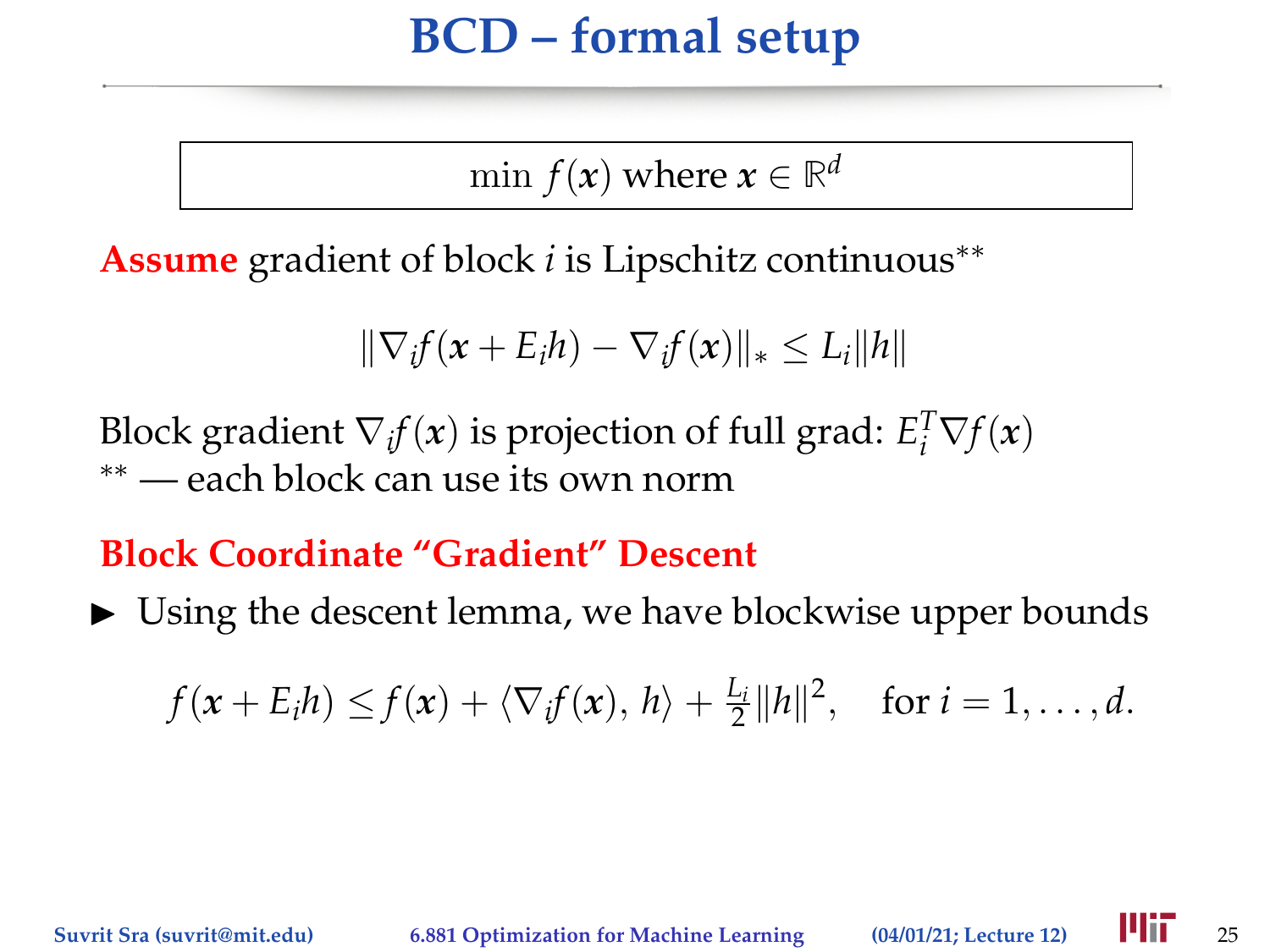# BCD – formal setup

$$\min f(\boldsymbol{x}) \text{ where } \boldsymbol{x} \in \mathbb{R}^d$$

**Assume** gradient of block $i$ is Lipschitz continuous**

$$\|\nabla_i f(\boldsymbol{x} + E_i h) - \nabla_i f(\boldsymbol{x})\|_* \leq L_i \|h\|$$

Block gradient $\nabla_i f(\boldsymbol{x})$ is projection of full grad: $E_i^T \nabla f(\boldsymbol{x})$
** — each block can use its own norm

**Block Coordinate "Gradient" Descent**

- Using the descent lemma, we have blockwise upper bounds

$$f(\boldsymbol{x} + E_i h) \leq f(\boldsymbol{x}) + \langle \nabla_i f(\boldsymbol{x}), h \rangle + \tfrac{L_i}{2}\|h\|^2, \quad \text{for } i = 1, \ldots, d.$$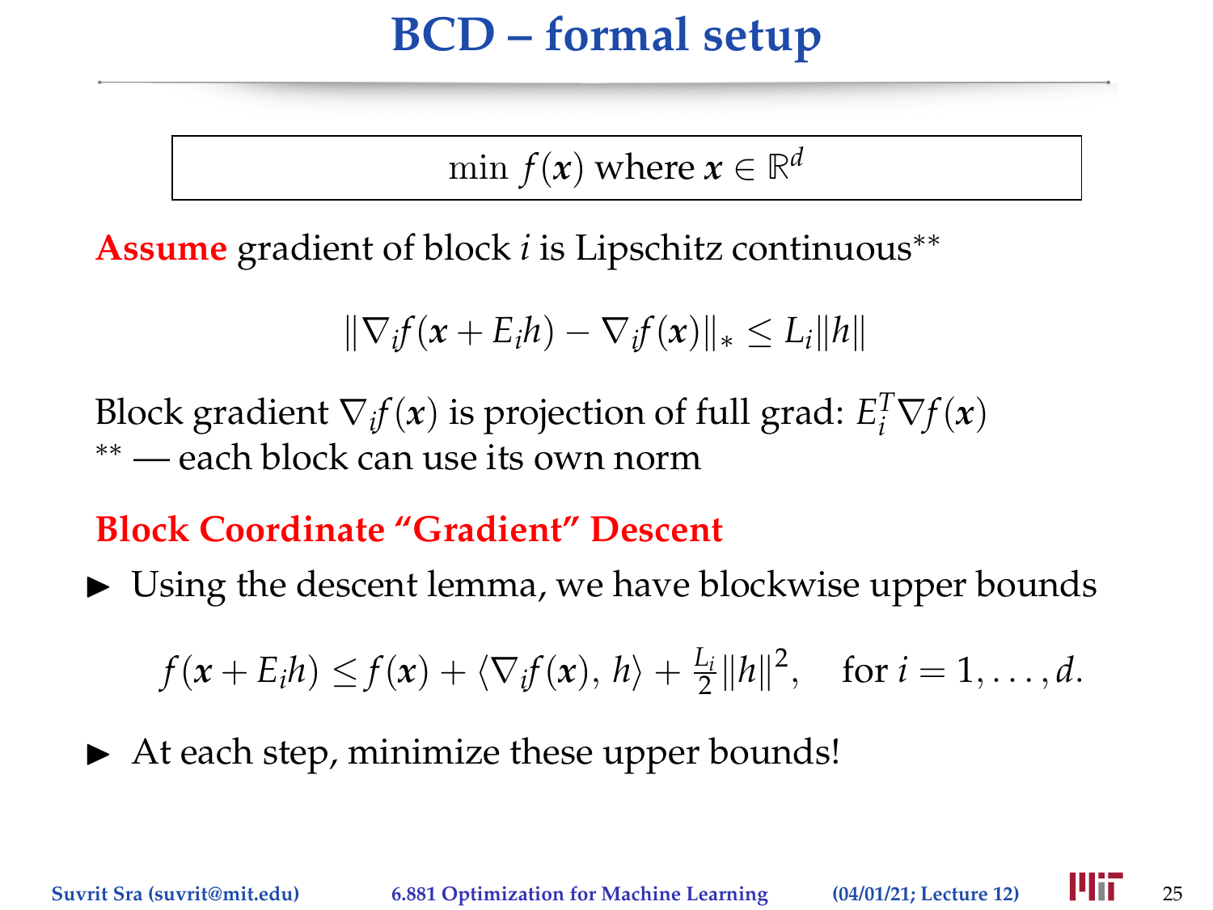# BCD – formal setup

$$\min f(\boldsymbol{x}) \text{ where } \boldsymbol{x} \in \mathbb{R}^d$$

**Assume** gradient of block $i$ is Lipschitz continuous**

$$\|\nabla_i f(\boldsymbol{x} + E_i h) - \nabla_i f(\boldsymbol{x})\|_* \leq L_i \|h\|$$

Block gradient $\nabla_i f(\boldsymbol{x})$ is projection of full grad: $E_i^T \nabla f(\boldsymbol{x})$
** — each block can use its own norm

**Block Coordinate "Gradient" Descent**

- Using the descent lemma, we have blockwise upper bounds

$$f(\boldsymbol{x} + E_i h) \leq f(\boldsymbol{x}) + \langle \nabla_i f(\boldsymbol{x}), h \rangle + \tfrac{L_i}{2}\|h\|^2, \quad \text{for } i = 1, \ldots, d.$$

- At each step, minimize these upper bounds!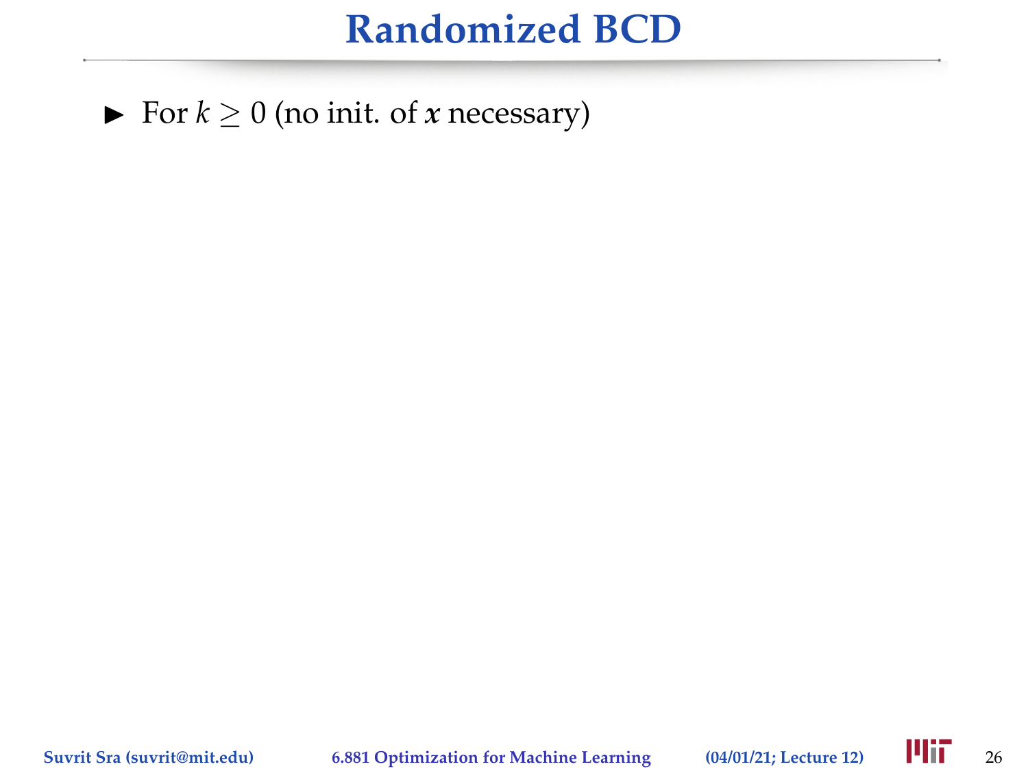# Randomized BCD

- For $k \geq 0$ (no init. of $\boldsymbol{x}$ necessary)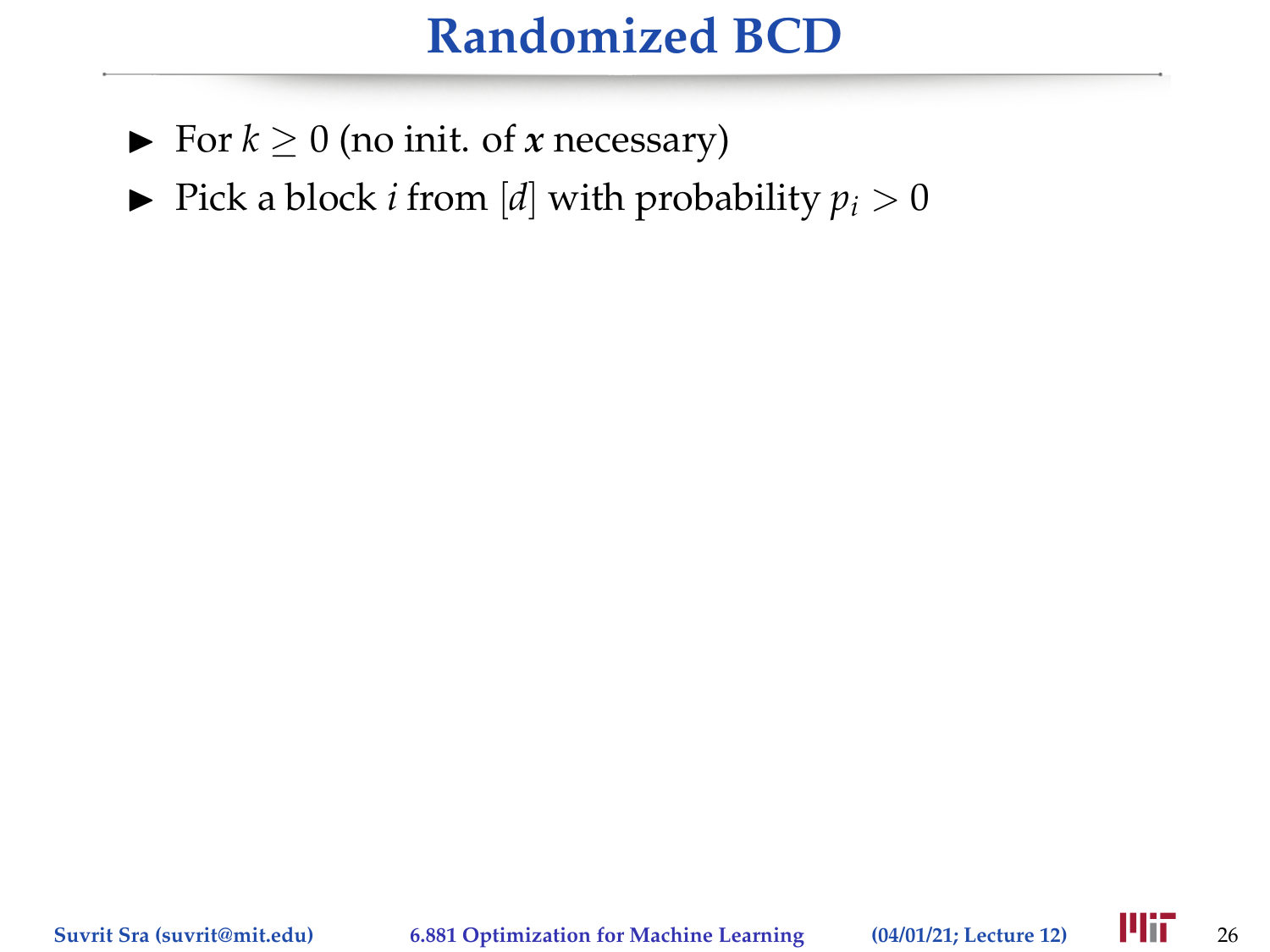# Randomized BCD

- For $k \geq 0$ (no init. of $\boldsymbol{x}$ necessary)
- Pick a block $i$ from $[d]$ with probability $p_i > 0$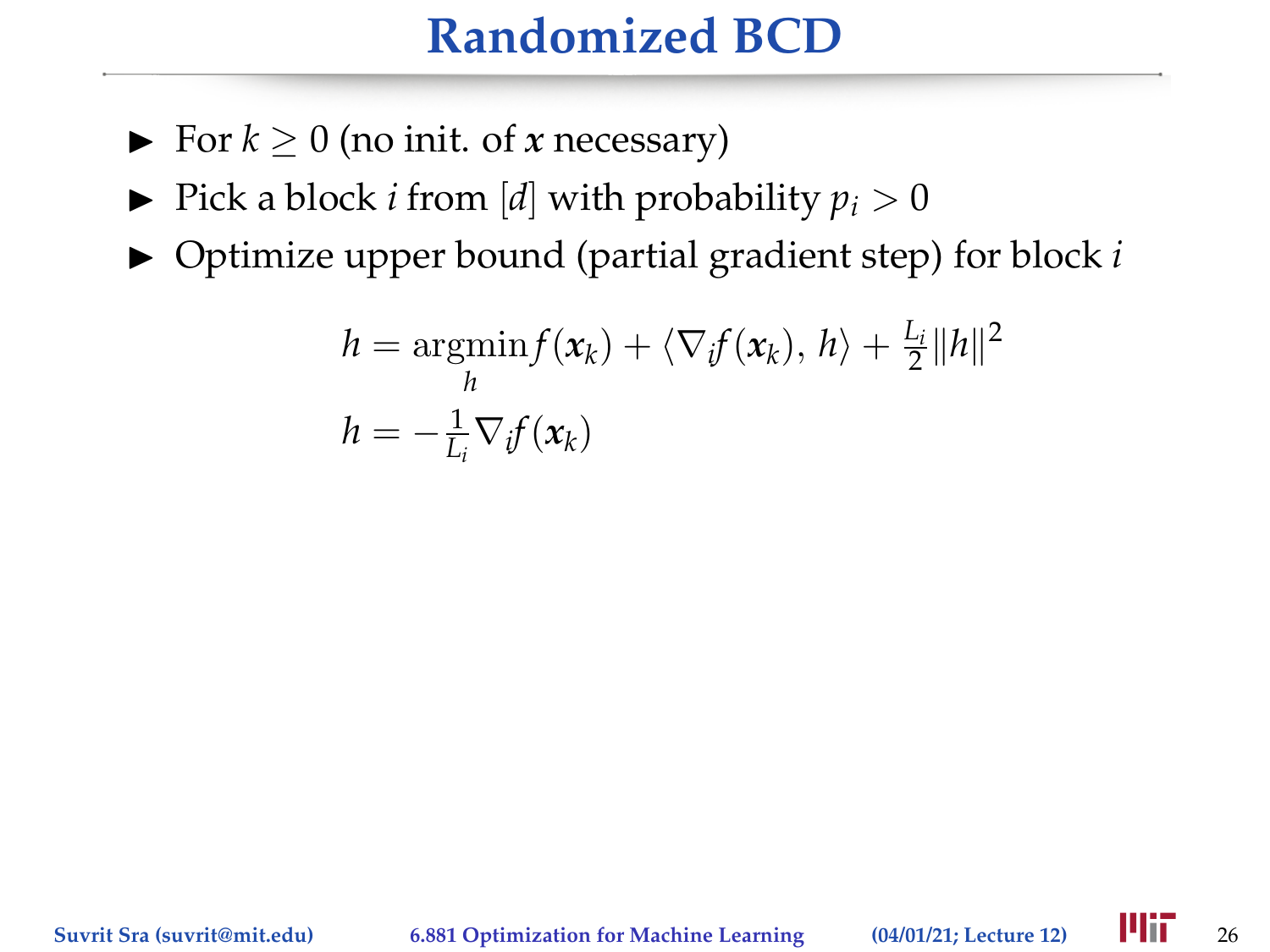# Randomized BCD

- For $k \geq 0$ (no init. of $\boldsymbol{x}$ necessary)
- Pick a block $i$ from $[d]$ with probability $p_i > 0$
- Optimize upper bound (partial gradient step) for block $i$

$$h = \underset{h}{\operatorname{argmin}} f(\boldsymbol{x}_k) + \langle \nabla_i f(\boldsymbol{x}_k), h \rangle + \tfrac{L_i}{2}\|h\|^2$$

$$h = -\tfrac{1}{L_i} \nabla_i f(\boldsymbol{x}_k)$$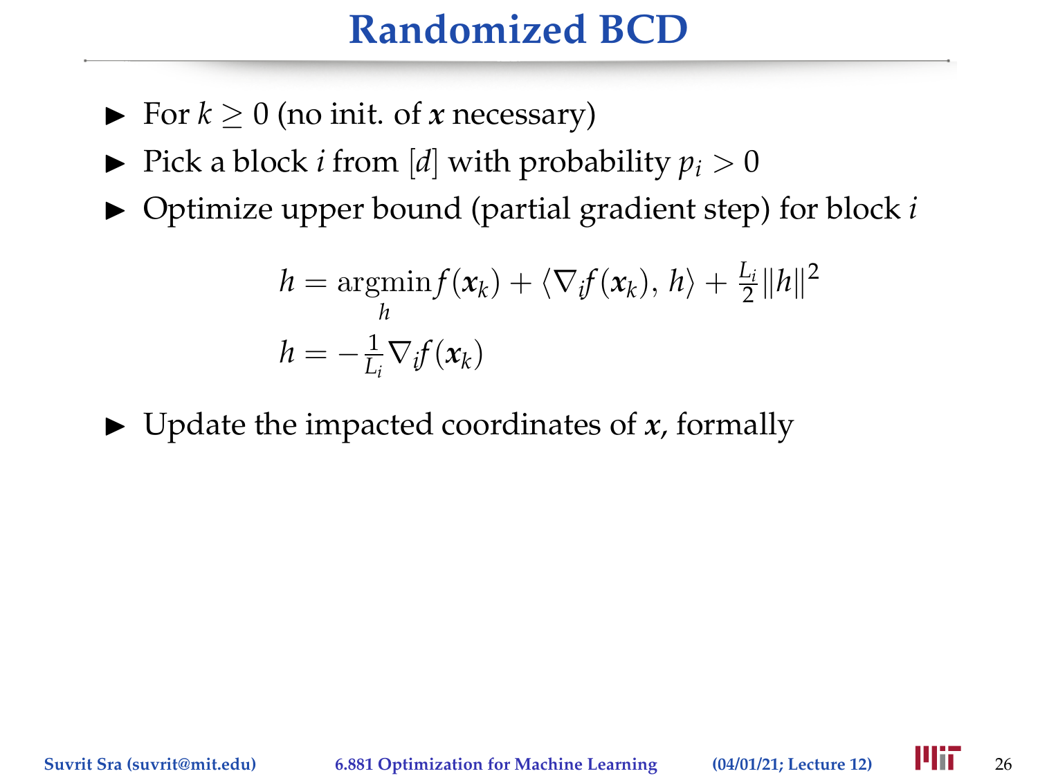# Randomized BCD

- For $k \geq 0$ (no init. of $\boldsymbol{x}$ necessary)
- Pick a block $i$ from $[d]$ with probability $p_i > 0$
- Optimize upper bound (partial gradient step) for block $i$

$$
\begin{aligned}
h &= \underset{h}{\operatorname{argmin}} f(\boldsymbol{x}_k) + \langle \nabla_i f(\boldsymbol{x}_k), h \rangle + \tfrac{L_i}{2} \|h\|^2 \\
h &= -\tfrac{1}{L_i} \nabla_i f(\boldsymbol{x}_k)
\end{aligned}
$$

- Update the impacted coordinates of $\boldsymbol{x}$, formally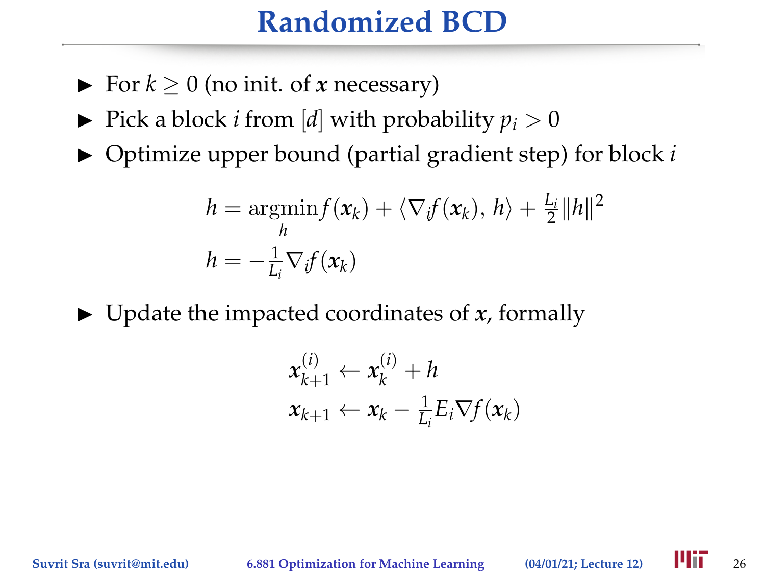# Randomized BCD

- For $k \geq 0$ (no init. of $\boldsymbol{x}$ necessary)
- Pick a block $i$ from $[d]$ with probability $p_i > 0$
- Optimize upper bound (partial gradient step) for block $i$

$$
h = \underset{h}{\operatorname{argmin}} f(\boldsymbol{x}_k) + \langle \nabla_i f(\boldsymbol{x}_k),\, h \rangle + \tfrac{L_i}{2}\|h\|^2
$$

$$
h = -\tfrac{1}{L_i}\nabla_i f(\boldsymbol{x}_k)
$$

- Update the impacted coordinates of $\boldsymbol{x}$, formally

$$
\boldsymbol{x}_{k+1}^{(i)} \leftarrow \boldsymbol{x}_k^{(i)} + h
$$

$$
\boldsymbol{x}_{k+1} \leftarrow \boldsymbol{x}_k - \tfrac{1}{L_i} E_i \nabla f(\boldsymbol{x}_k)
$$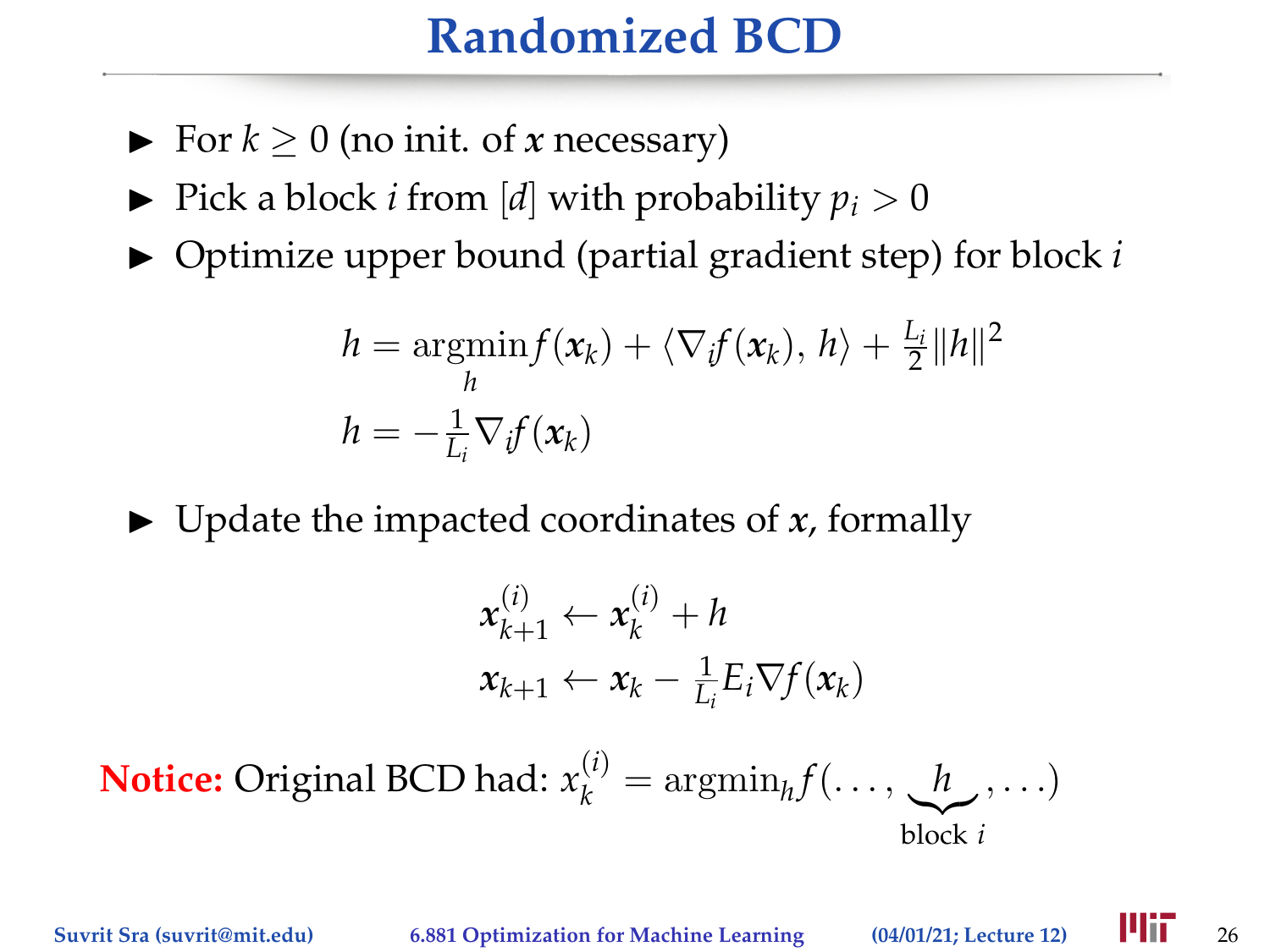# Randomized BCD

- For $k \geq 0$ (no init. of $\boldsymbol{x}$ necessary)
- Pick a block $i$ from $[d]$ with probability $p_i > 0$
- Optimize upper bound (partial gradient step) for block $i$

$$h = \underset{h}{\operatorname{argmin}} f(\boldsymbol{x}_k) + \langle \nabla_i f(\boldsymbol{x}_k), h \rangle + \frac{L_i}{2} \|h\|^2$$

$$h = -\frac{1}{L_i} \nabla_i f(\boldsymbol{x}_k)$$

- Update the impacted coordinates of $\boldsymbol{x}$, formally

$$\boldsymbol{x}_{k+1}^{(i)} \leftarrow \boldsymbol{x}_k^{(i)} + h$$

$$\boldsymbol{x}_{k+1} \leftarrow \boldsymbol{x}_k - \frac{1}{L_i} E_i \nabla f(\boldsymbol{x}_k)$$

**Notice:** Original BCD had: $x_k^{(i)} = \operatorname{argmin}_h f(\ldots, \underbrace{h}_{\text{block } i}, \ldots)$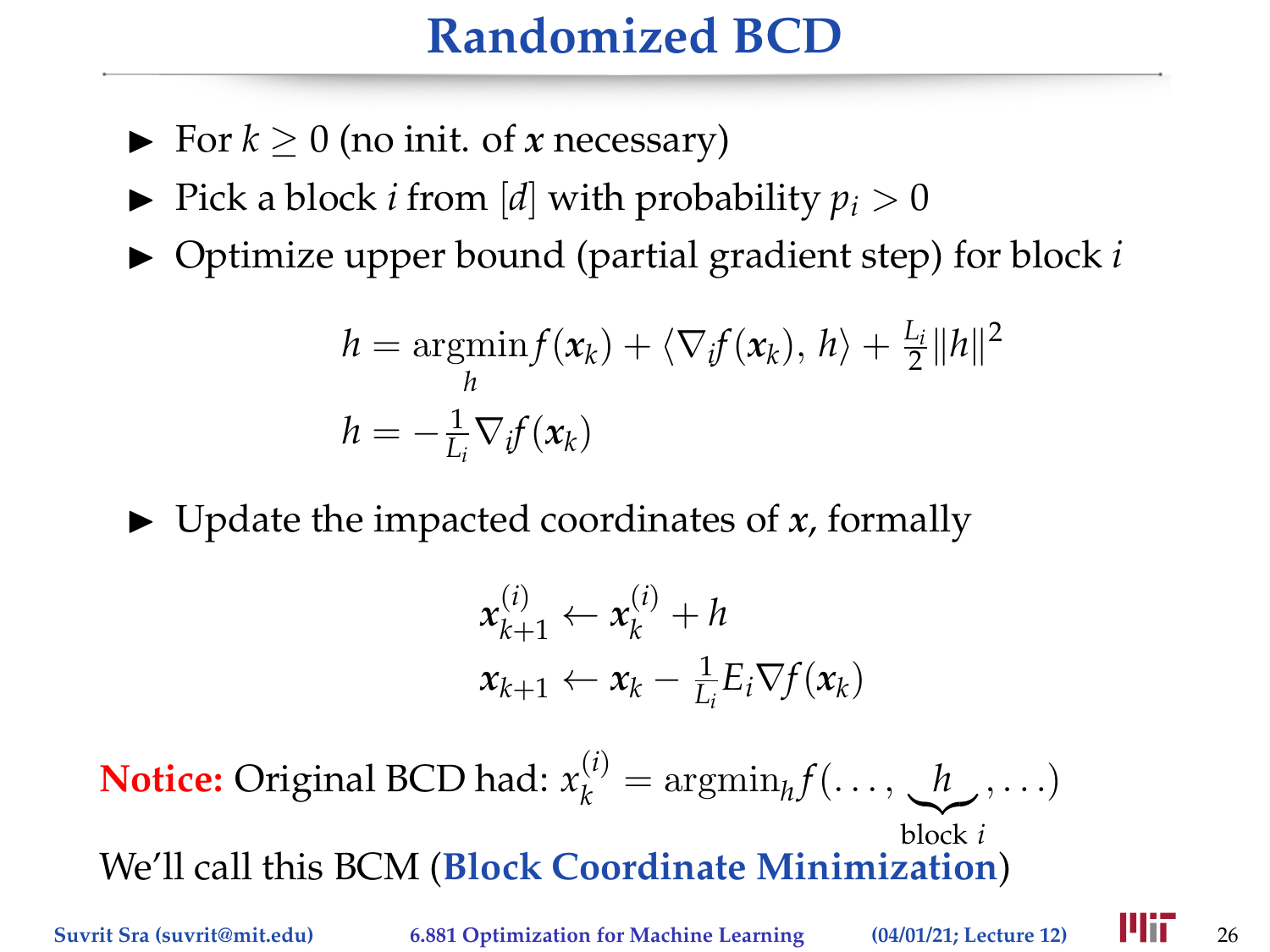# Randomized BCD

- For $k \geq 0$ (no init. of $\boldsymbol{x}$ necessary)
- Pick a block $i$ from $[d]$ with probability $p_i > 0$
- Optimize upper bound (partial gradient step) for block $i$

$$
\begin{aligned}
h &= \underset{h}{\operatorname{argmin}} f(\boldsymbol{x}_k) + \langle \nabla_i f(\boldsymbol{x}_k), h \rangle + \tfrac{L_i}{2}\|h\|^2 \\
h &= -\tfrac{1}{L_i}\nabla_i f(\boldsymbol{x}_k)
\end{aligned}
$$

- Update the impacted coordinates of $\boldsymbol{x}$, formally

$$
\begin{aligned}
\boldsymbol{x}_{k+1}^{(i)} &\leftarrow \boldsymbol{x}_k^{(i)} + h \\
\boldsymbol{x}_{k+1} &\leftarrow \boldsymbol{x}_k - \tfrac{1}{L_i} E_i \nabla f(\boldsymbol{x}_k)
\end{aligned}
$$

**Notice:** Original BCD had: $x_k^{(i)} = \operatorname{argmin}_h f(\ldots, \underbrace{h}_{\text{block } i}, \ldots)$

We'll call this BCM (**Block Coordinate Minimization**)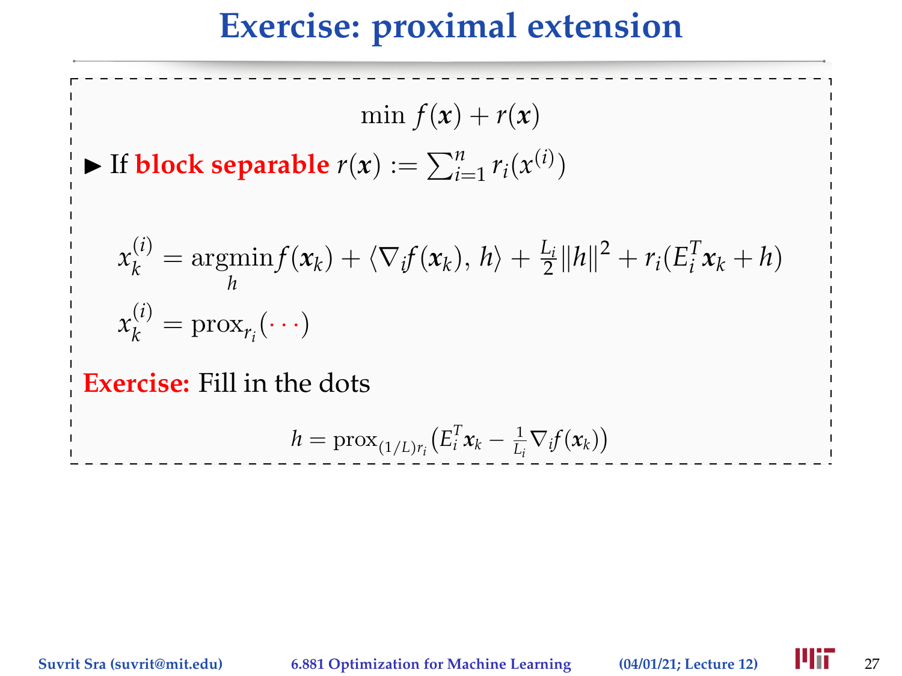# Exercise: proximal extension

$$\min \; f(\boldsymbol{x}) + r(\boldsymbol{x})$$

► If **block separable** $r(\boldsymbol{x}) := \sum_{i=1}^{n} r_i(x^{(i)})$

$$x_k^{(i)} = \underset{h}{\operatorname{argmin}} \, f(\boldsymbol{x}_k) + \langle \nabla_i f(\boldsymbol{x}_k), \, h \rangle + \tfrac{L_i}{2} \|h\|^2 + r_i(E_i^T \boldsymbol{x}_k + h)$$

$$x_k^{(i)} = \operatorname{prox}_{r_i}(\cdots)$$

**Exercise:** Fill in the dots

$$h = \operatorname{prox}_{(1/L)r_i}\big(E_i^T \boldsymbol{x}_k - \tfrac{1}{L_i} \nabla_i f(\boldsymbol{x}_k)\big)$$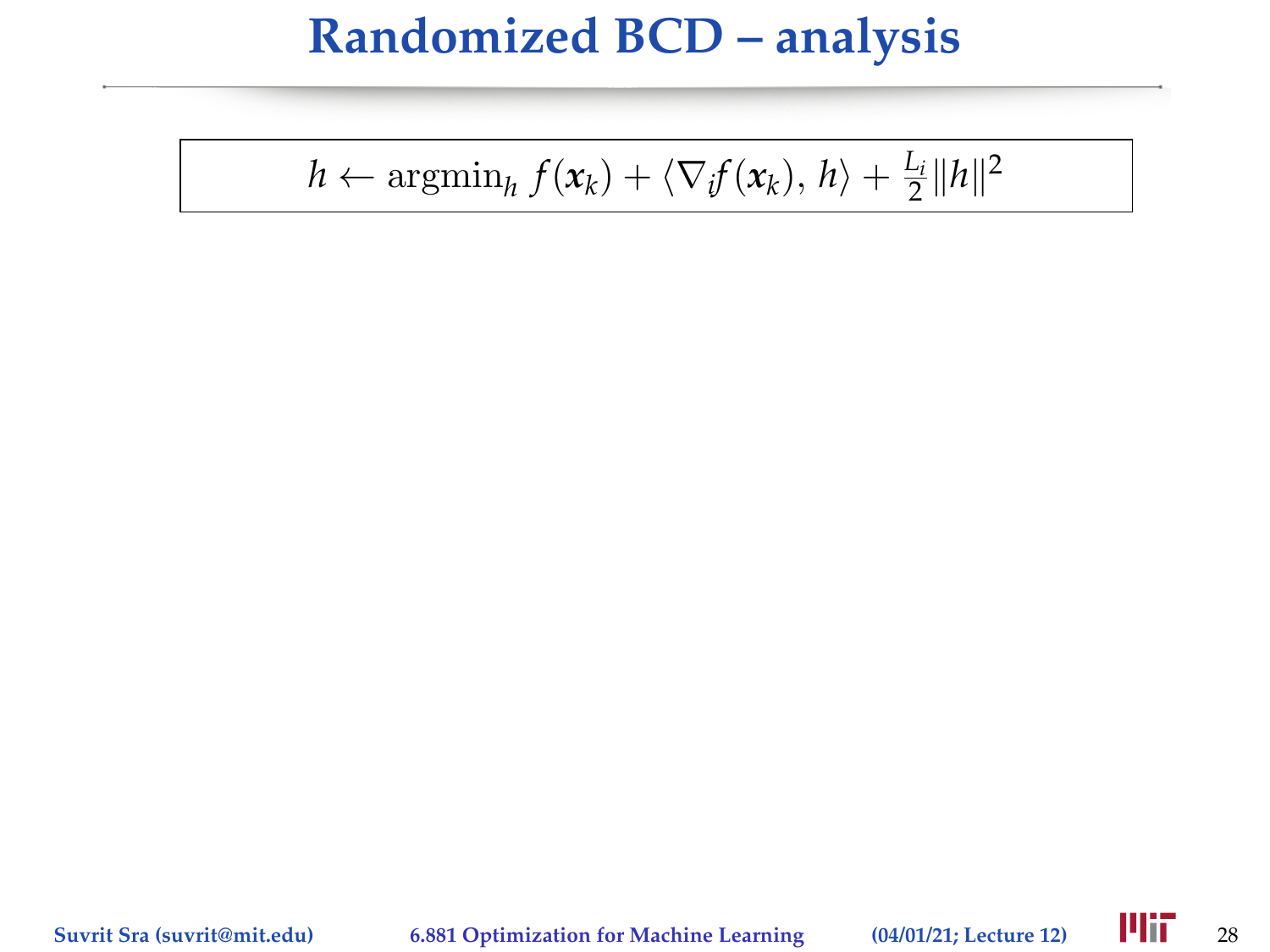# Randomized BCD – analysis

$$h \leftarrow \operatorname{argmin}_h \; f(\boldsymbol{x}_k) + \langle \nabla_i f(\boldsymbol{x}_k), h \rangle + \tfrac{L_i}{2}\|h\|^2$$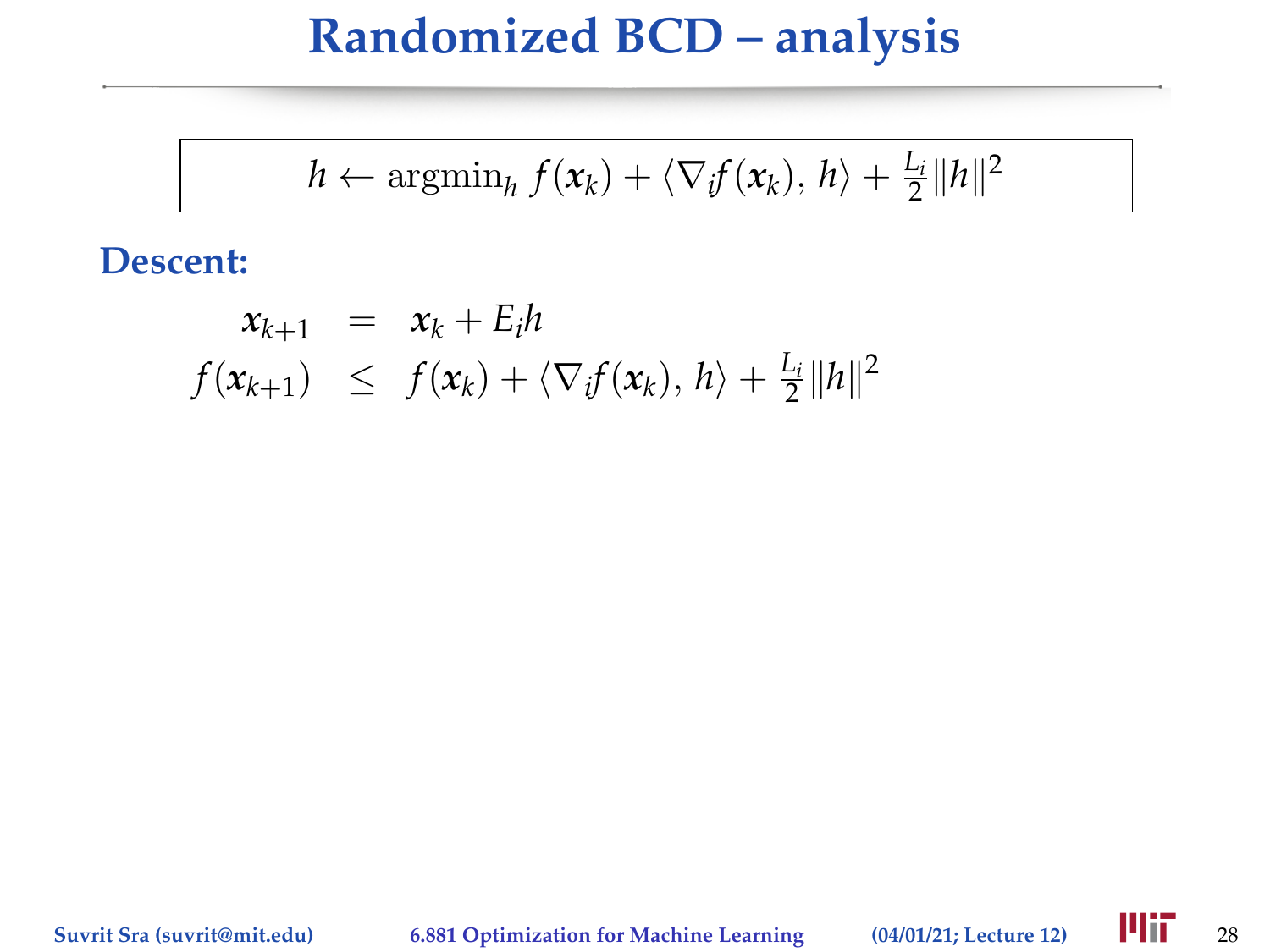# Randomized BCD – analysis

$$h \leftarrow \mathrm{argmin}_h \; f(\boldsymbol{x}_k) + \langle \nabla_i f(\boldsymbol{x}_k),\, h \rangle + \tfrac{L_i}{2}\|h\|^2$$

**Descent:**

$$
\begin{aligned}
\boldsymbol{x}_{k+1} &= \boldsymbol{x}_k + E_i h \\
f(\boldsymbol{x}_{k+1}) &\leq f(\boldsymbol{x}_k) + \langle \nabla_i f(\boldsymbol{x}_k),\, h \rangle + \tfrac{L_i}{2}\|h\|^2
\end{aligned}
$$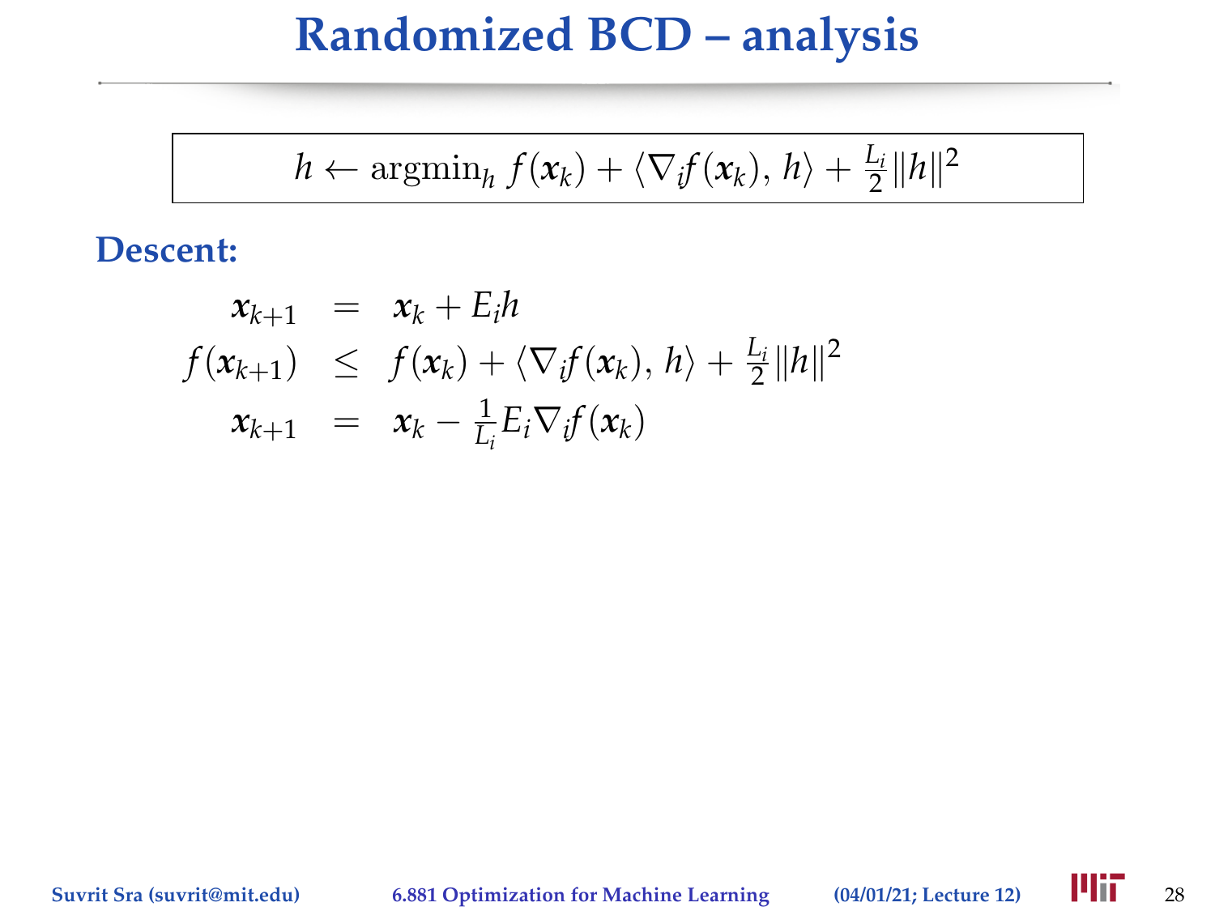# Randomized BCD – analysis

$$h \leftarrow \operatorname{argmin}_h \; f(\boldsymbol{x}_k) + \langle \nabla_i f(\boldsymbol{x}_k),\, h \rangle + \tfrac{L_i}{2}\|h\|^2$$

**Descent:**

$$
\begin{aligned}
\boldsymbol{x}_{k+1} &= \boldsymbol{x}_k + E_i h \\
f(\boldsymbol{x}_{k+1}) &\leq f(\boldsymbol{x}_k) + \langle \nabla_i f(\boldsymbol{x}_k),\, h \rangle + \tfrac{L_i}{2}\|h\|^2 \\
\boldsymbol{x}_{k+1} &= \boldsymbol{x}_k - \tfrac{1}{L_i} E_i \nabla_i f(\boldsymbol{x}_k)
\end{aligned}
$$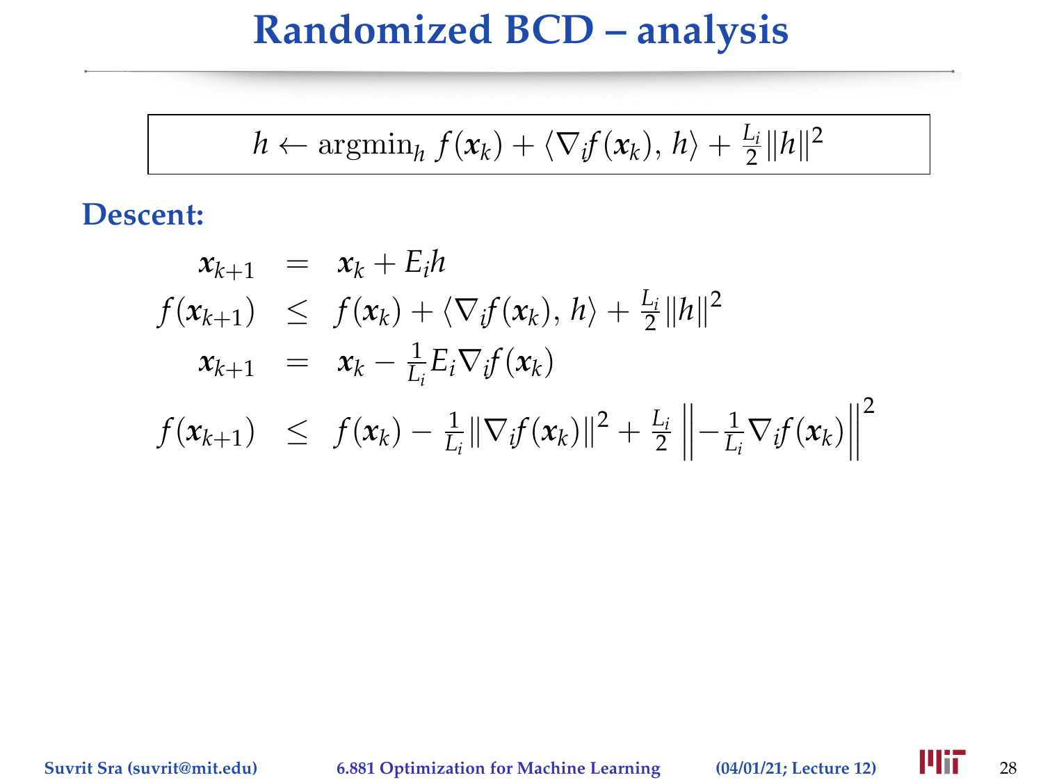# Randomized BCD – analysis

$$h \leftarrow \operatorname{argmin}_h \; f(\boldsymbol{x}_k) + \langle \nabla_i f(\boldsymbol{x}_k), \, h \rangle + \tfrac{L_i}{2}\|h\|^2$$

**Descent:**

$$
\begin{aligned}
\boldsymbol{x}_{k+1} &= \boldsymbol{x}_k + E_i h \\
f(\boldsymbol{x}_{k+1}) &\leq f(\boldsymbol{x}_k) + \langle \nabla_i f(\boldsymbol{x}_k), \, h \rangle + \tfrac{L_i}{2}\|h\|^2 \\
\boldsymbol{x}_{k+1} &= \boldsymbol{x}_k - \tfrac{1}{L_i} E_i \nabla_i f(\boldsymbol{x}_k) \\
f(\boldsymbol{x}_{k+1}) &\leq f(\boldsymbol{x}_k) - \tfrac{1}{L_i}\|\nabla_i f(\boldsymbol{x}_k)\|^2 + \tfrac{L_i}{2}\left\| -\tfrac{1}{L_i} \nabla_i f(\boldsymbol{x}_k) \right\|^2
\end{aligned}
$$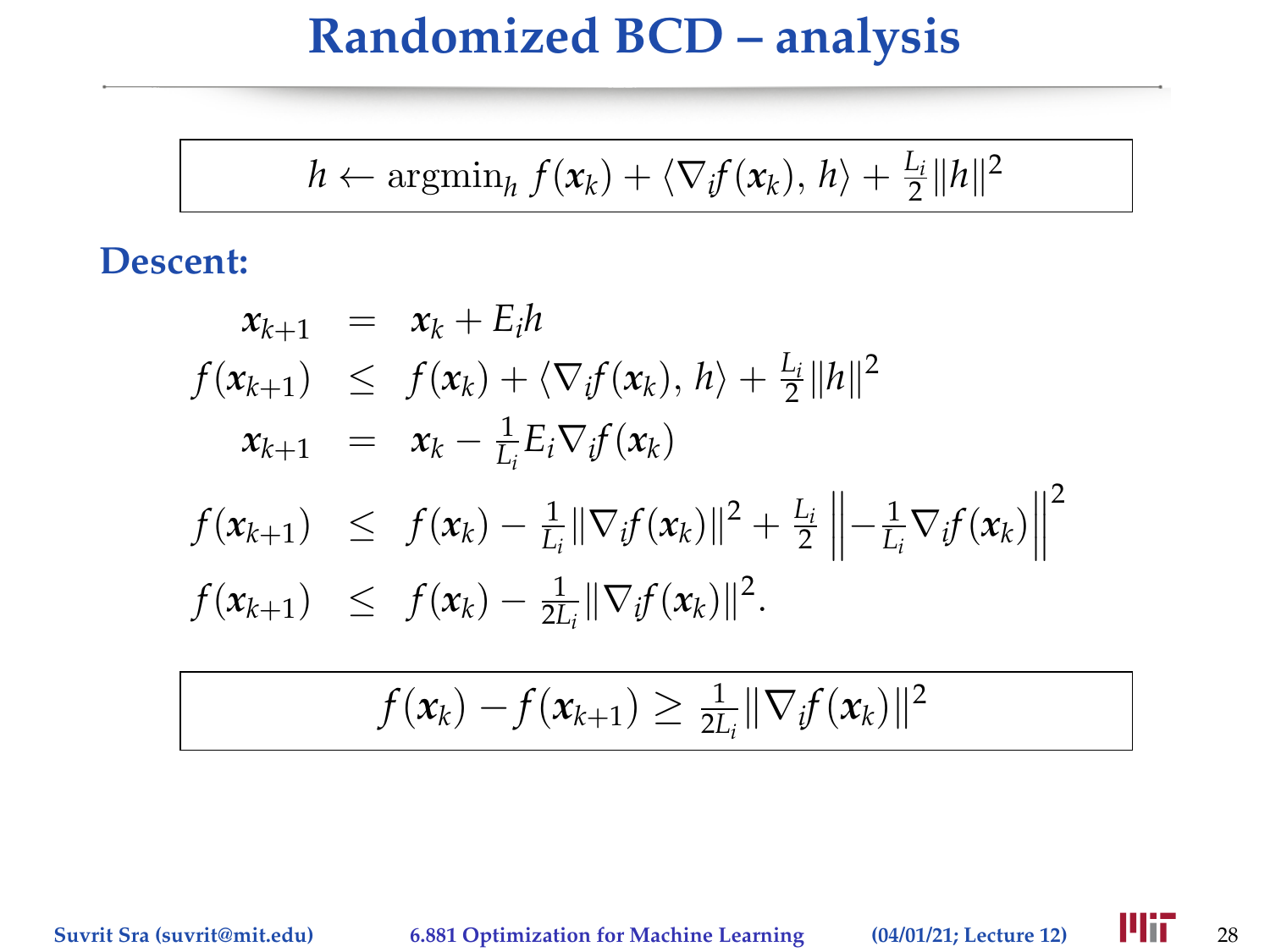# Randomized BCD – analysis

$$h \leftarrow \text{argmin}_h \; f(\boldsymbol{x}_k) + \langle \nabla_i f(\boldsymbol{x}_k), h \rangle + \tfrac{L_i}{2}\|h\|^2$$

**Descent:**

$$
\begin{aligned}
\boldsymbol{x}_{k+1} &= \boldsymbol{x}_k + E_i h \\
f(\boldsymbol{x}_{k+1}) &\leq f(\boldsymbol{x}_k) + \langle \nabla_i f(\boldsymbol{x}_k), h \rangle + \tfrac{L_i}{2}\|h\|^2 \\
\boldsymbol{x}_{k+1} &= \boldsymbol{x}_k - \tfrac{1}{L_i} E_i \nabla_i f(\boldsymbol{x}_k) \\
f(\boldsymbol{x}_{k+1}) &\leq f(\boldsymbol{x}_k) - \tfrac{1}{L_i}\|\nabla_i f(\boldsymbol{x}_k)\|^2 + \tfrac{L_i}{2}\left\| -\tfrac{1}{L_i}\nabla_i f(\boldsymbol{x}_k) \right\|^2 \\
f(\boldsymbol{x}_{k+1}) &\leq f(\boldsymbol{x}_k) - \tfrac{1}{2L_i}\|\nabla_i f(\boldsymbol{x}_k)\|^2.
\end{aligned}
$$

$$f(\boldsymbol{x}_k) - f(\boldsymbol{x}_{k+1}) \geq \tfrac{1}{2L_i}\|\nabla_i f(\boldsymbol{x}_k)\|^2$$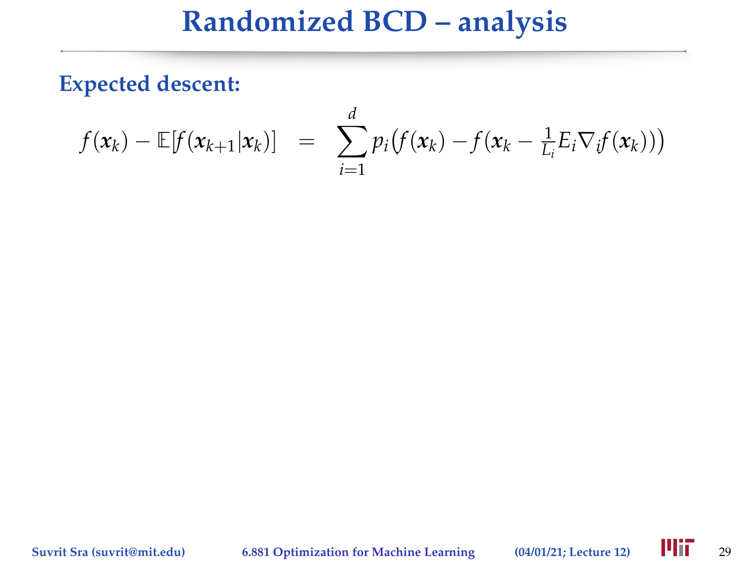# Randomized BCD – analysis

**Expected descent:**

$$f(\boldsymbol{x}_k) - \mathbb{E}[f(\boldsymbol{x}_{k+1}|\boldsymbol{x}_k)] \;=\; \sum_{i=1}^{d} p_i\big(f(\boldsymbol{x}_k) - f(\boldsymbol{x}_k - \tfrac{1}{L_i} E_i \nabla_i f(\boldsymbol{x}_k))\big)$$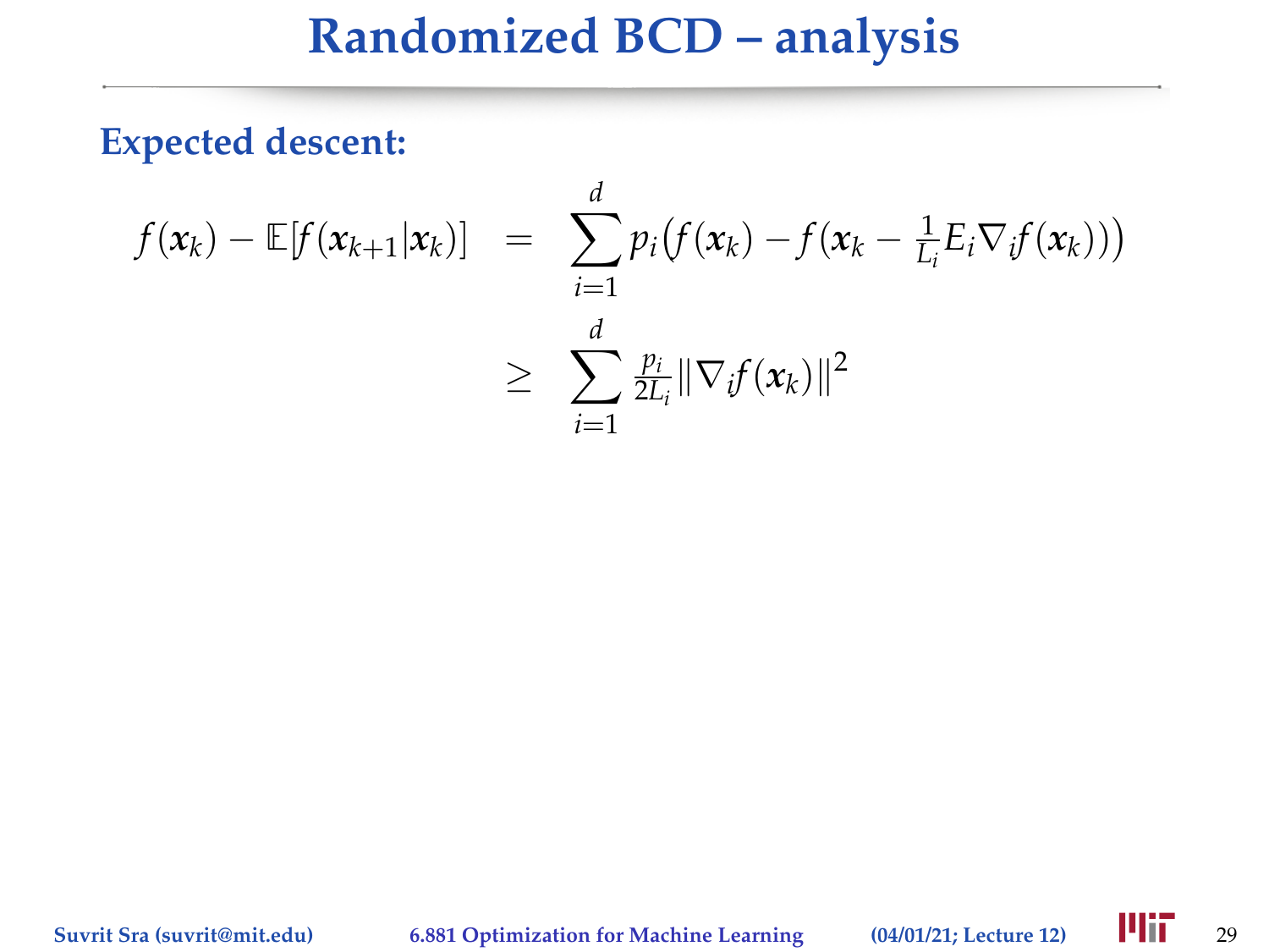# Randomized BCD – analysis

**Expected descent:**

$$
\begin{aligned}
f(\boldsymbol{x}_k) - \mathbb{E}[f(\boldsymbol{x}_{k+1}|\boldsymbol{x}_k)] &= \sum_{i=1}^{d} p_i\big(f(\boldsymbol{x}_k) - f(\boldsymbol{x}_k - \tfrac{1}{L_i}E_i\nabla_i f(\boldsymbol{x}_k))\big) \\
&\geq \sum_{i=1}^{d} \tfrac{p_i}{2L_i}\|\nabla_i f(\boldsymbol{x}_k)\|^2
\end{aligned}
$$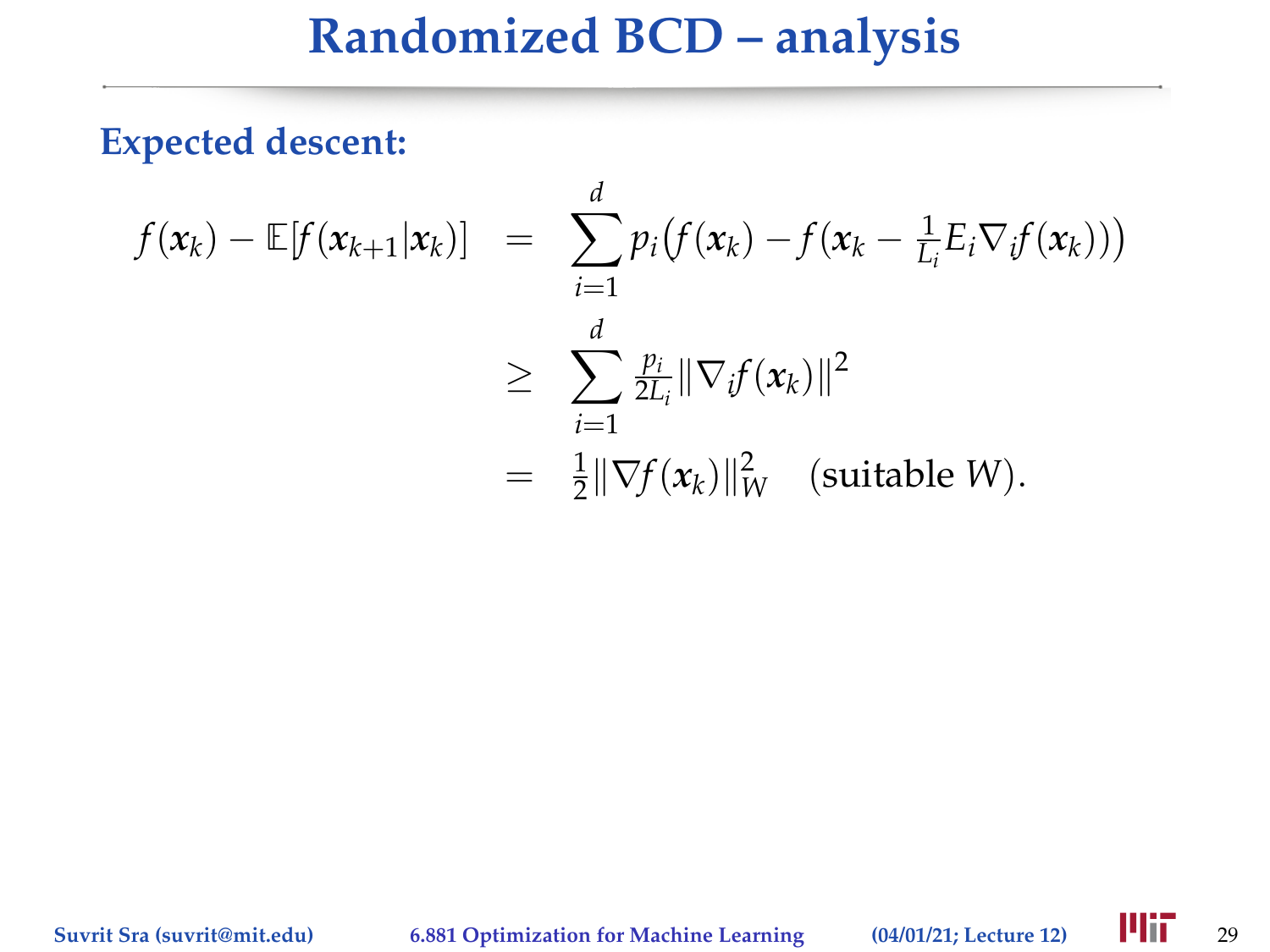# Randomized BCD – analysis

**Expected descent:**

$$
\begin{aligned}
f(\boldsymbol{x}_k) - \mathbb{E}[f(\boldsymbol{x}_{k+1}|\boldsymbol{x}_k)] &= \sum_{i=1}^{d} p_i \big(f(\boldsymbol{x}_k) - f(\boldsymbol{x}_k - \tfrac{1}{L_i} E_i \nabla_i f(\boldsymbol{x}_k))\big) \\
&\geq \sum_{i=1}^{d} \tfrac{p_i}{2L_i} \|\nabla_i f(\boldsymbol{x}_k)\|^2 \\
&= \tfrac{1}{2} \|\nabla f(\boldsymbol{x}_k)\|_W^2 \quad \text{(suitable } W\text{)}.
\end{aligned}
$$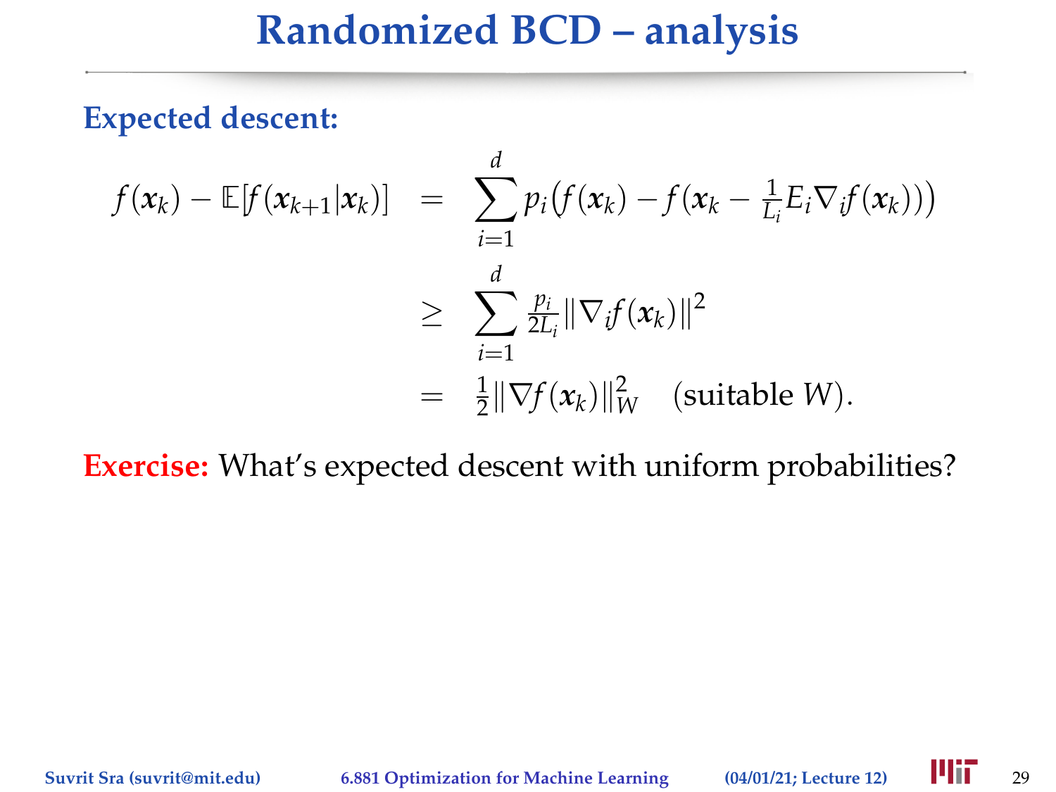# Randomized BCD – analysis

**Expected descent:**

$$
\begin{aligned}
f(\boldsymbol{x}_k) - \mathbb{E}[f(\boldsymbol{x}_{k+1}|\boldsymbol{x}_k)] &= \sum_{i=1}^{d} p_i \big( f(\boldsymbol{x}_k) - f(\boldsymbol{x}_k - \tfrac{1}{L_i} E_i \nabla_i f(\boldsymbol{x}_k)) \big) \\
&\geq \sum_{i=1}^{d} \tfrac{p_i}{2L_i} \|\nabla_i f(\boldsymbol{x}_k)\|^2 \\
&= \tfrac{1}{2} \|\nabla f(\boldsymbol{x}_k)\|_W^2 \quad \text{(suitable } W\text{)}.
\end{aligned}
$$

**Exercise:** What's expected descent with uniform probabilities?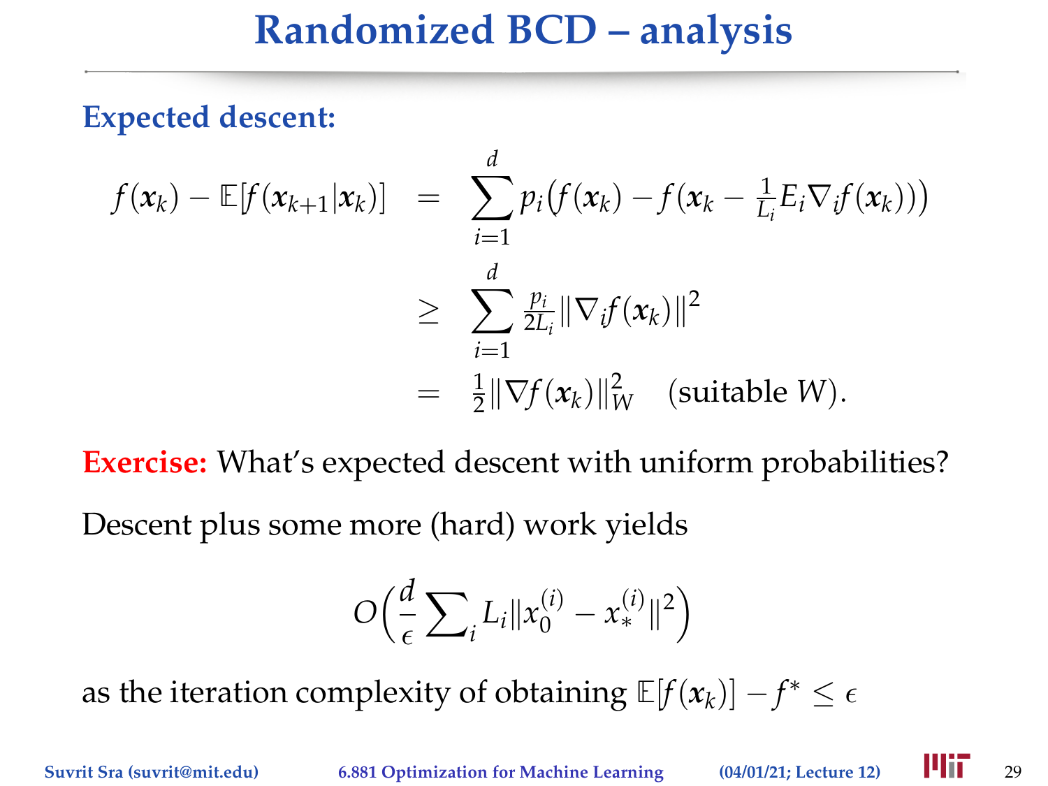# Randomized BCD – analysis

**Expected descent:**

$$
\begin{aligned}
f(\boldsymbol{x}_k) - \mathbb{E}[f(\boldsymbol{x}_{k+1}|\boldsymbol{x}_k)] &= \sum_{i=1}^{d} p_i\big(f(\boldsymbol{x}_k) - f(\boldsymbol{x}_k - \tfrac{1}{L_i}E_i\nabla_i f(\boldsymbol{x}_k))\big) \\
&\geq \sum_{i=1}^{d} \tfrac{p_i}{2L_i}\|\nabla_i f(\boldsymbol{x}_k)\|^2 \\
&= \tfrac{1}{2}\|\nabla f(\boldsymbol{x}_k)\|_W^2 \quad \text{(suitable } W\text{)}.
\end{aligned}
$$

**Exercise:** What's expected descent with uniform probabilities?

Descent plus some more (hard) work yields

$$
O\Big(\frac{d}{\epsilon}\sum\nolimits_i L_i\|x_0^{(i)} - x_*^{(i)}\|^2\Big)
$$

as the iteration complexity of obtaining $\mathbb{E}[f(\boldsymbol{x}_k)] - f^* \leq \epsilon$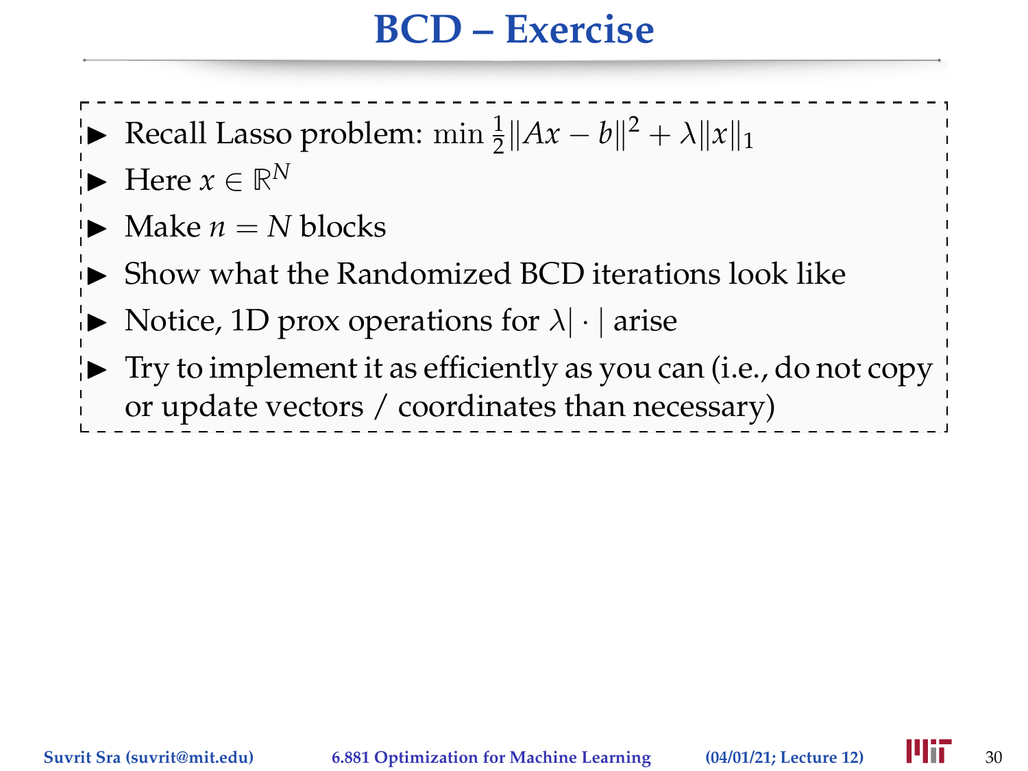# BCD – Exercise

- Recall Lasso problem: $\min \frac{1}{2}\|Ax - b\|^2 + \lambda\|x\|_1$
- Here $x \in \mathbb{R}^N$
- Make $n = N$ blocks
- Show what the Randomized BCD iterations look like
- Notice, 1D prox operations for $\lambda|\cdot|$ arise
- Try to implement it as efficiently as you can (i.e., do not copy or update vectors / coordinates than necessary)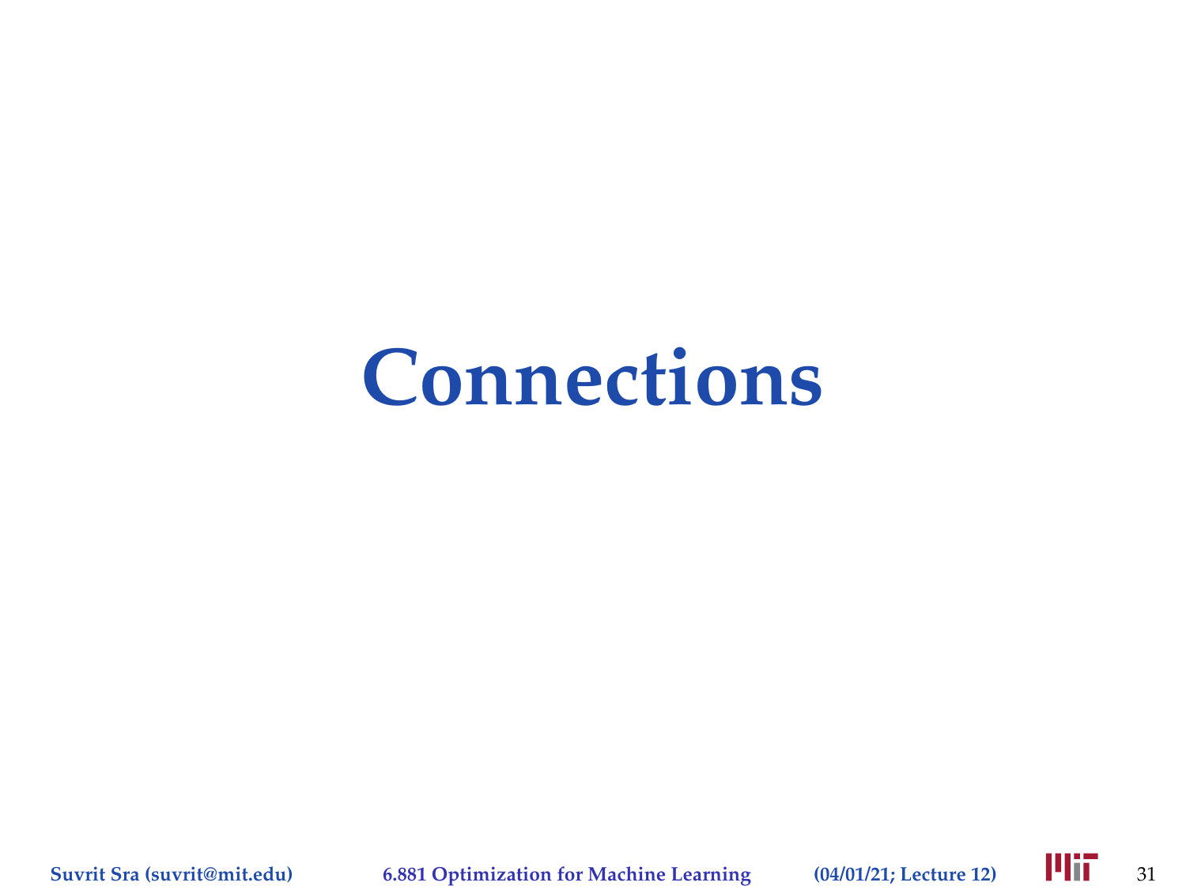# Connections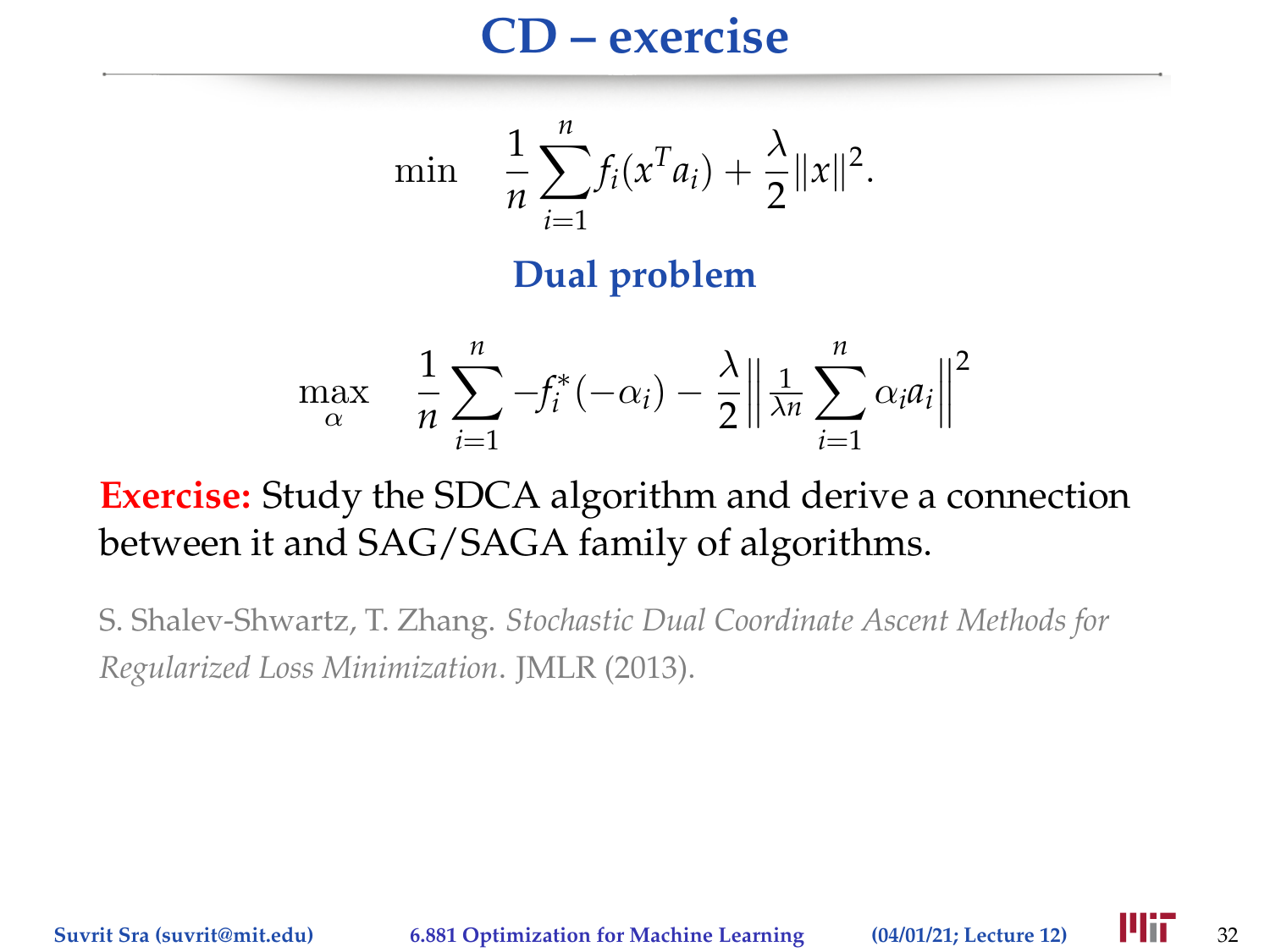# CD – exercise

$$\min \quad \frac{1}{n}\sum_{i=1}^{n} f_i(x^T a_i) + \frac{\lambda}{2}\|x\|^2.$$

## Dual problem

$$\max_{\alpha} \quad \frac{1}{n}\sum_{i=1}^{n} -f_i^*(-\alpha_i) - \frac{\lambda}{2}\Big\|\tfrac{1}{\lambda n}\sum_{i=1}^{n}\alpha_i a_i\Big\|^2$$

**Exercise:** Study the SDCA algorithm and derive a connection between it and SAG/SAGA family of algorithms.

S. Shalev-Shwartz, T. Zhang. *Stochastic Dual Coordinate Ascent Methods for Regularized Loss Minimization*. JMLR (2013).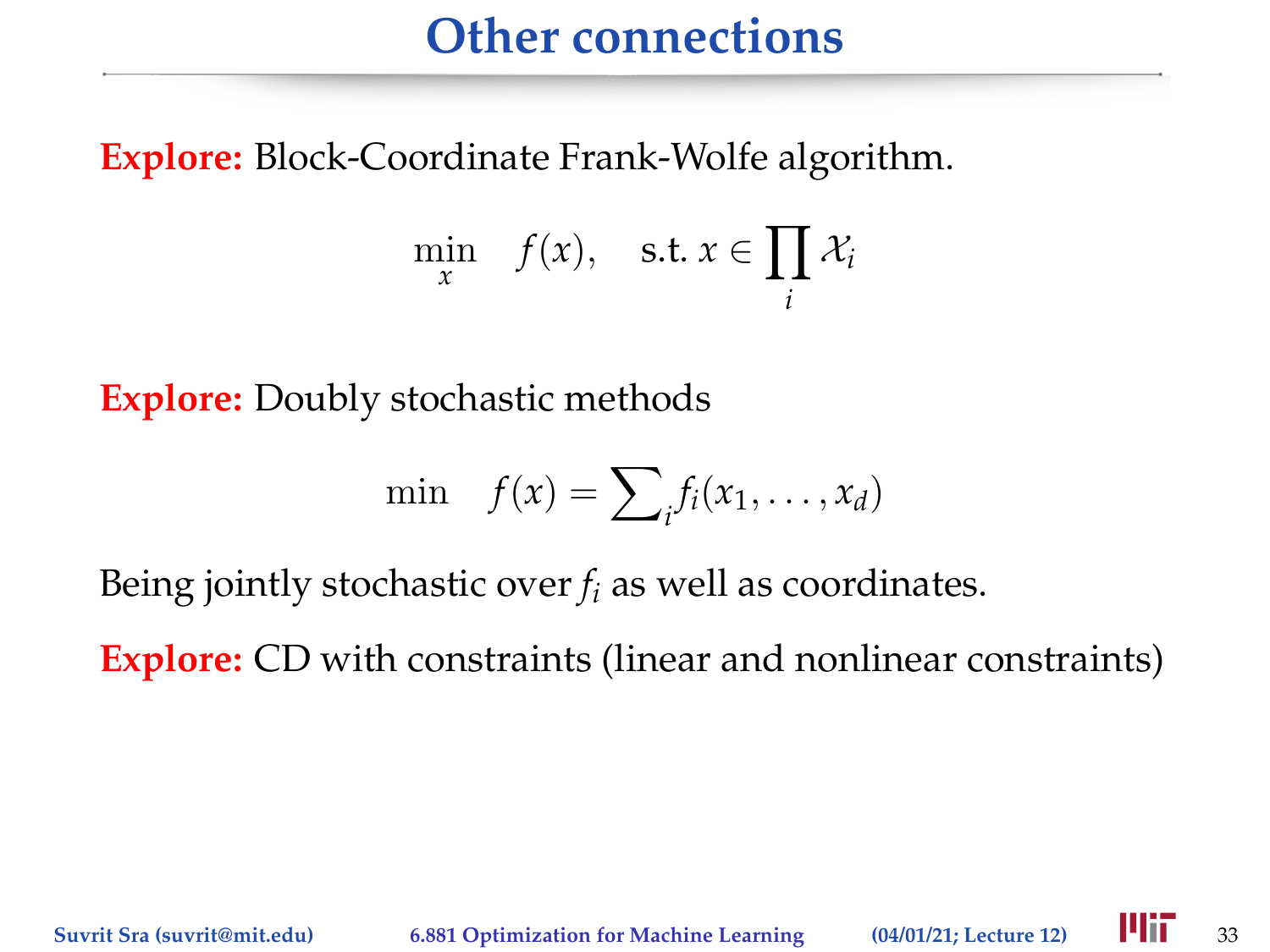# Other connections

**Explore:** Block-Coordinate Frank-Wolfe algorithm.

$$\min_x \quad f(x), \quad \text{s.t. } x \in \prod_i \mathcal{X}_i$$

**Explore:** Doubly stochastic methods

$$\min \quad f(x) = \sum\nolimits_i f_i(x_1, \ldots, x_d)$$

Being jointly stochastic over $f_i$ as well as coordinates.

**Explore:** CD with constraints (linear and nonlinear constraints)